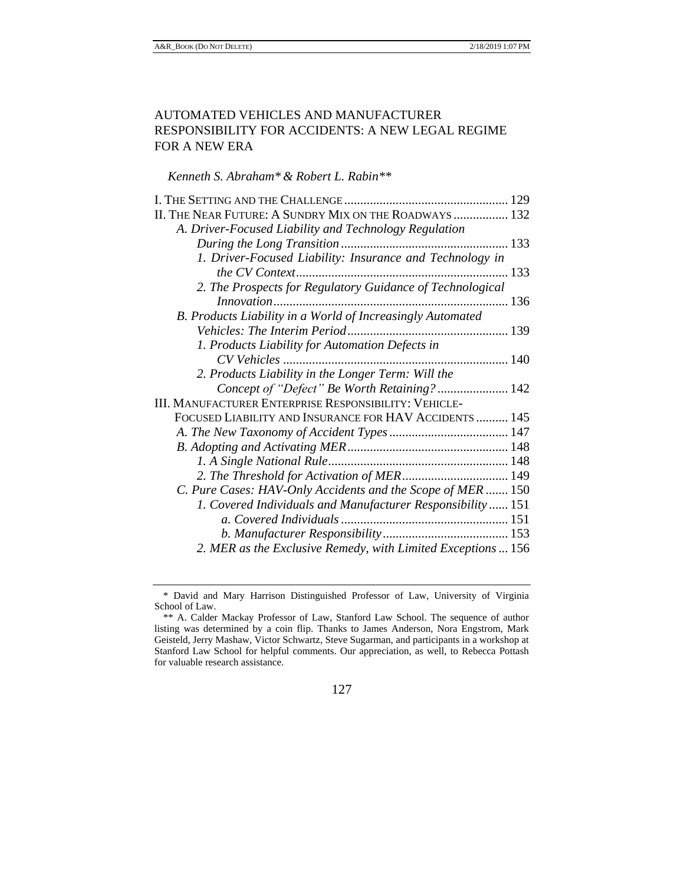# AUTOMATED VEHICLES AND MANUFACTURER RESPONSIBILITY FOR ACCIDENTS: A NEW LEGAL REGIME FOR A NEW ERA

*Kenneth S. Abraham\* & Robert L. Rabin\*\**

I. THE SETTING AND THE CHALLENGE .................................................. 129

II. THE NEAR FUTURE: A SUNDRY MIX ON THE ROADWAYS ................. 132

*A. Driver-Focused Liability and Technology Regulation During the Long Transition* .................................................. 133

*1. Driver-Focused Liability: Insurance and Technology in the CV Context* .................................................. 133

*2. The Prospects for Regulatory Guidance of Technological Innovation* .................................................. 136

*B. Products Liability in a World of Increasingly Automated Vehicles: The Interim Period* .................................................. 139

*1. Products Liability for Automation Defects in CV Vehicles* .................................................. 140

*2. Products Liability in the Longer Term: Will the Concept of "Defect" Be Worth Retaining?* ...................... 142

III. MANUFACTURER ENTERPRISE RESPONSIBILITY: VEHICLE-FOCUSED LIABILITY AND INSURANCE FOR HAV ACCIDENTS .......... 145

*A. The New Taxonomy of Accident Types* ..................................... 147

*B. Adopting and Activating MER* .................................................. 148

*1. A Single National Rule* .................................................. 148

*2. The Threshold for Activation of MER* ................................. 149

*C. Pure Cases: HAV-Only Accidents and the Scope of MER* ....... 150

*1. Covered Individuals and Manufacturer Responsibility* ...... 151

*a. Covered Individuals* .................................................. 151

*b. Manufacturer Responsibility* ....................................... 153

*2. MER as the Exclusive Remedy, with Limited Exceptions* ... 156

---

\* David and Mary Harrison Distinguished Professor of Law, University of Virginia School of Law.

\*\* A. Calder Mackay Professor of Law, Stanford Law School. The sequence of author listing was determined by a coin flip. Thanks to James Anderson, Nora Engstrom, Mark Geisteld, Jerry Mashaw, Victor Schwartz, Steve Sugarman, and participants in a workshop at Stanford Law School for helpful comments. Our appreciation, as well, to Rebecca Pottash for valuable research assistance.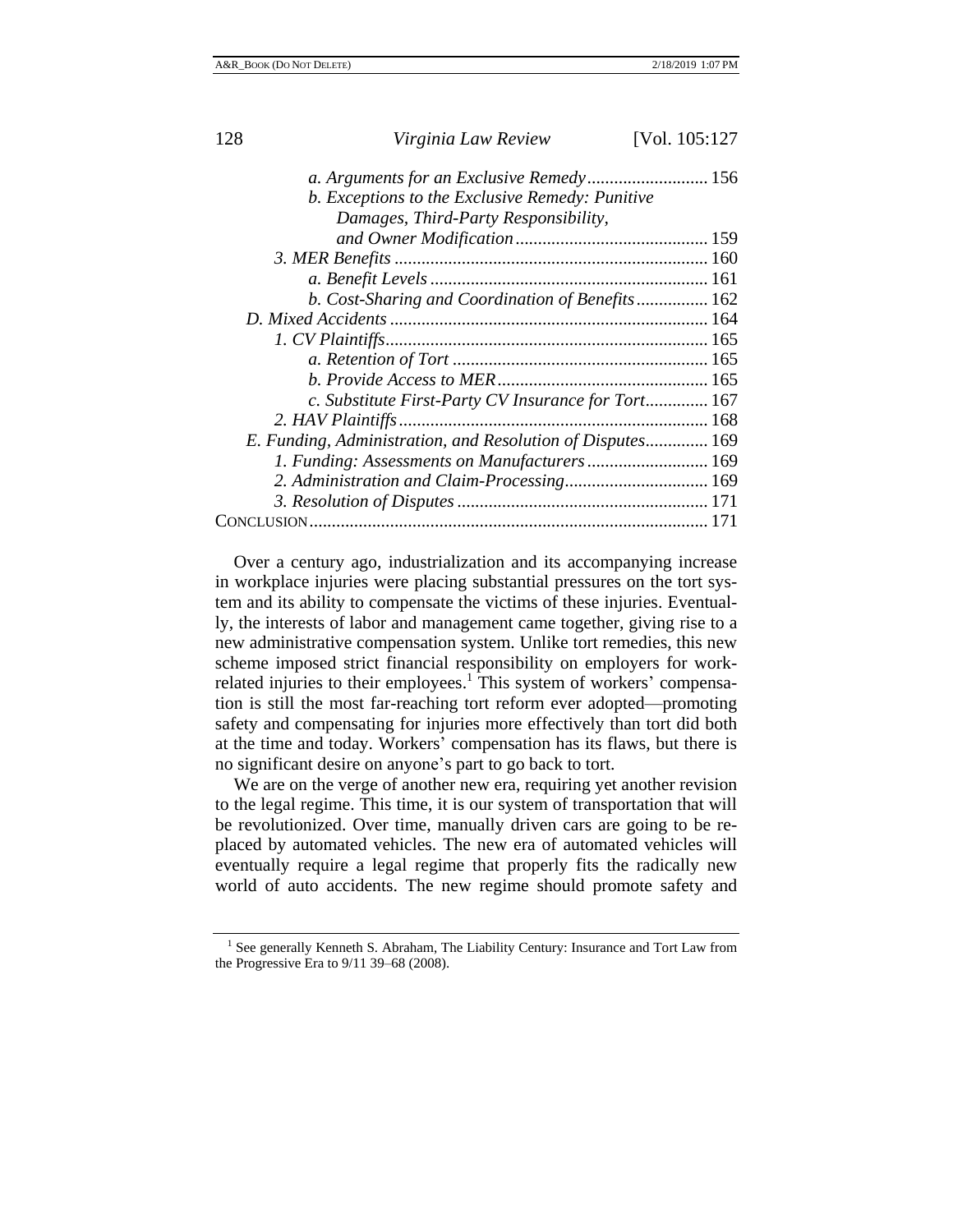*a. Arguments for an Exclusive Remedy* .......................... 156
*b. Exceptions to the Exclusive Remedy: Punitive Damages, Third-Party Responsibility, and Owner Modification* .......................................... 159
*3. MER Benefits* ..................................................................... 160
*a. Benefit Levels* ............................................................. 161
*b. Cost-Sharing and Coordination of Benefits* ................ 162
*D. Mixed Accidents* ...................................................................... 164
*1. CV Plaintiffs* ....................................................................... 165
*a. Retention of Tort* ......................................................... 165
*b. Provide Access to MER* .............................................. 165
*c. Substitute First-Party CV Insurance for Tort* .............. 167
*2. HAV Plaintiffs* .................................................................... 168
*E. Funding, Administration, and Resolution of Disputes* .............. 169
*1. Funding: Assessments on Manufacturers* ........................... 169
*2. Administration and Claim-Processing* ................................ 169
*3. Resolution of Disputes* ........................................................ 171
CONCLUSION ........................................................................................ 171

Over a century ago, industrialization and its accompanying increase in workplace injuries were placing substantial pressures on the tort system and its ability to compensate the victims of these injuries. Eventually, the interests of labor and management came together, giving rise to a new administrative compensation system. Unlike tort remedies, this new scheme imposed strict financial responsibility on employers for work-related injuries to their employees.[1] This system of workers' compensation is still the most far-reaching tort reform ever adopted—promoting safety and compensating for injuries more effectively than tort did both at the time and today. Workers' compensation has its flaws, but there is no significant desire on anyone's part to go back to tort.

We are on the verge of another new era, requiring yet another revision to the legal regime. This time, it is our system of transportation that will be revolutionized. Over time, manually driven cars are going to be replaced by automated vehicles. The new era of automated vehicles will eventually require a legal regime that properly fits the radically new world of auto accidents. The new regime should promote safety and

[1] See generally Kenneth S. Abraham, The Liability Century: Insurance and Tort Law from the Progressive Era to 9/11 39–68 (2008).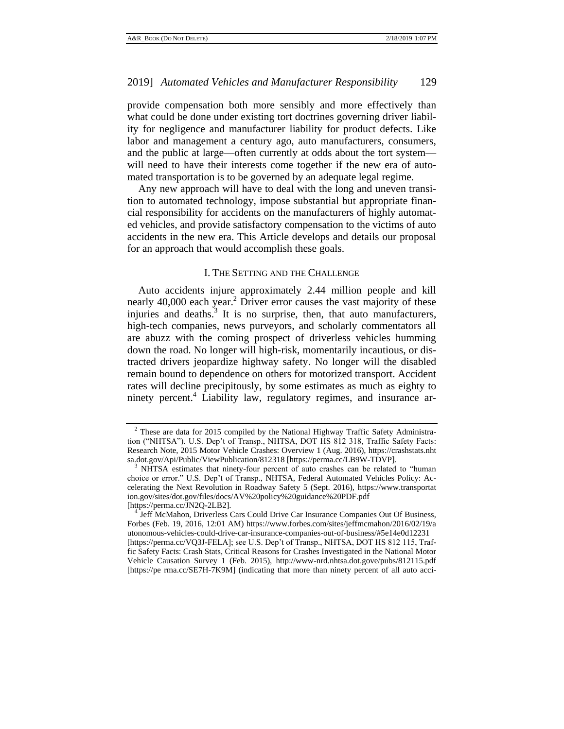provide compensation both more sensibly and more effectively than what could be done under existing tort doctrines governing driver liability for negligence and manufacturer liability for product defects. Like labor and management a century ago, auto manufacturers, consumers, and the public at large—often currently at odds about the tort system—will need to have their interests come together if the new era of automated transportation is to be governed by an adequate legal regime.

Any new approach will have to deal with the long and uneven transition to automated technology, impose substantial but appropriate financial responsibility for accidents on the manufacturers of highly automated vehicles, and provide satisfactory compensation to the victims of auto accidents in the new era. This Article develops and details our proposal for an approach that would accomplish these goals.

## I. THE SETTING AND THE CHALLENGE

Auto accidents injure approximately 2.44 million people and kill nearly 40,000 each year.[2] Driver error causes the vast majority of these injuries and deaths.[3] It is no surprise, then, that auto manufacturers, high-tech companies, news purveyors, and scholarly commentators all are abuzz with the coming prospect of driverless vehicles humming down the road. No longer will high-risk, momentarily incautious, or distracted drivers jeopardize highway safety. No longer will the disabled remain bound to dependence on others for motorized transport. Accident rates will decline precipitously, by some estimates as much as eighty to ninety percent.[4] Liability law, regulatory regimes, and insurance ar-

---

[2] These are data for 2015 compiled by the National Highway Traffic Safety Administration ("NHTSA"). U.S. Dep't of Transp., NHTSA, DOT HS 812 318, Traffic Safety Facts: Research Note, 2015 Motor Vehicle Crashes: Overview 1 (Aug. 2016), https://crashstats.nhtsa.dot.gov/Api/Public/ViewPublication/812318 [https://perma.cc/LB9W-TDVP].

[3] NHTSA estimates that ninety-four percent of auto crashes can be related to "human choice or error." U.S. Dep't of Transp., NHTSA, Federal Automated Vehicles Policy: Accelerating the Next Revolution in Roadway Safety 5 (Sept. 2016), https://www.transportation.gov/sites/dot.gov/files/docs/AV%20policy%20guidance%20PDF.pdf [https://perma.cc/JN2Q-2LB2].

[4] Jeff McMahon, Driverless Cars Could Drive Car Insurance Companies Out Of Business, Forbes (Feb. 19, 2016, 12:01 AM) https://www.forbes.com/sites/jeffmcmahon/2016/02/19/autonomous-vehicles-could-drive-car-insurance-companies-out-of-business/#5e14e0d12231 [https://perma.cc/VQ3J-FELA]; see U.S. Dep't of Transp., NHTSA, DOT HS 812 115, Traffic Safety Facts: Crash Stats, Critical Reasons for Crashes Investigated in the National Motor Vehicle Causation Survey 1 (Feb. 2015), http://www-nrd.nhtsa.dot.gove/pubs/812115.pdf [https://pe rma.cc/SE7H-7K9M] (indicating that more than ninety percent of all auto acci-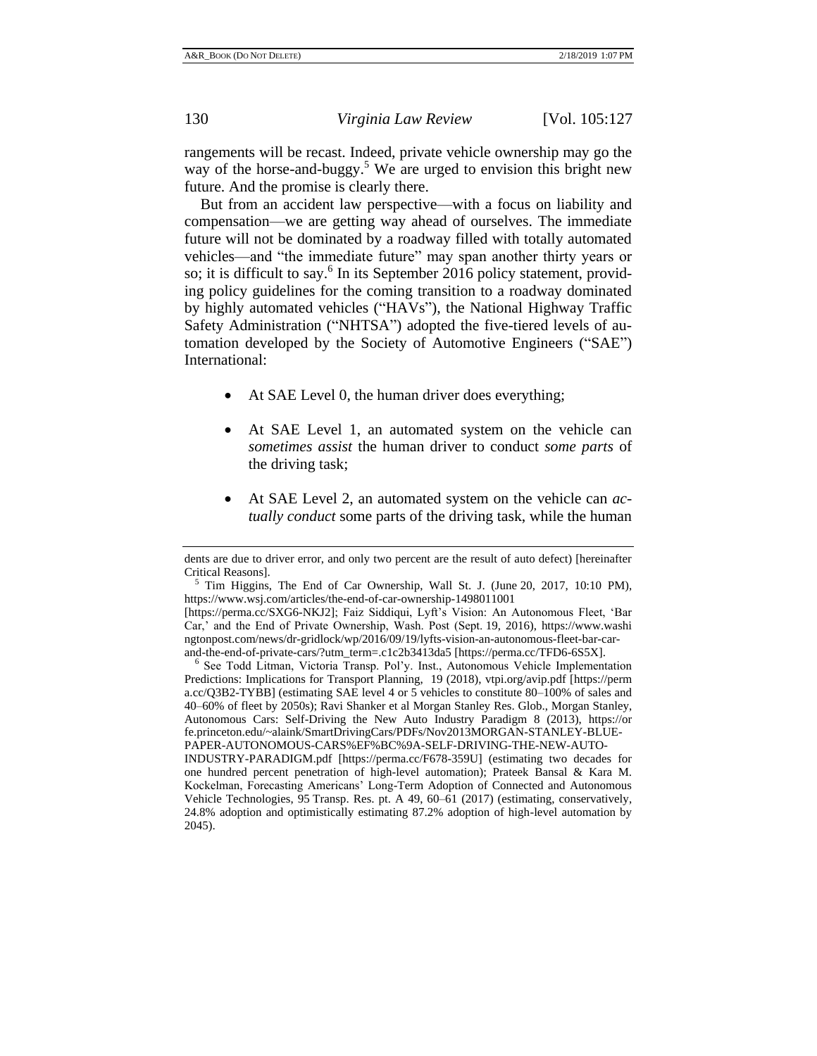rangements will be recast. Indeed, private vehicle ownership may go the way of the horse-and-buggy.[5] We are urged to envision this bright new future. And the promise is clearly there.

But from an accident law perspective—with a focus on liability and compensation—we are getting way ahead of ourselves. The immediate future will not be dominated by a roadway filled with totally automated vehicles—and "the immediate future" may span another thirty years or so; it is difficult to say.[6] In its September 2016 policy statement, providing policy guidelines for the coming transition to a roadway dominated by highly automated vehicles ("HAVs"), the National Highway Traffic Safety Administration ("NHTSA") adopted the five-tiered levels of automation developed by the Society of Automotive Engineers ("SAE") International:

- At SAE Level 0, the human driver does everything;
- At SAE Level 1, an automated system on the vehicle can *sometimes assist* the human driver to conduct *some parts* of the driving task;
- At SAE Level 2, an automated system on the vehicle can *actually conduct* some parts of the driving task, while the human

---

dents are due to driver error, and only two percent are the result of auto defect) [hereinafter Critical Reasons].

[5] Tim Higgins, The End of Car Ownership, Wall St. J. (June 20, 2017, 10:10 PM), https://www.wsj.com/articles/the-end-of-car-ownership-1498011001 [https://perma.cc/SXG6-NKJ2]; Faiz Siddiqui, Lyft's Vision: An Autonomous Fleet, 'Bar Car,' and the End of Private Ownership, Wash. Post (Sept. 19, 2016), https://www.washingtonpost.com/news/dr-gridlock/wp/2016/09/19/lyfts-vision-an-autonomous-fleet-bar-car-and-the-end-of-private-cars/?utm_term=.c1c2b3413da5 [https://perma.cc/TFD6-6S5X].

[6] See Todd Litman, Victoria Transp. Pol'y. Inst., Autonomous Vehicle Implementation Predictions: Implications for Transport Planning, 19 (2018), vtpi.org/avip.pdf [https://perma.cc/Q3B2-TYBB] (estimating SAE level 4 or 5 vehicles to constitute 80–100% of sales and 40–60% of fleet by 2050s); Ravi Shanker et al Morgan Stanley Res. Glob., Morgan Stanley, Autonomous Cars: Self-Driving the New Auto Industry Paradigm 8 (2013), https://orfe.princeton.edu/~alaink/SmartDrivingCars/PDFs/Nov2013MORGAN-STANLEY-BLUE-PAPER-AUTONOMOUS-CARS%EF%BC%9A-SELF-DRIVING-THE-NEW-AUTO-INDUSTRY-PARADIGM.pdf [https://perma.cc/F678-359U] (estimating two decades for one hundred percent penetration of high-level automation); Prateek Bansal & Kara M. Kockelman, Forecasting Americans' Long-Term Adoption of Connected and Autonomous Vehicle Technologies, 95 Transp. Res. pt. A 49, 60–61 (2017) (estimating, conservatively, 24.8% adoption and optimistically estimating 87.2% adoption of high-level automation by 2045).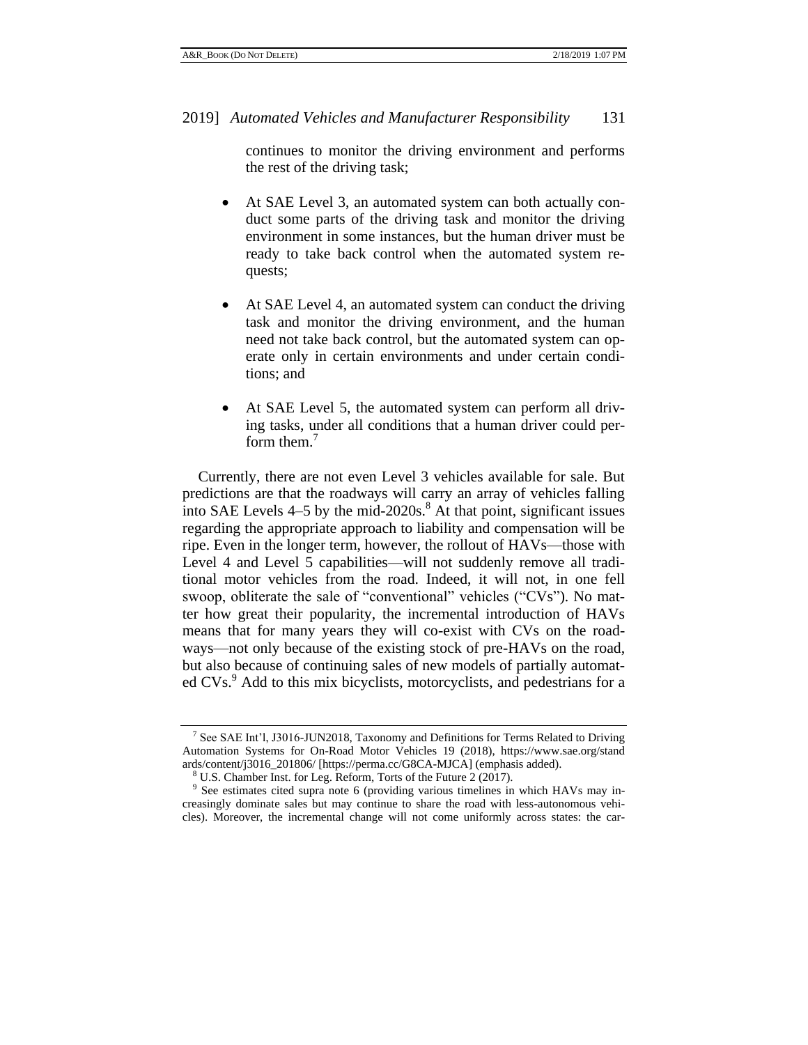continues to monitor the driving environment and performs the rest of the driving task;

- At SAE Level 3, an automated system can both actually conduct some parts of the driving task and monitor the driving environment in some instances, but the human driver must be ready to take back control when the automated system requests;

- At SAE Level 4, an automated system can conduct the driving task and monitor the driving environment, and the human need not take back control, but the automated system can operate only in certain environments and under certain conditions; and

- At SAE Level 5, the automated system can perform all driving tasks, under all conditions that a human driver could perform them.[7]

Currently, there are not even Level 3 vehicles available for sale. But predictions are that the roadways will carry an array of vehicles falling into SAE Levels 4–5 by the mid-2020s.[8] At that point, significant issues regarding the appropriate approach to liability and compensation will be ripe. Even in the longer term, however, the rollout of HAVs—those with Level 4 and Level 5 capabilities—will not suddenly remove all traditional motor vehicles from the road. Indeed, it will not, in one fell swoop, obliterate the sale of "conventional" vehicles ("CVs"). No matter how great their popularity, the incremental introduction of HAVs means that for many years they will co-exist with CVs on the roadways—not only because of the existing stock of pre-HAVs on the road, but also because of continuing sales of new models of partially automated CVs.[9] Add to this mix bicyclists, motorcyclists, and pedestrians for a

---

[7] See SAE Int'l, J3016-JUN2018, Taxonomy and Definitions for Terms Related to Driving Automation Systems for On-Road Motor Vehicles 19 (2018), https://www.sae.org/standards/content/j3016_201806/ [https://perma.cc/G8CA-MJCA] (emphasis added).

[8] U.S. Chamber Inst. for Leg. Reform, Torts of the Future 2 (2017).

[9] See estimates cited supra note 6 (providing various timelines in which HAVs may increasingly dominate sales but may continue to share the road with less-autonomous vehicles). Moreover, the incremental change will not come uniformly across states: the car-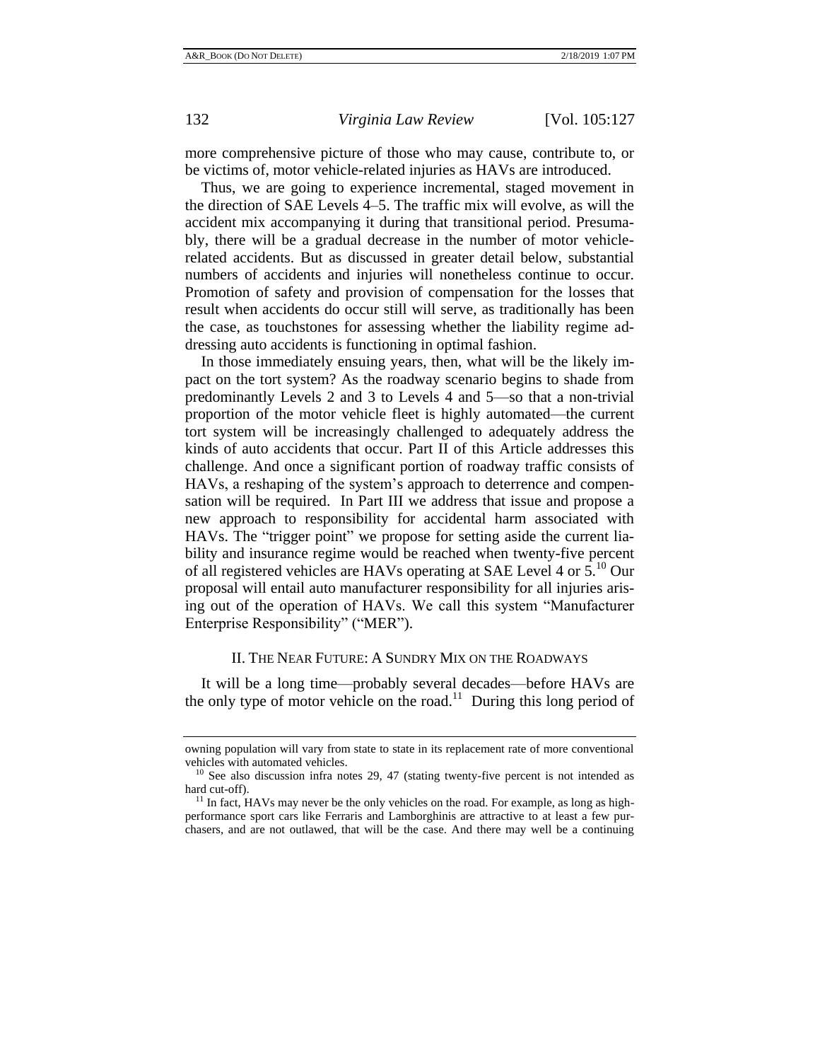more comprehensive picture of those who may cause, contribute to, or be victims of, motor vehicle-related injuries as HAVs are introduced.

Thus, we are going to experience incremental, staged movement in the direction of SAE Levels 4–5. The traffic mix will evolve, as will the accident mix accompanying it during that transitional period. Presumably, there will be a gradual decrease in the number of motor vehicle-related accidents. But as discussed in greater detail below, substantial numbers of accidents and injuries will nonetheless continue to occur. Promotion of safety and provision of compensation for the losses that result when accidents do occur still will serve, as traditionally has been the case, as touchstones for assessing whether the liability regime addressing auto accidents is functioning in optimal fashion.

In those immediately ensuing years, then, what will be the likely impact on the tort system? As the roadway scenario begins to shade from predominantly Levels 2 and 3 to Levels 4 and 5—so that a non-trivial proportion of the motor vehicle fleet is highly automated—the current tort system will be increasingly challenged to adequately address the kinds of auto accidents that occur. Part II of this Article addresses this challenge. And once a significant portion of roadway traffic consists of HAVs, a reshaping of the system's approach to deterrence and compensation will be required. In Part III we address that issue and propose a new approach to responsibility for accidental harm associated with HAVs. The "trigger point" we propose for setting aside the current liability and insurance regime would be reached when twenty-five percent of all registered vehicles are HAVs operating at SAE Level 4 or 5.[10] Our proposal will entail auto manufacturer responsibility for all injuries arising out of the operation of HAVs. We call this system "Manufacturer Enterprise Responsibility" ("MER").

## II. The Near Future: A Sundry Mix on the Roadways

It will be a long time—probably several decades—before HAVs are the only type of motor vehicle on the road.[11] During this long period of

---

owning population will vary from state to state in its replacement rate of more conventional vehicles with automated vehicles.

[10] See also discussion infra notes 29, 47 (stating twenty-five percent is not intended as hard cut-off).

[11] In fact, HAVs may never be the only vehicles on the road. For example, as long as high-performance sport cars like Ferraris and Lamborghinis are attractive to at least a few purchasers, and are not outlawed, that will be the case. And there may well be a continuing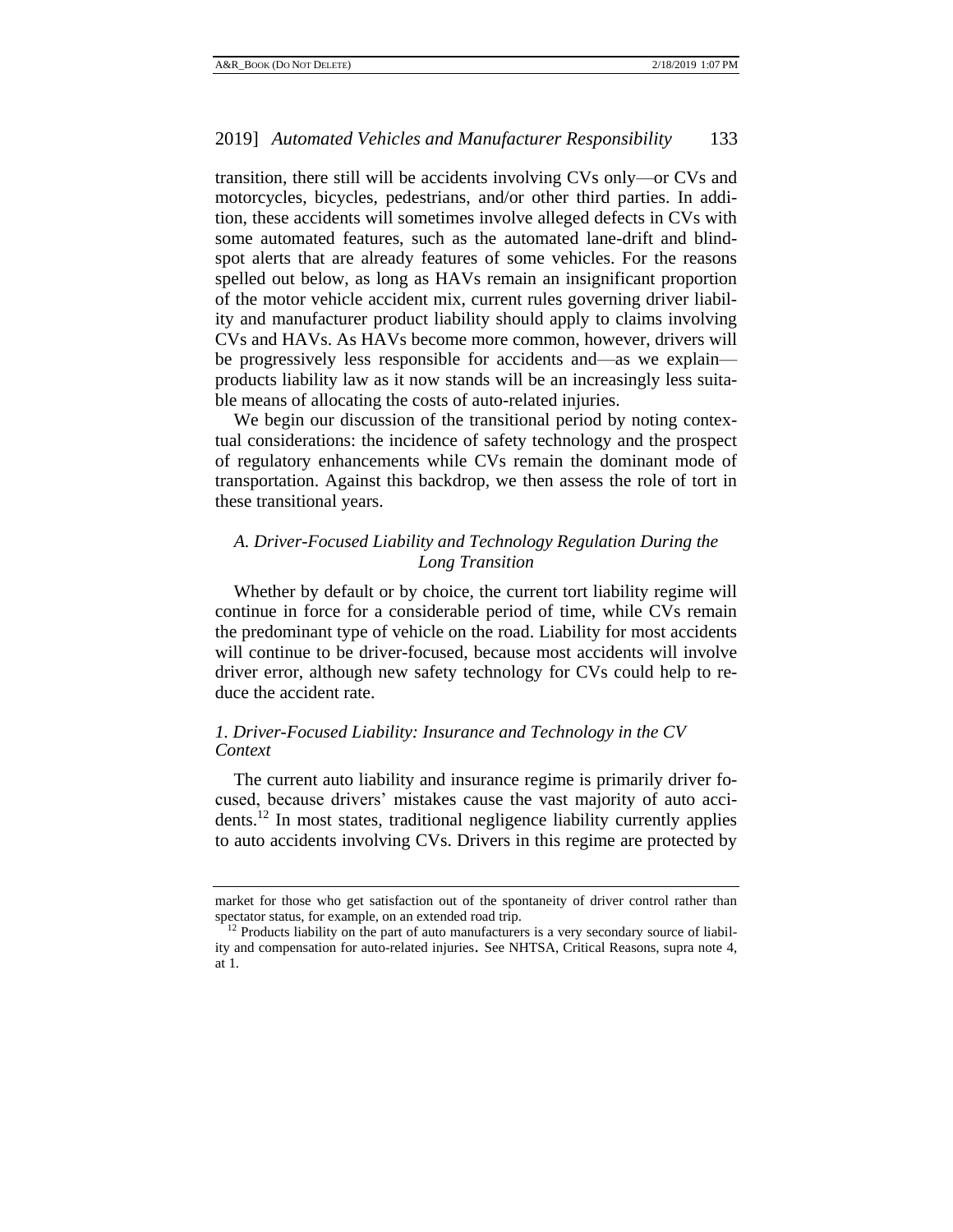transition, there still will be accidents involving CVs only—or CVs and motorcycles, bicycles, pedestrians, and/or other third parties. In addition, these accidents will sometimes involve alleged defects in CVs with some automated features, such as the automated lane-drift and blind-spot alerts that are already features of some vehicles. For the reasons spelled out below, as long as HAVs remain an insignificant proportion of the motor vehicle accident mix, current rules governing driver liability and manufacturer product liability should apply to claims involving CVs and HAVs. As HAVs become more common, however, drivers will be progressively less responsible for accidents and—as we explain—products liability law as it now stands will be an increasingly less suitable means of allocating the costs of auto-related injuries.

We begin our discussion of the transitional period by noting contextual considerations: the incidence of safety technology and the prospect of regulatory enhancements while CVs remain the dominant mode of transportation. Against this backdrop, we then assess the role of tort in these transitional years.

### *A. Driver-Focused Liability and Technology Regulation During the Long Transition*

Whether by default or by choice, the current tort liability regime will continue in force for a considerable period of time, while CVs remain the predominant type of vehicle on the road. Liability for most accidents will continue to be driver-focused, because most accidents will involve driver error, although new safety technology for CVs could help to reduce the accident rate.

#### *1. Driver-Focused Liability: Insurance and Technology in the CV Context*

The current auto liability and insurance regime is primarily driver focused, because drivers' mistakes cause the vast majority of auto accidents.[12] In most states, traditional negligence liability currently applies to auto accidents involving CVs. Drivers in this regime are protected by

---

market for those who get satisfaction out of the spontaneity of driver control rather than spectator status, for example, on an extended road trip.

[12] Products liability on the part of auto manufacturers is a very secondary source of liability and compensation for auto-related injuries. See NHTSA, Critical Reasons, supra note 4, at 1.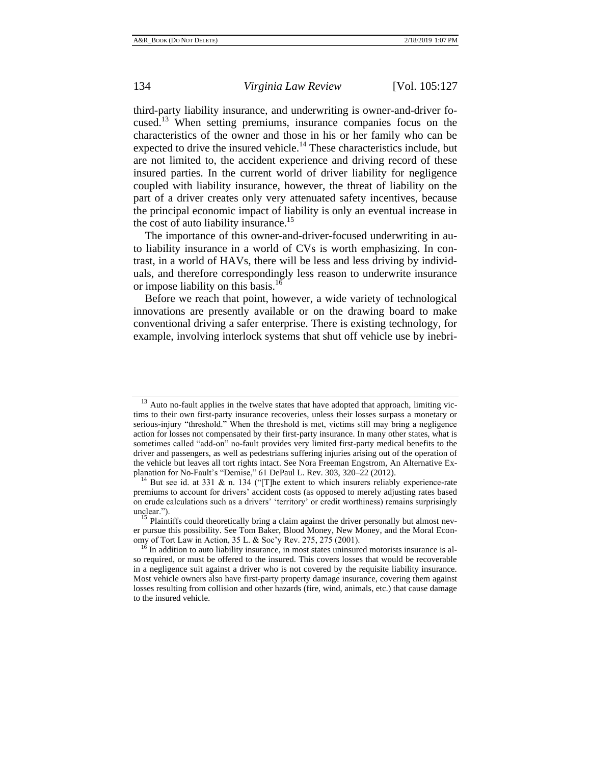third-party liability insurance, and underwriting is owner-and-driver focused.[13] When setting premiums, insurance companies focus on the characteristics of the owner and those in his or her family who can be expected to drive the insured vehicle.[14] These characteristics include, but are not limited to, the accident experience and driving record of these insured parties. In the current world of driver liability for negligence coupled with liability insurance, however, the threat of liability on the part of a driver creates only very attenuated safety incentives, because the principal economic impact of liability is only an eventual increase in the cost of auto liability insurance.[15]

The importance of this owner-and-driver-focused underwriting in auto liability insurance in a world of CVs is worth emphasizing. In contrast, in a world of HAVs, there will be less and less driving by individuals, and therefore correspondingly less reason to underwrite insurance or impose liability on this basis.[16]

Before we reach that point, however, a wide variety of technological innovations are presently available or on the drawing board to make conventional driving a safer enterprise. There is existing technology, for example, involving interlock systems that shut off vehicle use by inebri-

---

[13] Auto no-fault applies in the twelve states that have adopted that approach, limiting victims to their own first-party insurance recoveries, unless their losses surpass a monetary or serious-injury "threshold." When the threshold is met, victims still may bring a negligence action for losses not compensated by their first-party insurance. In many other states, what is sometimes called "add-on" no-fault provides very limited first-party medical benefits to the driver and passengers, as well as pedestrians suffering injuries arising out of the operation of the vehicle but leaves all tort rights intact. See Nora Freeman Engstrom, An Alternative Explanation for No-Fault's "Demise," 61 DePaul L. Rev. 303, 320–22 (2012).

[14] But see id. at 331 & n. 134 ("[T]he extent to which insurers reliably experience-rate premiums to account for drivers' accident costs (as opposed to merely adjusting rates based on crude calculations such as a drivers' 'territory' or credit worthiness) remains surprisingly unclear.").

[15] Plaintiffs could theoretically bring a claim against the driver personally but almost never pursue this possibility. See Tom Baker, Blood Money, New Money, and the Moral Economy of Tort Law in Action, 35 L. & Soc'y Rev. 275, 275 (2001).

[16] In addition to auto liability insurance, in most states uninsured motorists insurance is also required, or must be offered to the insured. This covers losses that would be recoverable in a negligence suit against a driver who is not covered by the requisite liability insurance. Most vehicle owners also have first-party property damage insurance, covering them against losses resulting from collision and other hazards (fire, wind, animals, etc.) that cause damage to the insured vehicle.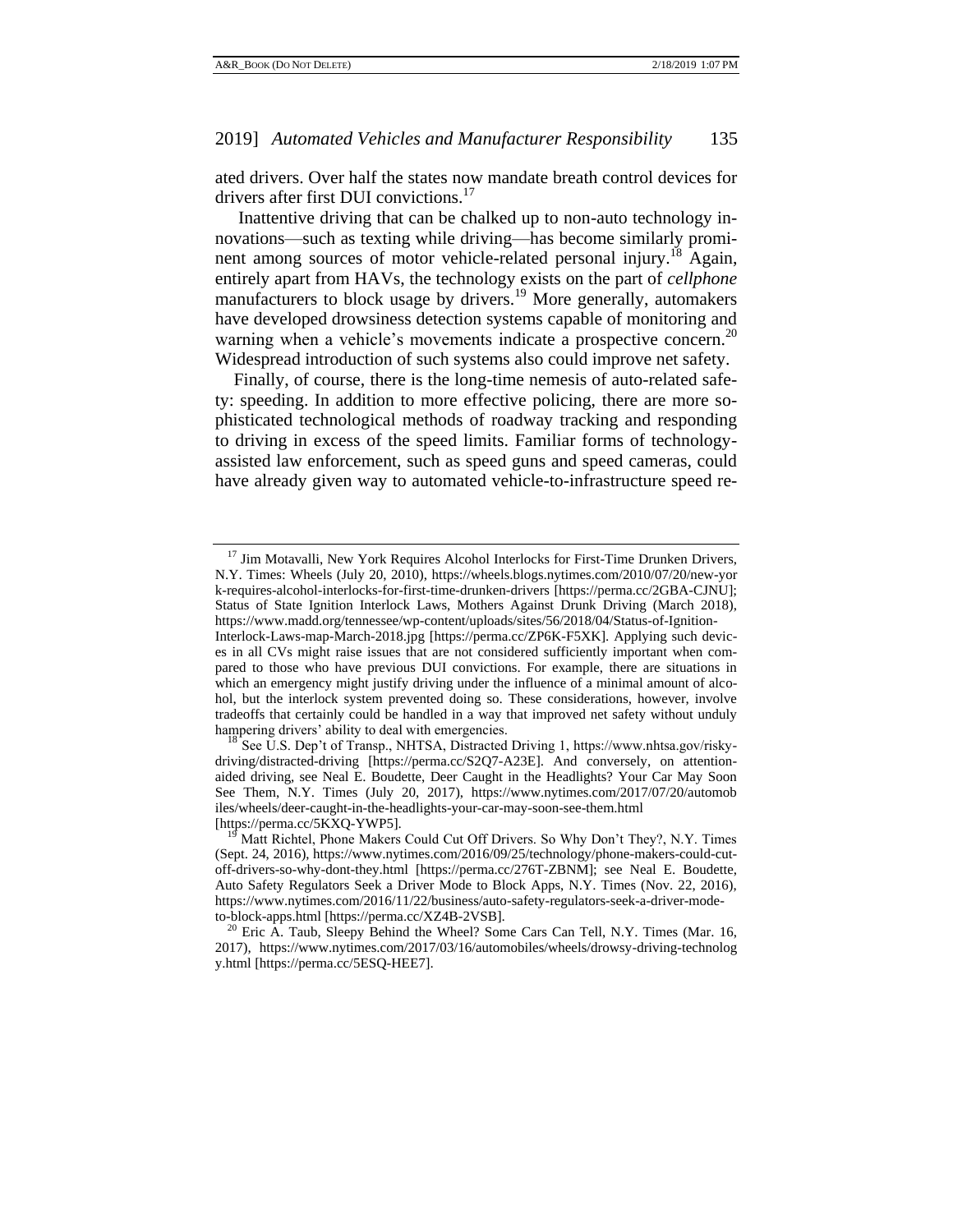ated drivers. Over half the states now mandate breath control devices for drivers after first DUI convictions.[17]

Inattentive driving that can be chalked up to non-auto technology innovations—such as texting while driving—has become similarly prominent among sources of motor vehicle-related personal injury.[18] Again, entirely apart from HAVs, the technology exists on the part of *cellphone* manufacturers to block usage by drivers.[19] More generally, automakers have developed drowsiness detection systems capable of monitoring and warning when a vehicle's movements indicate a prospective concern.[20] Widespread introduction of such systems also could improve net safety.

Finally, of course, there is the long-time nemesis of auto-related safety: speeding. In addition to more effective policing, there are more sophisticated technological methods of roadway tracking and responding to driving in excess of the speed limits. Familiar forms of technology-assisted law enforcement, such as speed guns and speed cameras, could have already given way to automated vehicle-to-infrastructure speed re-

---

[17] Jim Motavalli, New York Requires Alcohol Interlocks for First-Time Drunken Drivers, N.Y. Times: Wheels (July 20, 2010), https://wheels.blogs.nytimes.com/2010/07/20/new-york-requires-alcohol-interlocks-for-first-time-drunken-drivers [https://perma.cc/2GBA-CJNU]; Status of State Ignition Interlock Laws, Mothers Against Drunk Driving (March 2018), https://www.madd.org/tennessee/wp-content/uploads/sites/56/2018/04/Status-of-Ignition-Interlock-Laws-map-March-2018.jpg [https://perma.cc/ZP6K-F5XK]. Applying such devices in all CVs might raise issues that are not considered sufficiently important when compared to those who have previous DUI convictions. For example, there are situations in which an emergency might justify driving under the influence of a minimal amount of alcohol, but the interlock system prevented doing so. These considerations, however, involve tradeoffs that certainly could be handled in a way that improved net safety without unduly hampering drivers' ability to deal with emergencies.

[18] See U.S. Dep't of Transp., NHTSA, Distracted Driving 1, https://www.nhtsa.gov/risky-driving/distracted-driving [https://perma.cc/S2Q7-A23E]. And conversely, on attention-aided driving, see Neal E. Boudette, Deer Caught in the Headlights? Your Car May Soon See Them, N.Y. Times (July 20, 2017), https://www.nytimes.com/2017/07/20/automobiles/wheels/deer-caught-in-the-headlights-your-car-may-soon-see-them.html [https://perma.cc/5KXQ-YWP5].

[19] Matt Richtel, Phone Makers Could Cut Off Drivers. So Why Don't They?, N.Y. Times (Sept. 24, 2016), https://www.nytimes.com/2016/09/25/technology/phone-makers-could-cut-off-drivers-so-why-dont-they.html [https://perma.cc/276T-ZBNM]; see Neal E. Boudette, Auto Safety Regulators Seek a Driver Mode to Block Apps, N.Y. Times (Nov. 22, 2016), https://www.nytimes.com/2016/11/22/business/auto-safety-regulators-seek-a-driver-mode-to-block-apps.html [https://perma.cc/XZ4B-2VSB].

[20] Eric A. Taub, Sleepy Behind the Wheel? Some Cars Can Tell, N.Y. Times (Mar. 16, 2017), https://www.nytimes.com/2017/03/16/automobiles/wheels/drowsy-driving-technology.html [https://perma.cc/5ESQ-HEE7].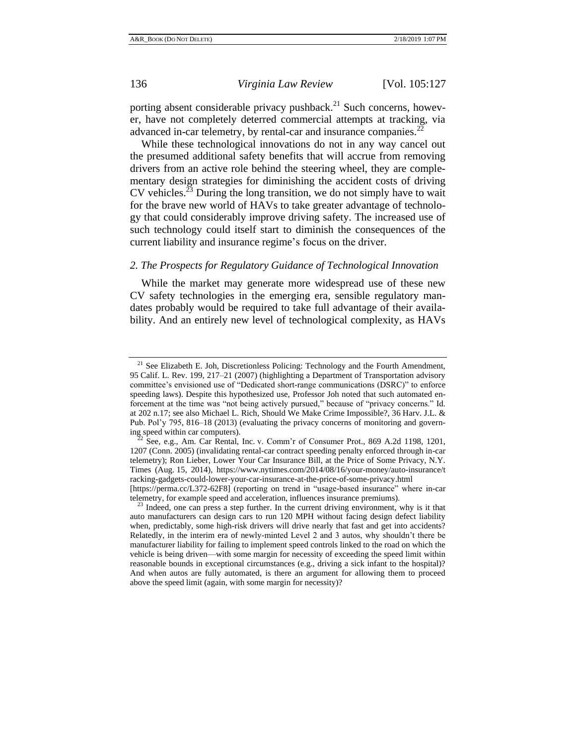porting absent considerable privacy pushback.[21] Such concerns, however, have not completely deterred commercial attempts at tracking, via advanced in-car telemetry, by rental-car and insurance companies.[22]

While these technological innovations do not in any way cancel out the presumed additional safety benefits that will accrue from removing drivers from an active role behind the steering wheel, they are complementary design strategies for diminishing the accident costs of driving CV vehicles.[23] During the long transition, we do not simply have to wait for the brave new world of HAVs to take greater advantage of technology that could considerably improve driving safety. The increased use of such technology could itself start to diminish the consequences of the current liability and insurance regime's focus on the driver.

### *2. The Prospects for Regulatory Guidance of Technological Innovation*

While the market may generate more widespread use of these new CV safety technologies in the emerging era, sensible regulatory mandates probably would be required to take full advantage of their availability. And an entirely new level of technological complexity, as HAVs

---

[21] See Elizabeth E. Joh, Discretionless Policing: Technology and the Fourth Amendment, 95 Calif. L. Rev. 199, 217–21 (2007) (highlighting a Department of Transportation advisory committee's envisioned use of "Dedicated short-range communications (DSRC)" to enforce speeding laws). Despite this hypothesized use, Professor Joh noted that such automated enforcement at the time was "not being actively pursued," because of "privacy concerns." Id. at 202 n.17; see also Michael L. Rich, Should We Make Crime Impossible?, 36 Harv. J.L. & Pub. Pol'y 795, 816–18 (2013) (evaluating the privacy concerns of monitoring and governing speed within car computers).

[22] See, e.g., Am. Car Rental, Inc. v. Comm'r of Consumer Prot., 869 A.2d 1198, 1201, 1207 (Conn. 2005) (invalidating rental-car contract speeding penalty enforced through in-car telemetry); Ron Lieber, Lower Your Car Insurance Bill, at the Price of Some Privacy, N.Y. Times (Aug. 15, 2014), https://www.nytimes.com/2014/08/16/your-money/auto-insurance/tracking-gadgets-could-lower-your-car-insurance-at-the-price-of-some-privacy.html [https://perma.cc/L372-62F8] (reporting on trend in "usage-based insurance" where in-car telemetry, for example speed and acceleration, influences insurance premiums).

[23] Indeed, one can press a step further. In the current driving environment, why is it that auto manufacturers can design cars to run 120 MPH without facing design defect liability when, predictably, some high-risk drivers will drive nearly that fast and get into accidents? Relatedly, in the interim era of newly-minted Level 2 and 3 autos, why shouldn't there be manufacturer liability for failing to implement speed controls linked to the road on which the vehicle is being driven—with some margin for necessity of exceeding the speed limit within reasonable bounds in exceptional circumstances (e.g., driving a sick infant to the hospital)? And when autos are fully automated, is there an argument for allowing them to proceed above the speed limit (again, with some margin for necessity)?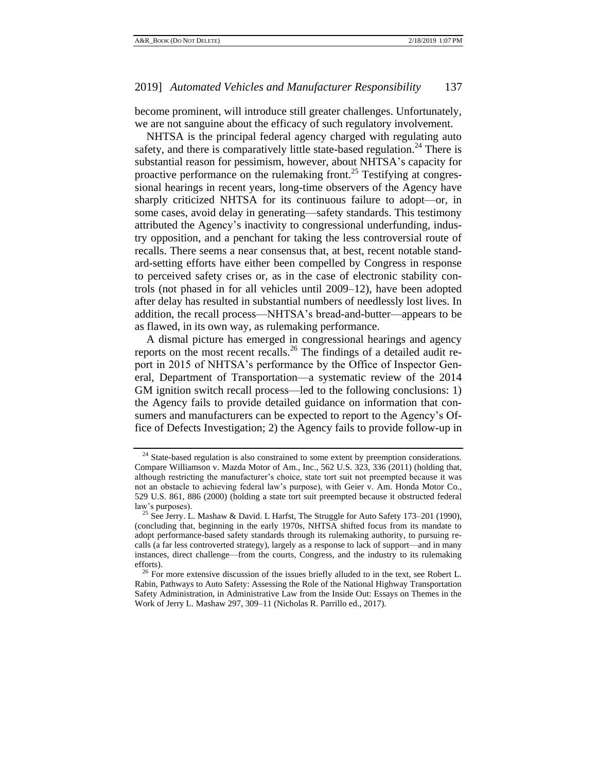become prominent, will introduce still greater challenges. Unfortunately, we are not sanguine about the efficacy of such regulatory involvement.

NHTSA is the principal federal agency charged with regulating auto safety, and there is comparatively little state-based regulation.[24] There is substantial reason for pessimism, however, about NHTSA's capacity for proactive performance on the rulemaking front.[25] Testifying at congressional hearings in recent years, long-time observers of the Agency have sharply criticized NHTSA for its continuous failure to adopt—or, in some cases, avoid delay in generating—safety standards. This testimony attributed the Agency's inactivity to congressional underfunding, industry opposition, and a penchant for taking the less controversial route of recalls. There seems a near consensus that, at best, recent notable standard-setting efforts have either been compelled by Congress in response to perceived safety crises or, as in the case of electronic stability controls (not phased in for all vehicles until 2009–12), have been adopted after delay has resulted in substantial numbers of needlessly lost lives. In addition, the recall process—NHTSA's bread-and-butter—appears to be as flawed, in its own way, as rulemaking performance.

A dismal picture has emerged in congressional hearings and agency reports on the most recent recalls.[26] The findings of a detailed audit report in 2015 of NHTSA's performance by the Office of Inspector General, Department of Transportation—a systematic review of the 2014 GM ignition switch recall process—led to the following conclusions: 1) the Agency fails to provide detailed guidance on information that consumers and manufacturers can be expected to report to the Agency's Office of Defects Investigation; 2) the Agency fails to provide follow-up in

---

[24] State-based regulation is also constrained to some extent by preemption considerations. Compare Williamson v. Mazda Motor of Am., Inc., 562 U.S. 323, 336 (2011) (holding that, although restricting the manufacturer's choice, state tort suit not preempted because it was not an obstacle to achieving federal law's purpose), with Geier v. Am. Honda Motor Co., 529 U.S. 861, 886 (2000) (holding a state tort suit preempted because it obstructed federal law's purposes).

[25] See Jerry. L. Mashaw & David. L Harfst, The Struggle for Auto Safety 173–201 (1990), (concluding that, beginning in the early 1970s, NHTSA shifted focus from its mandate to adopt performance-based safety standards through its rulemaking authority, to pursuing recalls (a far less controverted strategy), largely as a response to lack of support—and in many instances, direct challenge—from the courts, Congress, and the industry to its rulemaking efforts).

[26] For more extensive discussion of the issues briefly alluded to in the text, see Robert L. Rabin, Pathways to Auto Safety: Assessing the Role of the National Highway Transportation Safety Administration, in Administrative Law from the Inside Out: Essays on Themes in the Work of Jerry L. Mashaw 297, 309–11 (Nicholas R. Parrillo ed., 2017).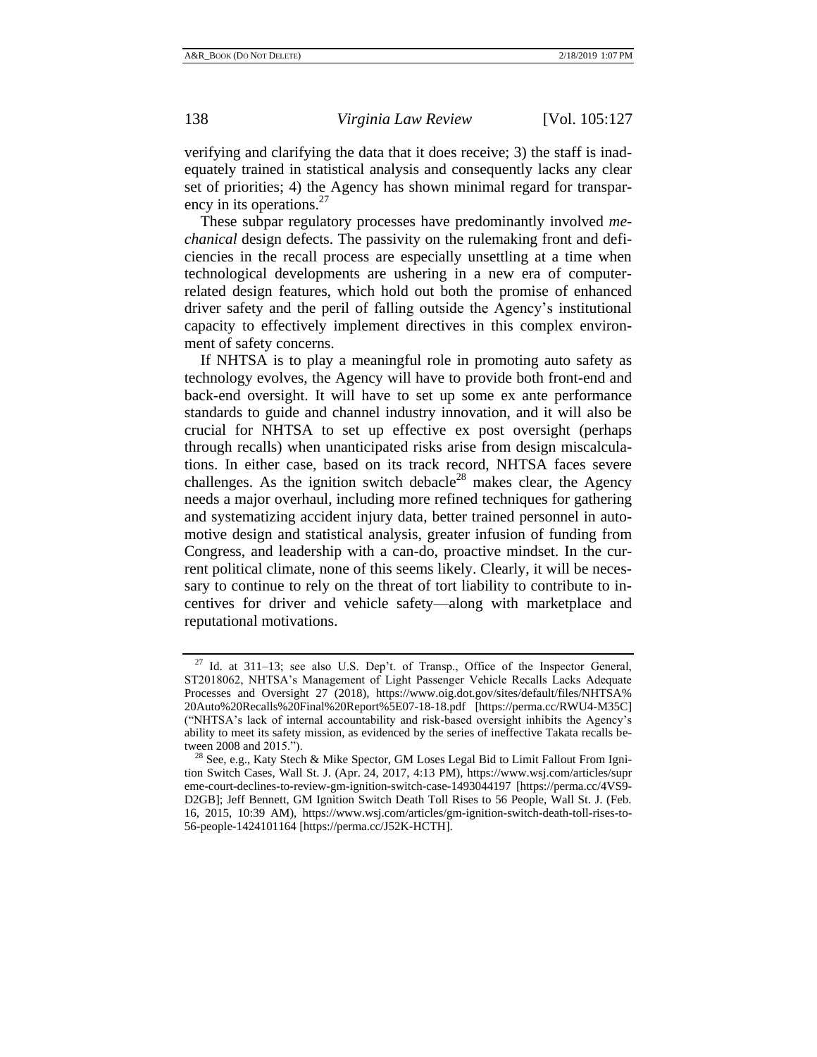verifying and clarifying the data that it does receive; 3) the staff is inadequately trained in statistical analysis and consequently lacks any clear set of priorities; 4) the Agency has shown minimal regard for transparency in its operations.[27]

These subpar regulatory processes have predominantly involved *mechanical* design defects. The passivity on the rulemaking front and deficiencies in the recall process are especially unsettling at a time when technological developments are ushering in a new era of computer-related design features, which hold out both the promise of enhanced driver safety and the peril of falling outside the Agency's institutional capacity to effectively implement directives in this complex environment of safety concerns.

If NHTSA is to play a meaningful role in promoting auto safety as technology evolves, the Agency will have to provide both front-end and back-end oversight. It will have to set up some ex ante performance standards to guide and channel industry innovation, and it will also be crucial for NHTSA to set up effective ex post oversight (perhaps through recalls) when unanticipated risks arise from design miscalculations. In either case, based on its track record, NHTSA faces severe challenges. As the ignition switch debacle[28] makes clear, the Agency needs a major overhaul, including more refined techniques for gathering and systematizing accident injury data, better trained personnel in automotive design and statistical analysis, greater infusion of funding from Congress, and leadership with a can-do, proactive mindset. In the current political climate, none of this seems likely. Clearly, it will be necessary to continue to rely on the threat of tort liability to contribute to incentives for driver and vehicle safety—along with marketplace and reputational motivations.

---

[27] Id. at 311–13; see also U.S. Dep't. of Transp., Office of the Inspector General, ST2018062, NHTSA's Management of Light Passenger Vehicle Recalls Lacks Adequate Processes and Oversight 27 (2018), https://www.oig.dot.gov/sites/default/files/NHTSA%20Auto%20Recalls%20Final%20Report%5E07-18-18.pdf [https://perma.cc/RWU4-M35C] ("NHTSA's lack of internal accountability and risk-based oversight inhibits the Agency's ability to meet its safety mission, as evidenced by the series of ineffective Takata recalls between 2008 and 2015.").

[28] See, e.g., Katy Stech & Mike Spector, GM Loses Legal Bid to Limit Fallout From Ignition Switch Cases, Wall St. J. (Apr. 24, 2017, 4:13 PM), https://www.wsj.com/articles/supreme-court-declines-to-review-gm-ignition-switch-case-1493044197 [https://perma.cc/4VS9-D2GB]; Jeff Bennett, GM Ignition Switch Death Toll Rises to 56 People, Wall St. J. (Feb. 16, 2015, 10:39 AM), https://www.wsj.com/articles/gm-ignition-switch-death-toll-rises-to-56-people-1424101164 [https://perma.cc/J52K-HCTH].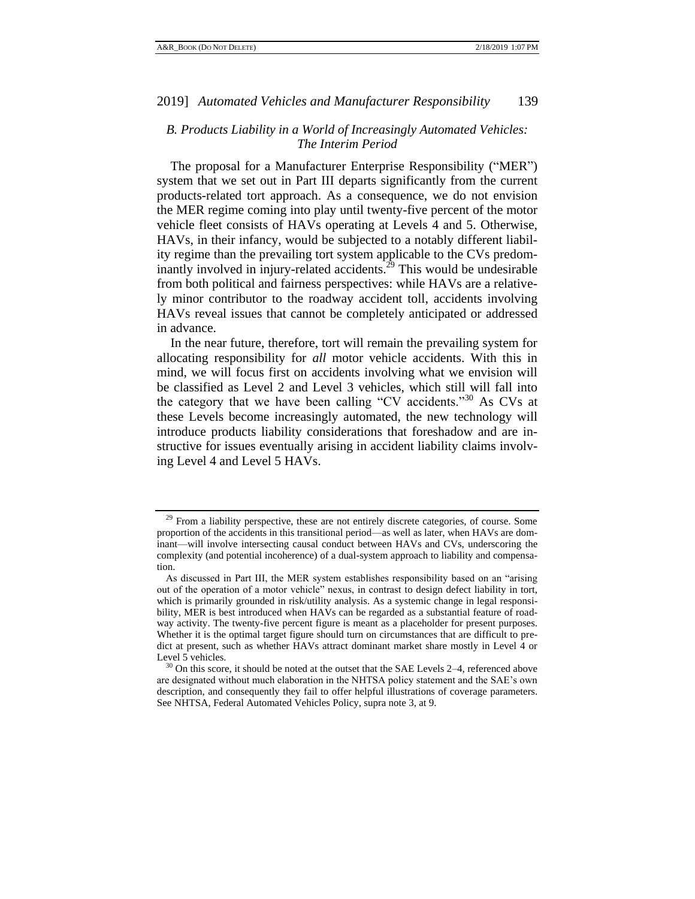### *B. Products Liability in a World of Increasingly Automated Vehicles: The Interim Period*

The proposal for a Manufacturer Enterprise Responsibility ("MER") system that we set out in Part III departs significantly from the current products-related tort approach. As a consequence, we do not envision the MER regime coming into play until twenty-five percent of the motor vehicle fleet consists of HAVs operating at Levels 4 and 5. Otherwise, HAVs, in their infancy, would be subjected to a notably different liability regime than the prevailing tort system applicable to the CVs predominantly involved in injury-related accidents.[29] This would be undesirable from both political and fairness perspectives: while HAVs are a relatively minor contributor to the roadway accident toll, accidents involving HAVs reveal issues that cannot be completely anticipated or addressed in advance.

In the near future, therefore, tort will remain the prevailing system for allocating responsibility for *all* motor vehicle accidents. With this in mind, we will focus first on accidents involving what we envision will be classified as Level 2 and Level 3 vehicles, which still will fall into the category that we have been calling "CV accidents."[30] As CVs at these Levels become increasingly automated, the new technology will introduce products liability considerations that foreshadow and are instructive for issues eventually arising in accident liability claims involving Level 4 and Level 5 HAVs.

---

[29] From a liability perspective, these are not entirely discrete categories, of course. Some proportion of the accidents in this transitional period—as well as later, when HAVs are dominant—will involve intersecting causal conduct between HAVs and CVs, underscoring the complexity (and potential incoherence) of a dual-system approach to liability and compensation.

As discussed in Part III, the MER system establishes responsibility based on an "arising out of the operation of a motor vehicle" nexus, in contrast to design defect liability in tort, which is primarily grounded in risk/utility analysis. As a systemic change in legal responsibility, MER is best introduced when HAVs can be regarded as a substantial feature of roadway activity. The twenty-five percent figure is meant as a placeholder for present purposes. Whether it is the optimal target figure should turn on circumstances that are difficult to predict at present, such as whether HAVs attract dominant market share mostly in Level 4 or Level 5 vehicles.

[30] On this score, it should be noted at the outset that the SAE Levels 2–4, referenced above are designated without much elaboration in the NHTSA policy statement and the SAE's own description, and consequently they fail to offer helpful illustrations of coverage parameters. See NHTSA, Federal Automated Vehicles Policy, supra note 3, at 9.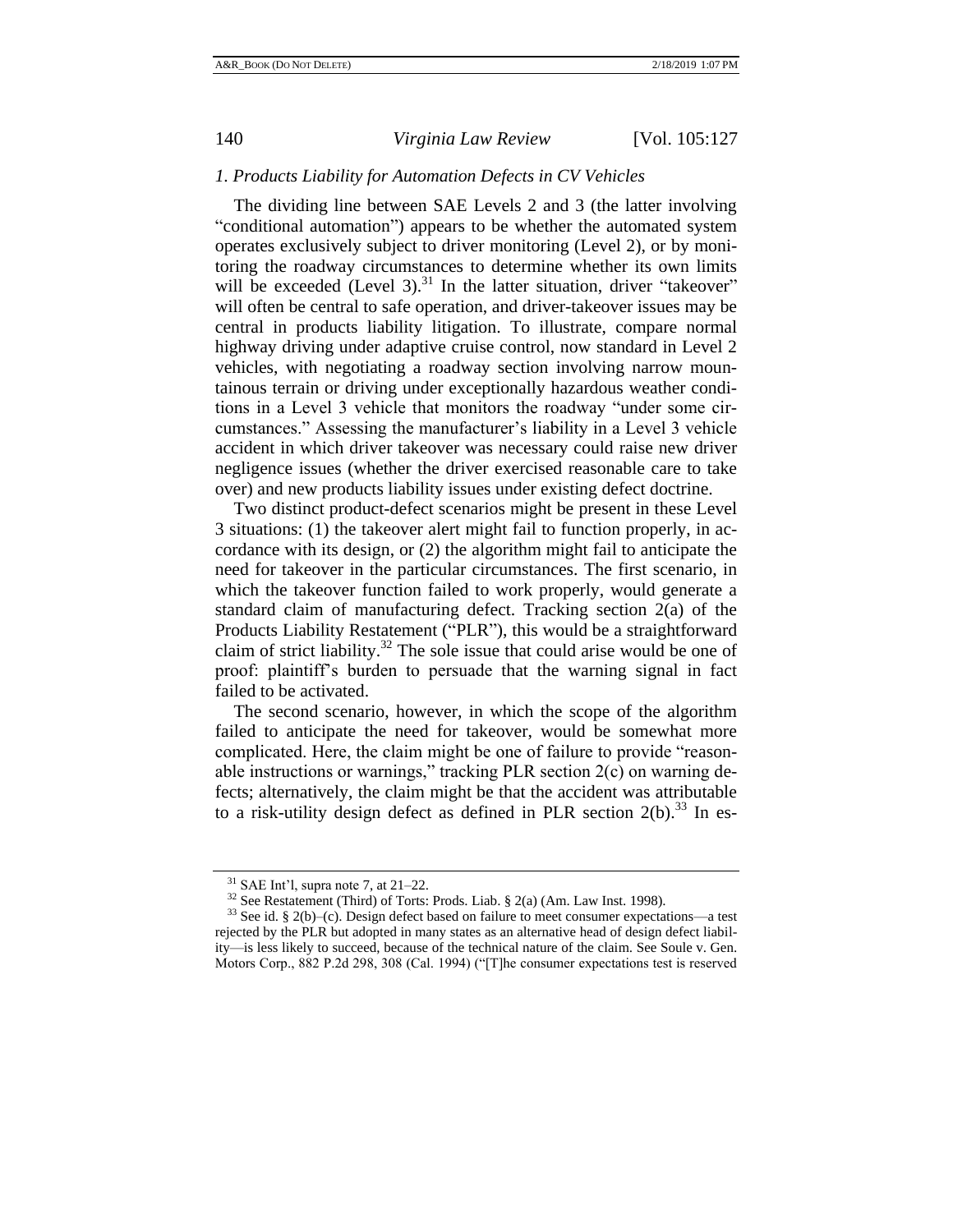### *1. Products Liability for Automation Defects in CV Vehicles*

The dividing line between SAE Levels 2 and 3 (the latter involving "conditional automation") appears to be whether the automated system operates exclusively subject to driver monitoring (Level 2), or by monitoring the roadway circumstances to determine whether its own limits will be exceeded (Level 3).[31] In the latter situation, driver "takeover" will often be central to safe operation, and driver-takeover issues may be central in products liability litigation. To illustrate, compare normal highway driving under adaptive cruise control, now standard in Level 2 vehicles, with negotiating a roadway section involving narrow mountainous terrain or driving under exceptionally hazardous weather conditions in a Level 3 vehicle that monitors the roadway "under some circumstances." Assessing the manufacturer's liability in a Level 3 vehicle accident in which driver takeover was necessary could raise new driver negligence issues (whether the driver exercised reasonable care to take over) and new products liability issues under existing defect doctrine.

Two distinct product-defect scenarios might be present in these Level 3 situations: (1) the takeover alert might fail to function properly, in accordance with its design, or (2) the algorithm might fail to anticipate the need for takeover in the particular circumstances. The first scenario, in which the takeover function failed to work properly, would generate a standard claim of manufacturing defect. Tracking section 2(a) of the Products Liability Restatement ("PLR"), this would be a straightforward claim of strict liability.[32] The sole issue that could arise would be one of proof: plaintiff's burden to persuade that the warning signal in fact failed to be activated.

The second scenario, however, in which the scope of the algorithm failed to anticipate the need for takeover, would be somewhat more complicated. Here, the claim might be one of failure to provide "reasonable instructions or warnings," tracking PLR section 2(c) on warning defects; alternatively, the claim might be that the accident was attributable to a risk-utility design defect as defined in PLR section 2(b).[33] In es-

---

[31] SAE Int'l, supra note 7, at 21–22.

[32] See Restatement (Third) of Torts: Prods. Liab. § 2(a) (Am. Law Inst. 1998).

[33] See id. § 2(b)–(c). Design defect based on failure to meet consumer expectations—a test rejected by the PLR but adopted in many states as an alternative head of design defect liability—is less likely to succeed, because of the technical nature of the claim. See Soule v. Gen. Motors Corp., 882 P.2d 298, 308 (Cal. 1994) ("[T]he consumer expectations test is reserved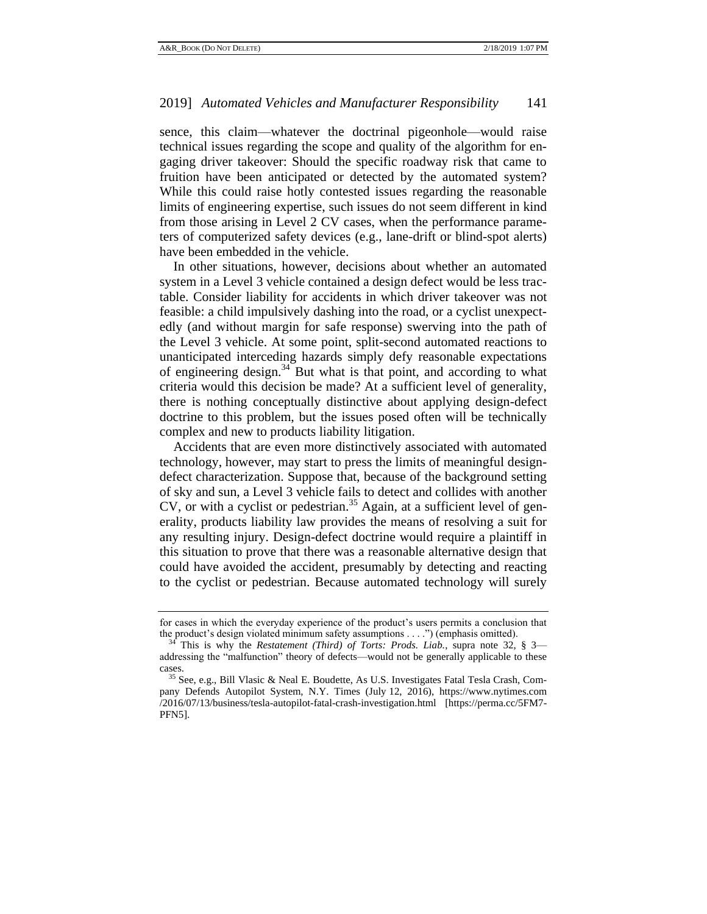sence, this claim—whatever the doctrinal pigeonhole—would raise technical issues regarding the scope and quality of the algorithm for engaging driver takeover: Should the specific roadway risk that came to fruition have been anticipated or detected by the automated system? While this could raise hotly contested issues regarding the reasonable limits of engineering expertise, such issues do not seem different in kind from those arising in Level 2 CV cases, when the performance parameters of computerized safety devices (e.g., lane-drift or blind-spot alerts) have been embedded in the vehicle.

In other situations, however, decisions about whether an automated system in a Level 3 vehicle contained a design defect would be less tractable. Consider liability for accidents in which driver takeover was not feasible: a child impulsively dashing into the road, or a cyclist unexpectedly (and without margin for safe response) swerving into the path of the Level 3 vehicle. At some point, split-second automated reactions to unanticipated interceding hazards simply defy reasonable expectations of engineering design.[34] But what is that point, and according to what criteria would this decision be made? At a sufficient level of generality, there is nothing conceptually distinctive about applying design-defect doctrine to this problem, but the issues posed often will be technically complex and new to products liability litigation.

Accidents that are even more distinctively associated with automated technology, however, may start to press the limits of meaningful design-defect characterization. Suppose that, because of the background setting of sky and sun, a Level 3 vehicle fails to detect and collides with another CV, or with a cyclist or pedestrian.[35] Again, at a sufficient level of generality, products liability law provides the means of resolving a suit for any resulting injury. Design-defect doctrine would require a plaintiff in this situation to prove that there was a reasonable alternative design that could have avoided the accident, presumably by detecting and reacting to the cyclist or pedestrian. Because automated technology will surely

---

for cases in which the everyday experience of the product's users permits a conclusion that the product's design violated minimum safety assumptions . . . .") (emphasis omitted).

[34] This is why the *Restatement (Third) of Torts: Prods. Liab.*, supra note 32, § 3—addressing the "malfunction" theory of defects—would not be generally applicable to these cases.

[35] See, e.g., Bill Vlasic & Neal E. Boudette, As U.S. Investigates Fatal Tesla Crash, Company Defends Autopilot System, N.Y. Times (July 12, 2016), https://www.nytimes.com/2016/07/13/business/tesla-autopilot-fatal-crash-investigation.html [https://perma.cc/5FM7-PFN5].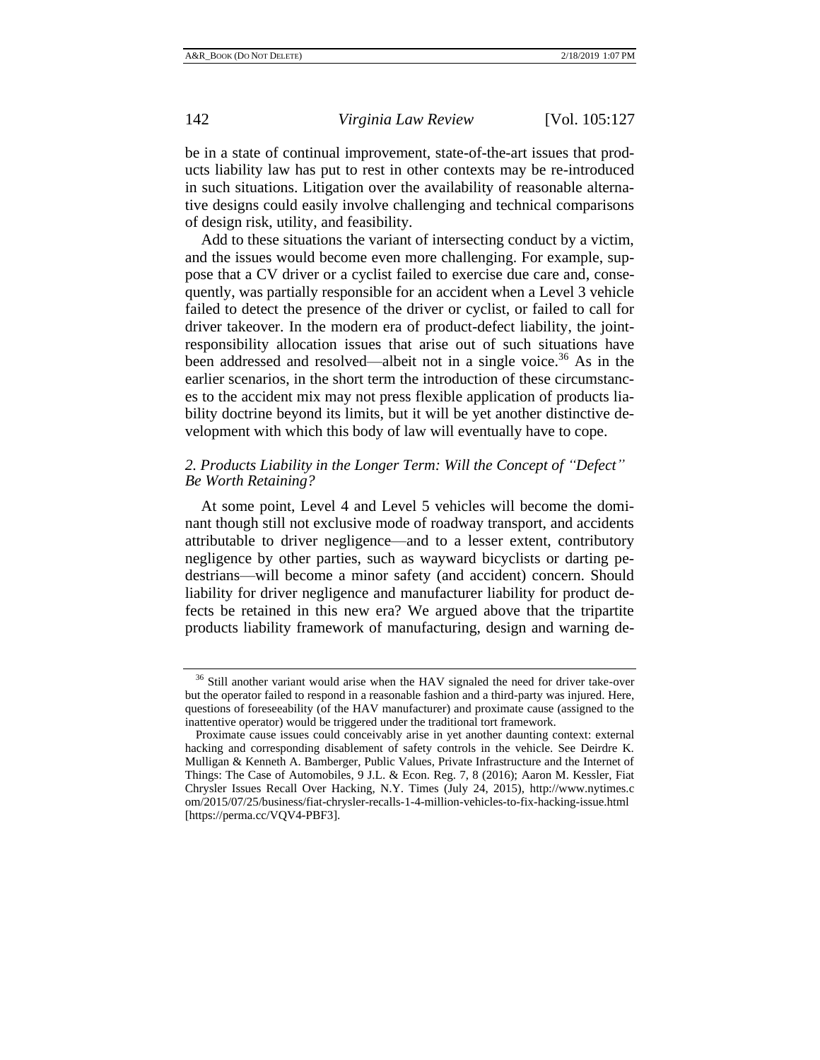be in a state of continual improvement, state-of-the-art issues that products liability law has put to rest in other contexts may be re-introduced in such situations. Litigation over the availability of reasonable alternative designs could easily involve challenging and technical comparisons of design risk, utility, and feasibility.

Add to these situations the variant of intersecting conduct by a victim, and the issues would become even more challenging. For example, suppose that a CV driver or a cyclist failed to exercise due care and, consequently, was partially responsible for an accident when a Level 3 vehicle failed to detect the presence of the driver or cyclist, or failed to call for driver takeover. In the modern era of product-defect liability, the joint-responsibility allocation issues that arise out of such situations have been addressed and resolved—albeit not in a single voice.[36] As in the earlier scenarios, in the short term the introduction of these circumstances to the accident mix may not press flexible application of products liability doctrine beyond its limits, but it will be yet another distinctive development with which this body of law will eventually have to cope.

### *2. Products Liability in the Longer Term: Will the Concept of "Defect" Be Worth Retaining?*

At some point, Level 4 and Level 5 vehicles will become the dominant though still not exclusive mode of roadway transport, and accidents attributable to driver negligence—and to a lesser extent, contributory negligence by other parties, such as wayward bicyclists or darting pedestrians—will become a minor safety (and accident) concern. Should liability for driver negligence and manufacturer liability for product defects be retained in this new era? We argued above that the tripartite products liability framework of manufacturing, design and warning de-

---

[36] Still another variant would arise when the HAV signaled the need for driver take-over but the operator failed to respond in a reasonable fashion and a third-party was injured. Here, questions of foreseeability (of the HAV manufacturer) and proximate cause (assigned to the inattentive operator) would be triggered under the traditional tort framework.

Proximate cause issues could conceivably arise in yet another daunting context: external hacking and corresponding disablement of safety controls in the vehicle. See Deirdre K. Mulligan & Kenneth A. Bamberger, Public Values, Private Infrastructure and the Internet of Things: The Case of Automobiles, 9 J.L. & Econ. Reg. 7, 8 (2016); Aaron M. Kessler, Fiat Chrysler Issues Recall Over Hacking, N.Y. Times (July 24, 2015), http://www.nytimes.com/2015/07/25/business/fiat-chrysler-recalls-1-4-million-vehicles-to-fix-hacking-issue.html [https://perma.cc/VQV4-PBF3].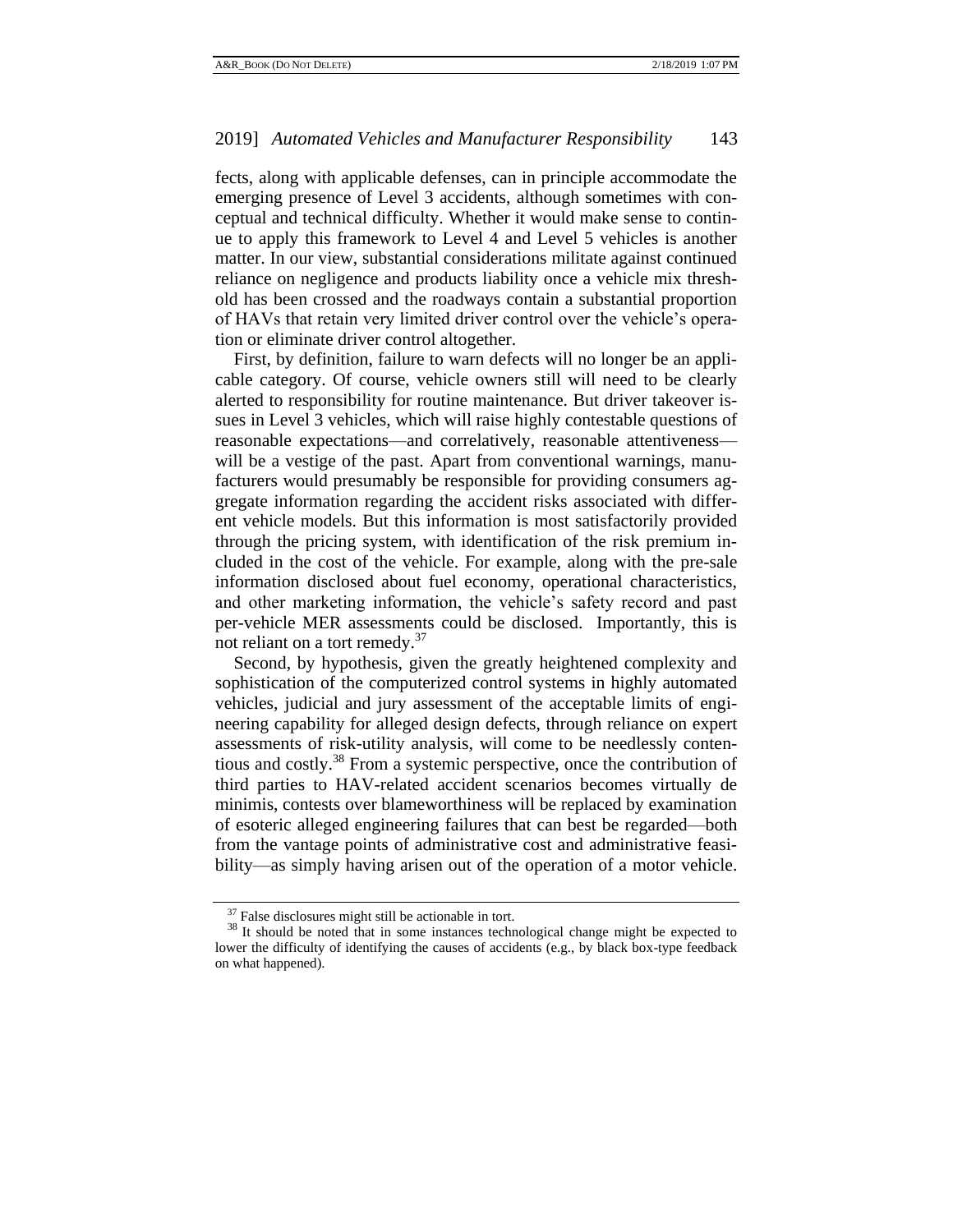fects, along with applicable defenses, can in principle accommodate the emerging presence of Level 3 accidents, although sometimes with conceptual and technical difficulty. Whether it would make sense to continue to apply this framework to Level 4 and Level 5 vehicles is another matter. In our view, substantial considerations militate against continued reliance on negligence and products liability once a vehicle mix threshold has been crossed and the roadways contain a substantial proportion of HAVs that retain very limited driver control over the vehicle's operation or eliminate driver control altogether.

First, by definition, failure to warn defects will no longer be an applicable category. Of course, vehicle owners still will need to be clearly alerted to responsibility for routine maintenance. But driver takeover issues in Level 3 vehicles, which will raise highly contestable questions of reasonable expectations—and correlatively, reasonable attentiveness—will be a vestige of the past. Apart from conventional warnings, manufacturers would presumably be responsible for providing consumers aggregate information regarding the accident risks associated with different vehicle models. But this information is most satisfactorily provided through the pricing system, with identification of the risk premium included in the cost of the vehicle. For example, along with the pre-sale information disclosed about fuel economy, operational characteristics, and other marketing information, the vehicle's safety record and past per-vehicle MER assessments could be disclosed. Importantly, this is not reliant on a tort remedy.[37]

Second, by hypothesis, given the greatly heightened complexity and sophistication of the computerized control systems in highly automated vehicles, judicial and jury assessment of the acceptable limits of engineering capability for alleged design defects, through reliance on expert assessments of risk-utility analysis, will come to be needlessly contentious and costly.[38] From a systemic perspective, once the contribution of third parties to HAV-related accident scenarios becomes virtually de minimis, contests over blameworthiness will be replaced by examination of esoteric alleged engineering failures that can best be regarded—both from the vantage points of administrative cost and administrative feasibility—as simply having arisen out of the operation of a motor vehicle.

---

[37] False disclosures might still be actionable in tort.

[38] It should be noted that in some instances technological change might be expected to lower the difficulty of identifying the causes of accidents (e.g., by black box-type feedback on what happened).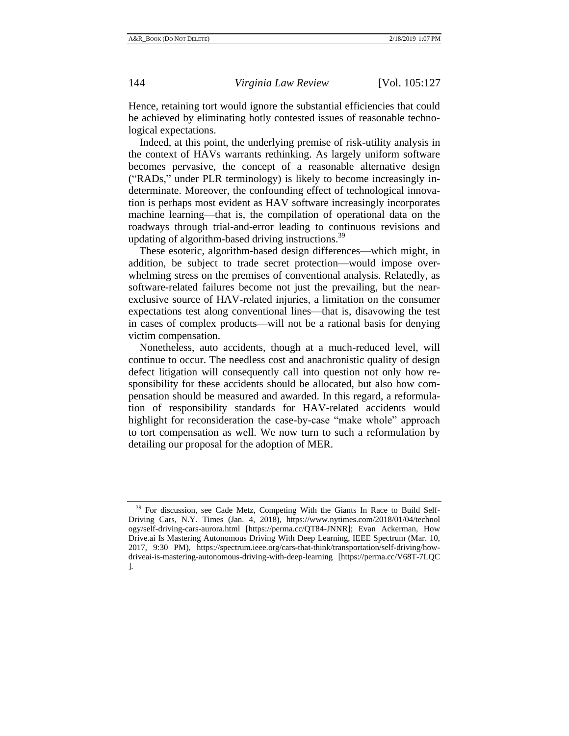Hence, retaining tort would ignore the substantial efficiencies that could be achieved by eliminating hotly contested issues of reasonable technological expectations.

Indeed, at this point, the underlying premise of risk-utility analysis in the context of HAVs warrants rethinking. As largely uniform software becomes pervasive, the concept of a reasonable alternative design ("RADs," under PLR terminology) is likely to become increasingly indeterminate. Moreover, the confounding effect of technological innovation is perhaps most evident as HAV software increasingly incorporates machine learning—that is, the compilation of operational data on the roadways through trial-and-error leading to continuous revisions and updating of algorithm-based driving instructions.[39]

These esoteric, algorithm-based design differences—which might, in addition, be subject to trade secret protection—would impose overwhelming stress on the premises of conventional analysis. Relatedly, as software-related failures become not just the prevailing, but the near-exclusive source of HAV-related injuries, a limitation on the consumer expectations test along conventional lines—that is, disavowing the test in cases of complex products—will not be a rational basis for denying victim compensation.

Nonetheless, auto accidents, though at a much-reduced level, will continue to occur. The needless cost and anachronistic quality of design defect litigation will consequently call into question not only how responsibility for these accidents should be allocated, but also how compensation should be measured and awarded. In this regard, a reformulation of responsibility standards for HAV-related accidents would highlight for reconsideration the case-by-case "make whole" approach to tort compensation as well. We now turn to such a reformulation by detailing our proposal for the adoption of MER.

---

[39] For discussion, see Cade Metz, Competing With the Giants In Race to Build Self-Driving Cars, N.Y. Times (Jan. 4, 2018), https://www.nytimes.com/2018/01/04/technology/self-driving-cars-aurora.html [https://perma.cc/QT84-JNNR]; Evan Ackerman, How Drive.ai Is Mastering Autonomous Driving With Deep Learning, IEEE Spectrum (Mar. 10, 2017, 9:30 PM), https://spectrum.ieee.org/cars-that-think/transportation/self-driving/how-driveai-is-mastering-autonomous-driving-with-deep-learning [https://perma.cc/V68T-7LQC].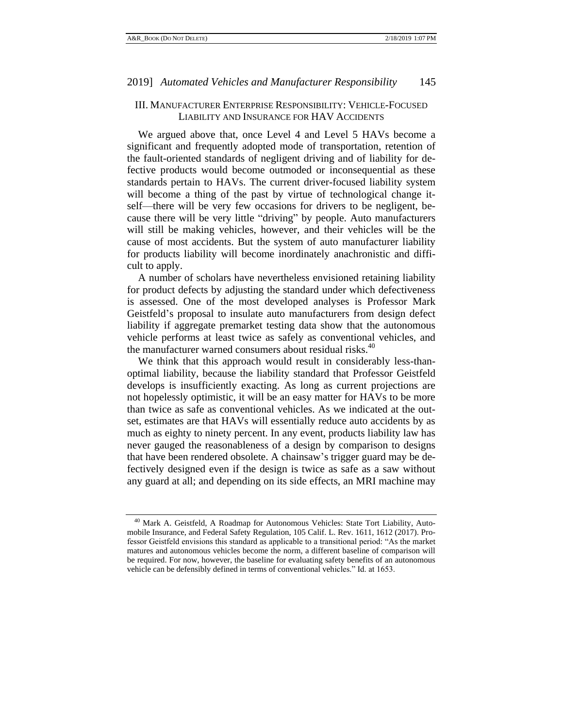## III. Manufacturer Enterprise Responsibility: Vehicle-Focused Liability and Insurance for HAV Accidents

We argued above that, once Level 4 and Level 5 HAVs become a significant and frequently adopted mode of transportation, retention of the fault-oriented standards of negligent driving and of liability for defective products would become outmoded or inconsequential as these standards pertain to HAVs. The current driver-focused liability system will become a thing of the past by virtue of technological change itself—there will be very few occasions for drivers to be negligent, because there will be very little "driving" by people. Auto manufacturers will still be making vehicles, however, and their vehicles will be the cause of most accidents. But the system of auto manufacturer liability for products liability will become inordinately anachronistic and difficult to apply.

A number of scholars have nevertheless envisioned retaining liability for product defects by adjusting the standard under which defectiveness is assessed. One of the most developed analyses is Professor Mark Geistfeld's proposal to insulate auto manufacturers from design defect liability if aggregate premarket testing data show that the autonomous vehicle performs at least twice as safely as conventional vehicles, and the manufacturer warned consumers about residual risks.[40]

We think that this approach would result in considerably less-than-optimal liability, because the liability standard that Professor Geistfeld develops is insufficiently exacting. As long as current projections are not hopelessly optimistic, it will be an easy matter for HAVs to be more than twice as safe as conventional vehicles. As we indicated at the outset, estimates are that HAVs will essentially reduce auto accidents by as much as eighty to ninety percent. In any event, products liability law has never gauged the reasonableness of a design by comparison to designs that have been rendered obsolete. A chainsaw's trigger guard may be defectively designed even if the design is twice as safe as a saw without any guard at all; and depending on its side effects, an MRI machine may

---

[40] Mark A. Geistfeld, A Roadmap for Autonomous Vehicles: State Tort Liability, Automobile Insurance, and Federal Safety Regulation, 105 Calif. L. Rev. 1611, 1612 (2017). Professor Geistfeld envisions this standard as applicable to a transitional period: "As the market matures and autonomous vehicles become the norm, a different baseline of comparison will be required. For now, however, the baseline for evaluating safety benefits of an autonomous vehicle can be defensibly defined in terms of conventional vehicles." Id. at 1653.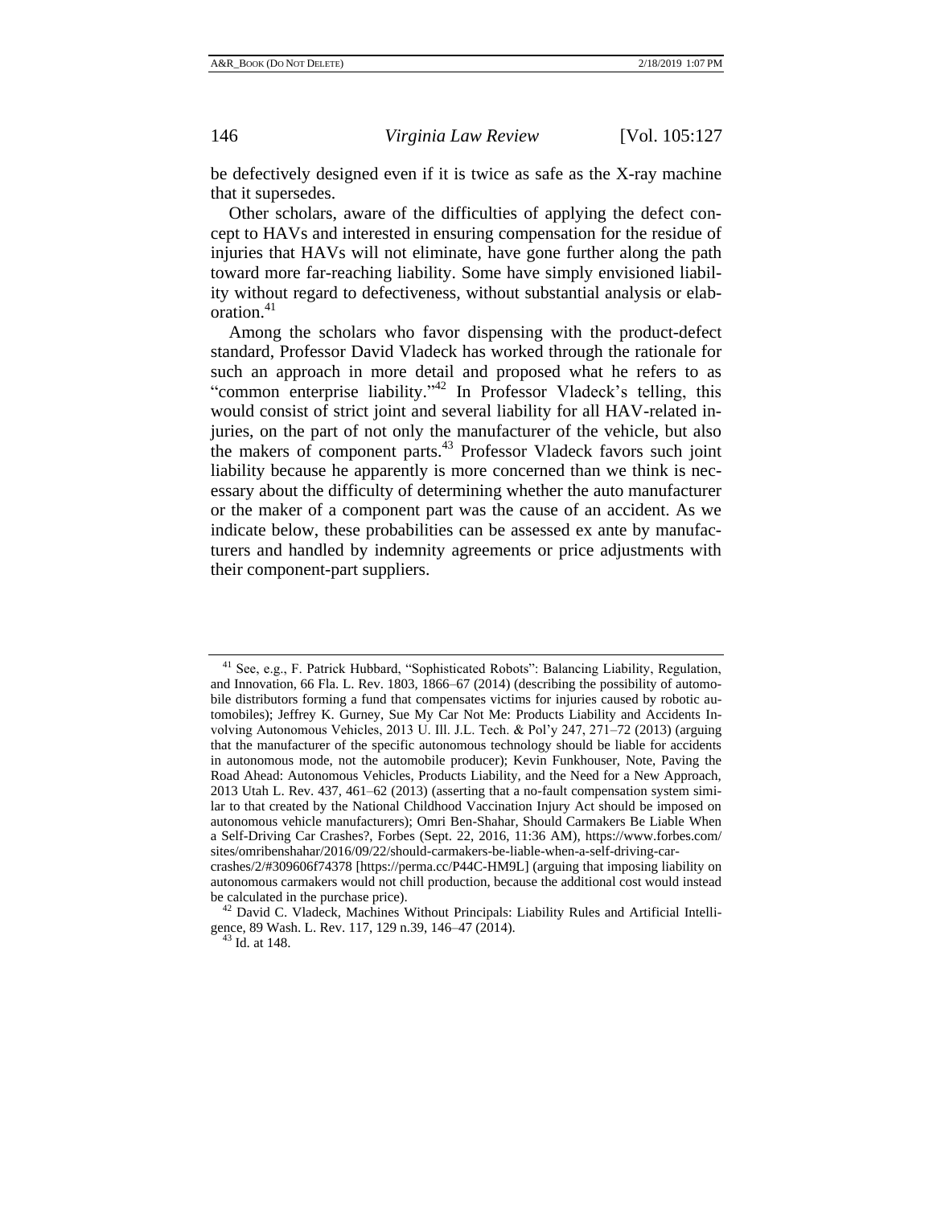be defectively designed even if it is twice as safe as the X-ray machine that it supersedes.

Other scholars, aware of the difficulties of applying the defect concept to HAVs and interested in ensuring compensation for the residue of injuries that HAVs will not eliminate, have gone further along the path toward more far-reaching liability. Some have simply envisioned liability without regard to defectiveness, without substantial analysis or elaboration.[41]

Among the scholars who favor dispensing with the product-defect standard, Professor David Vladeck has worked through the rationale for such an approach in more detail and proposed what he refers to as "common enterprise liability."[42] In Professor Vladeck's telling, this would consist of strict joint and several liability for all HAV-related injuries, on the part of not only the manufacturer of the vehicle, but also the makers of component parts.[43] Professor Vladeck favors such joint liability because he apparently is more concerned than we think is necessary about the difficulty of determining whether the auto manufacturer or the maker of a component part was the cause of an accident. As we indicate below, these probabilities can be assessed ex ante by manufacturers and handled by indemnity agreements or price adjustments with their component-part suppliers.

---

[41] See, e.g., F. Patrick Hubbard, "Sophisticated Robots": Balancing Liability, Regulation, and Innovation, 66 Fla. L. Rev. 1803, 1866–67 (2014) (describing the possibility of automobile distributors forming a fund that compensates victims for injuries caused by robotic automobiles); Jeffrey K. Gurney, Sue My Car Not Me: Products Liability and Accidents Involving Autonomous Vehicles, 2013 U. Ill. J.L. Tech. & Pol'y 247, 271–72 (2013) (arguing that the manufacturer of the specific autonomous technology should be liable for accidents in autonomous mode, not the automobile producer); Kevin Funkhouser, Note, Paving the Road Ahead: Autonomous Vehicles, Products Liability, and the Need for a New Approach, 2013 Utah L. Rev. 437, 461–62 (2013) (asserting that a no-fault compensation system similar to that created by the National Childhood Vaccination Injury Act should be imposed on autonomous vehicle manufacturers); Omri Ben-Shahar, Should Carmakers Be Liable When a Self-Driving Car Crashes?, Forbes (Sept. 22, 2016, 11:36 AM), https://www.forbes.com/sites/omribenshahar/2016/09/22/should-carmakers-be-liable-when-a-self-driving-car-crashes/2/#309606f74378 [https://perma.cc/P44C-HM9L] (arguing that imposing liability on autonomous carmakers would not chill production, because the additional cost would instead be calculated in the purchase price).

[42] David C. Vladeck, Machines Without Principals: Liability Rules and Artificial Intelligence, 89 Wash. L. Rev. 117, 129 n.39, 146–47 (2014).

[43] Id. at 148.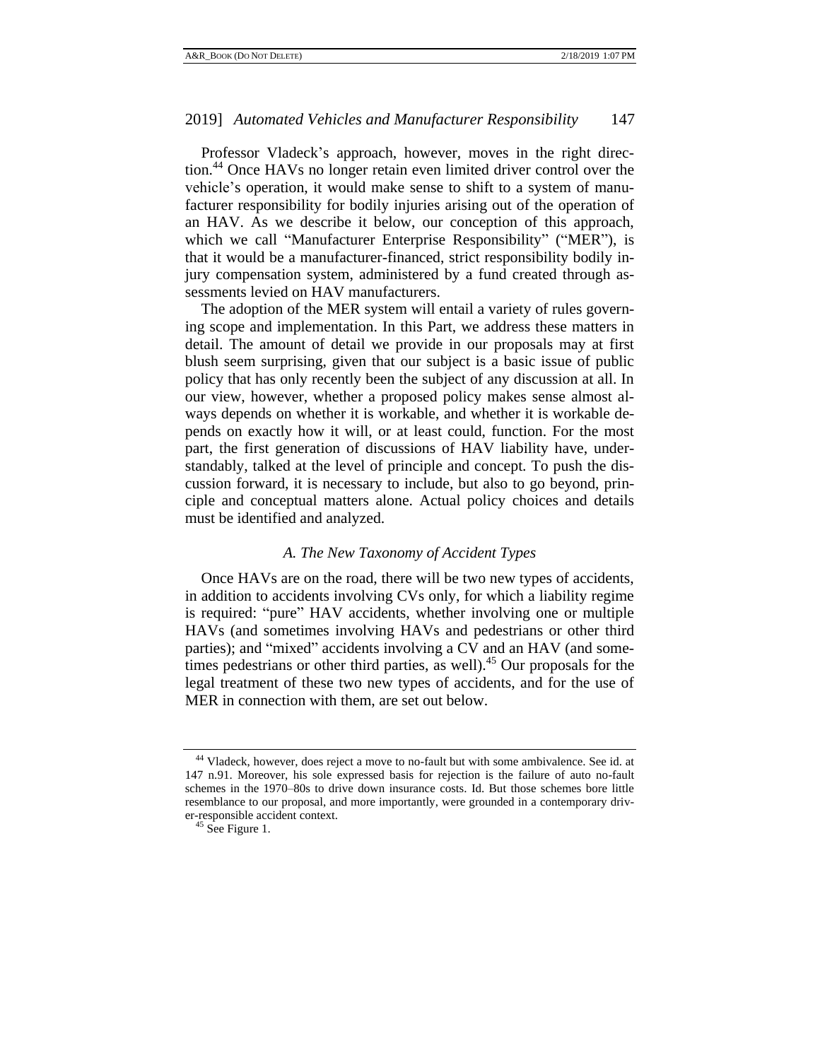Professor Vladeck's approach, however, moves in the right direction.[44] Once HAVs no longer retain even limited driver control over the vehicle's operation, it would make sense to shift to a system of manufacturer responsibility for bodily injuries arising out of the operation of an HAV. As we describe it below, our conception of this approach, which we call "Manufacturer Enterprise Responsibility" ("MER"), is that it would be a manufacturer-financed, strict responsibility bodily injury compensation system, administered by a fund created through assessments levied on HAV manufacturers.

The adoption of the MER system will entail a variety of rules governing scope and implementation. In this Part, we address these matters in detail. The amount of detail we provide in our proposals may at first blush seem surprising, given that our subject is a basic issue of public policy that has only recently been the subject of any discussion at all. In our view, however, whether a proposed policy makes sense almost always depends on whether it is workable, and whether it is workable depends on exactly how it will, or at least could, function. For the most part, the first generation of discussions of HAV liability have, understandably, talked at the level of principle and concept. To push the discussion forward, it is necessary to include, but also to go beyond, principle and conceptual matters alone. Actual policy choices and details must be identified and analyzed.

### *A. The New Taxonomy of Accident Types*

Once HAVs are on the road, there will be two new types of accidents, in addition to accidents involving CVs only, for which a liability regime is required: "pure" HAV accidents, whether involving one or multiple HAVs (and sometimes involving HAVs and pedestrians or other third parties); and "mixed" accidents involving a CV and an HAV (and sometimes pedestrians or other third parties, as well).[45] Our proposals for the legal treatment of these two new types of accidents, and for the use of MER in connection with them, are set out below.

---

[44] Vladeck, however, does reject a move to no-fault but with some ambivalence. See id. at 147 n.91. Moreover, his sole expressed basis for rejection is the failure of auto no-fault schemes in the 1970–80s to drive down insurance costs. Id. But those schemes bore little resemblance to our proposal, and more importantly, were grounded in a contemporary driver-responsible accident context.

[45] See Figure 1.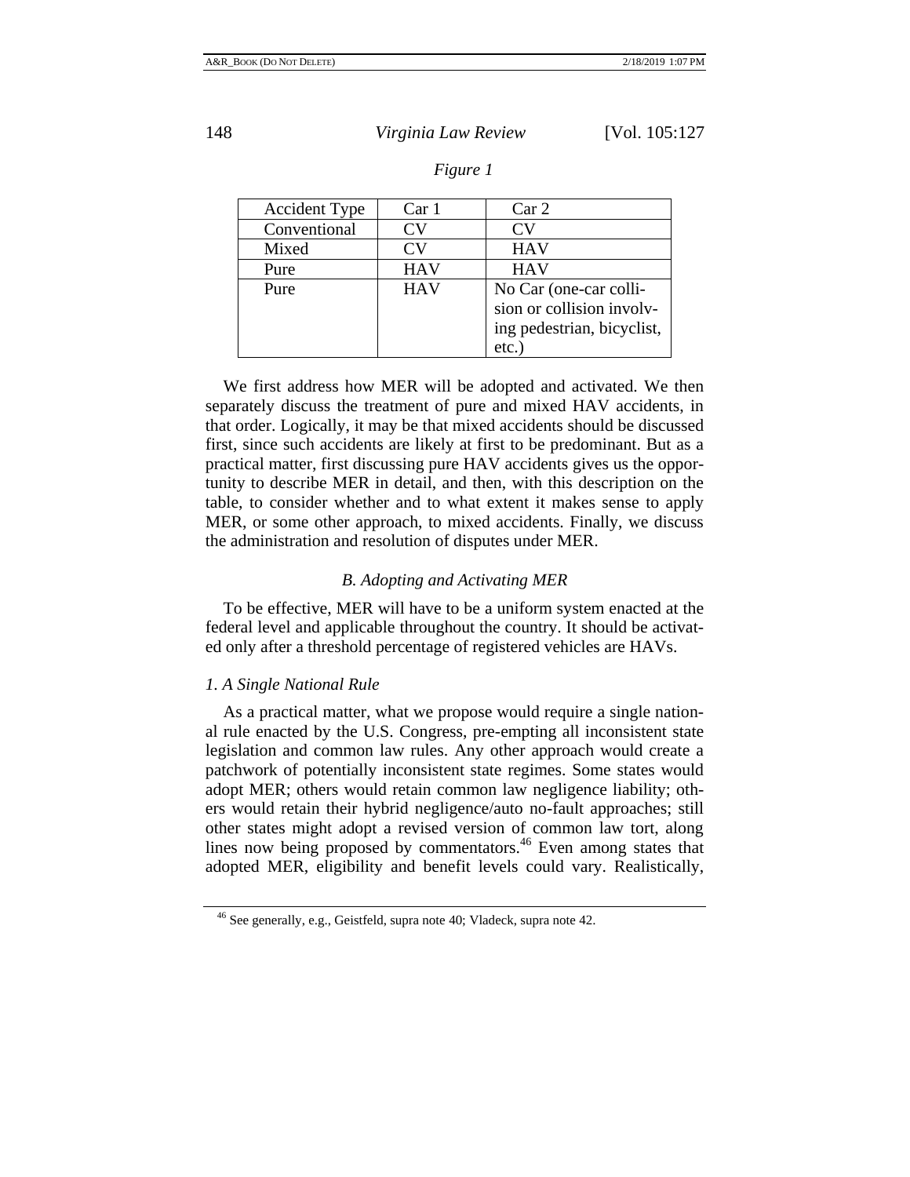*Figure 1*

| Accident Type | Car 1 | Car 2 |
| --- | --- | --- |
| Conventional | CV | CV |
| Mixed | CV | HAV |
| Pure | HAV | HAV |
| Pure | HAV | No Car (one-car collision or collision involving pedestrian, bicyclist, etc.) |

We first address how MER will be adopted and activated. We then separately discuss the treatment of pure and mixed HAV accidents, in that order. Logically, it may be that mixed accidents should be discussed first, since such accidents are likely at first to be predominant. But as a practical matter, first discussing pure HAV accidents gives us the opportunity to describe MER in detail, and then, with this description on the table, to consider whether and to what extent it makes sense to apply MER, or some other approach, to mixed accidents. Finally, we discuss the administration and resolution of disputes under MER.

### *B. Adopting and Activating MER*

To be effective, MER will have to be a uniform system enacted at the federal level and applicable throughout the country. It should be activated only after a threshold percentage of registered vehicles are HAVs.

#### *1. A Single National Rule*

As a practical matter, what we propose would require a single national rule enacted by the U.S. Congress, pre-empting all inconsistent state legislation and common law rules. Any other approach would create a patchwork of potentially inconsistent state regimes. Some states would adopt MER; others would retain common law negligence liability; others would retain their hybrid negligence/auto no-fault approaches; still other states might adopt a revised version of common law tort, along lines now being proposed by commentators.[46] Even among states that adopted MER, eligibility and benefit levels could vary. Realistically,

[46] See generally, e.g., Geistfeld, supra note 40; Vladeck, supra note 42.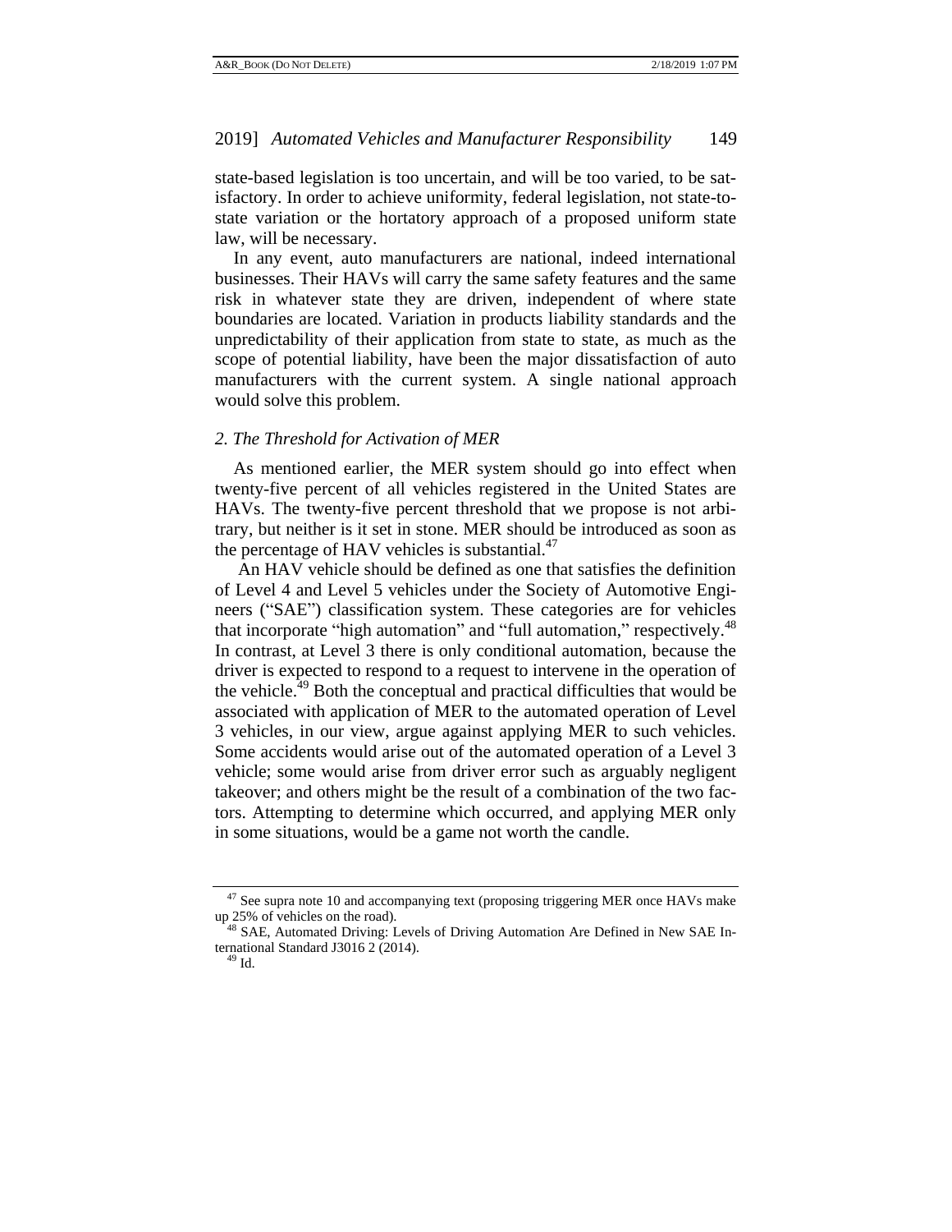state-based legislation is too uncertain, and will be too varied, to be satisfactory. In order to achieve uniformity, federal legislation, not state-to-state variation or the hortatory approach of a proposed uniform state law, will be necessary.

In any event, auto manufacturers are national, indeed international businesses. Their HAVs will carry the same safety features and the same risk in whatever state they are driven, independent of where state boundaries are located. Variation in products liability standards and the unpredictability of their application from state to state, as much as the scope of potential liability, have been the major dissatisfaction of auto manufacturers with the current system. A single national approach would solve this problem.

### *2. The Threshold for Activation of MER*

As mentioned earlier, the MER system should go into effect when twenty-five percent of all vehicles registered in the United States are HAVs. The twenty-five percent threshold that we propose is not arbitrary, but neither is it set in stone. MER should be introduced as soon as the percentage of HAV vehicles is substantial.[47]

An HAV vehicle should be defined as one that satisfies the definition of Level 4 and Level 5 vehicles under the Society of Automotive Engineers ("SAE") classification system. These categories are for vehicles that incorporate "high automation" and "full automation," respectively.[48] In contrast, at Level 3 there is only conditional automation, because the driver is expected to respond to a request to intervene in the operation of the vehicle.[49] Both the conceptual and practical difficulties that would be associated with application of MER to the automated operation of Level 3 vehicles, in our view, argue against applying MER to such vehicles. Some accidents would arise out of the automated operation of a Level 3 vehicle; some would arise from driver error such as arguably negligent takeover; and others might be the result of a combination of the two factors. Attempting to determine which occurred, and applying MER only in some situations, would be a game not worth the candle.

---

[47] See supra note 10 and accompanying text (proposing triggering MER once HAVs make up 25% of vehicles on the road).

[48] SAE, Automated Driving: Levels of Driving Automation Are Defined in New SAE International Standard J3016 2 (2014).

[49] Id.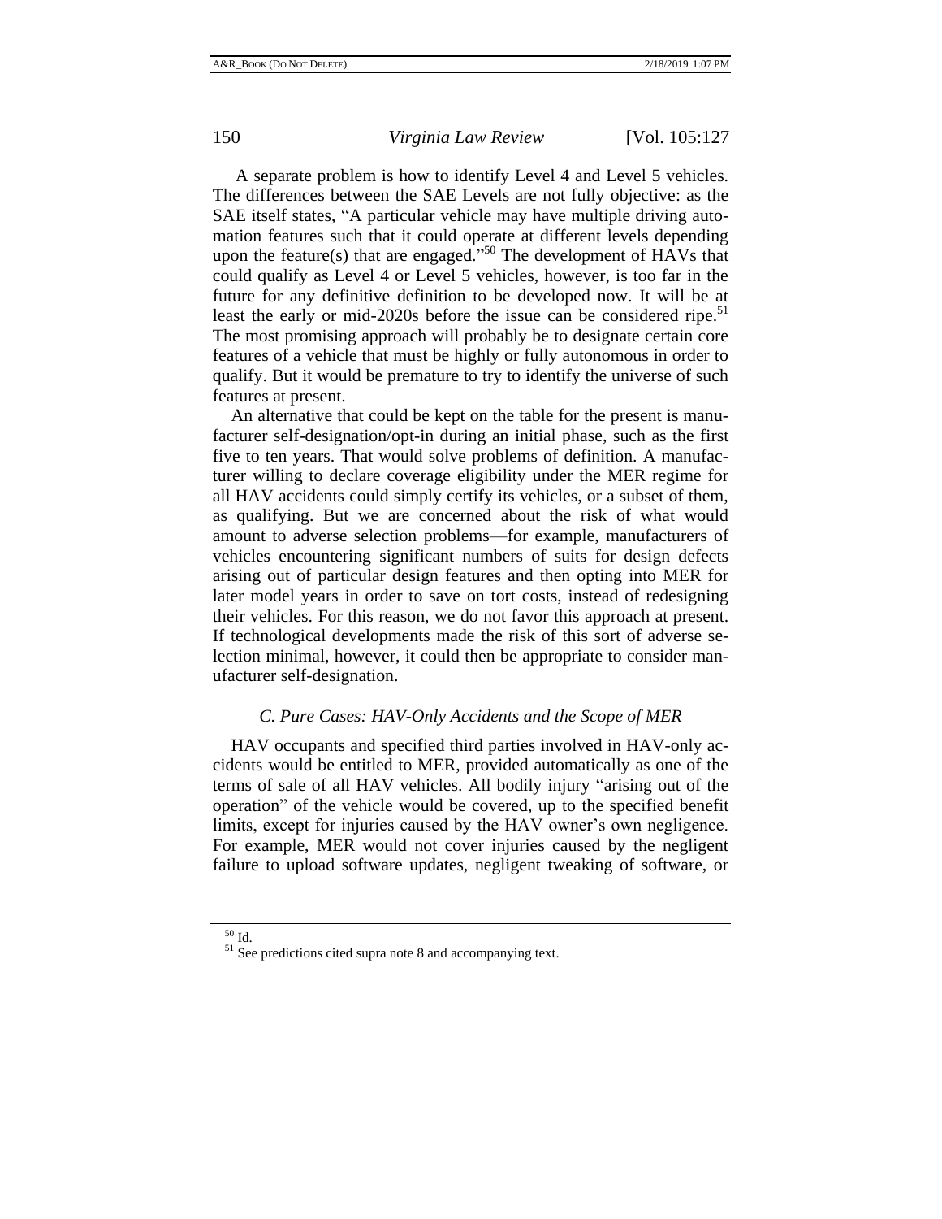A separate problem is how to identify Level 4 and Level 5 vehicles. The differences between the SAE Levels are not fully objective: as the SAE itself states, "A particular vehicle may have multiple driving automation features such that it could operate at different levels depending upon the feature(s) that are engaged."[50] The development of HAVs that could qualify as Level 4 or Level 5 vehicles, however, is too far in the future for any definitive definition to be developed now. It will be at least the early or mid-2020s before the issue can be considered ripe.[51] The most promising approach will probably be to designate certain core features of a vehicle that must be highly or fully autonomous in order to qualify. But it would be premature to try to identify the universe of such features at present.

An alternative that could be kept on the table for the present is manufacturer self-designation/opt-in during an initial phase, such as the first five to ten years. That would solve problems of definition. A manufacturer willing to declare coverage eligibility under the MER regime for all HAV accidents could simply certify its vehicles, or a subset of them, as qualifying. But we are concerned about the risk of what would amount to adverse selection problems—for example, manufacturers of vehicles encountering significant numbers of suits for design defects arising out of particular design features and then opting into MER for later model years in order to save on tort costs, instead of redesigning their vehicles. For this reason, we do not favor this approach at present. If technological developments made the risk of this sort of adverse selection minimal, however, it could then be appropriate to consider manufacturer self-designation.

### *C. Pure Cases: HAV-Only Accidents and the Scope of MER*

HAV occupants and specified third parties involved in HAV-only accidents would be entitled to MER, provided automatically as one of the terms of sale of all HAV vehicles. All bodily injury "arising out of the operation" of the vehicle would be covered, up to the specified benefit limits, except for injuries caused by the HAV owner's own negligence. For example, MER would not cover injuries caused by the negligent failure to upload software updates, negligent tweaking of software, or

---

[50] Id.

[51] See predictions cited supra note 8 and accompanying text.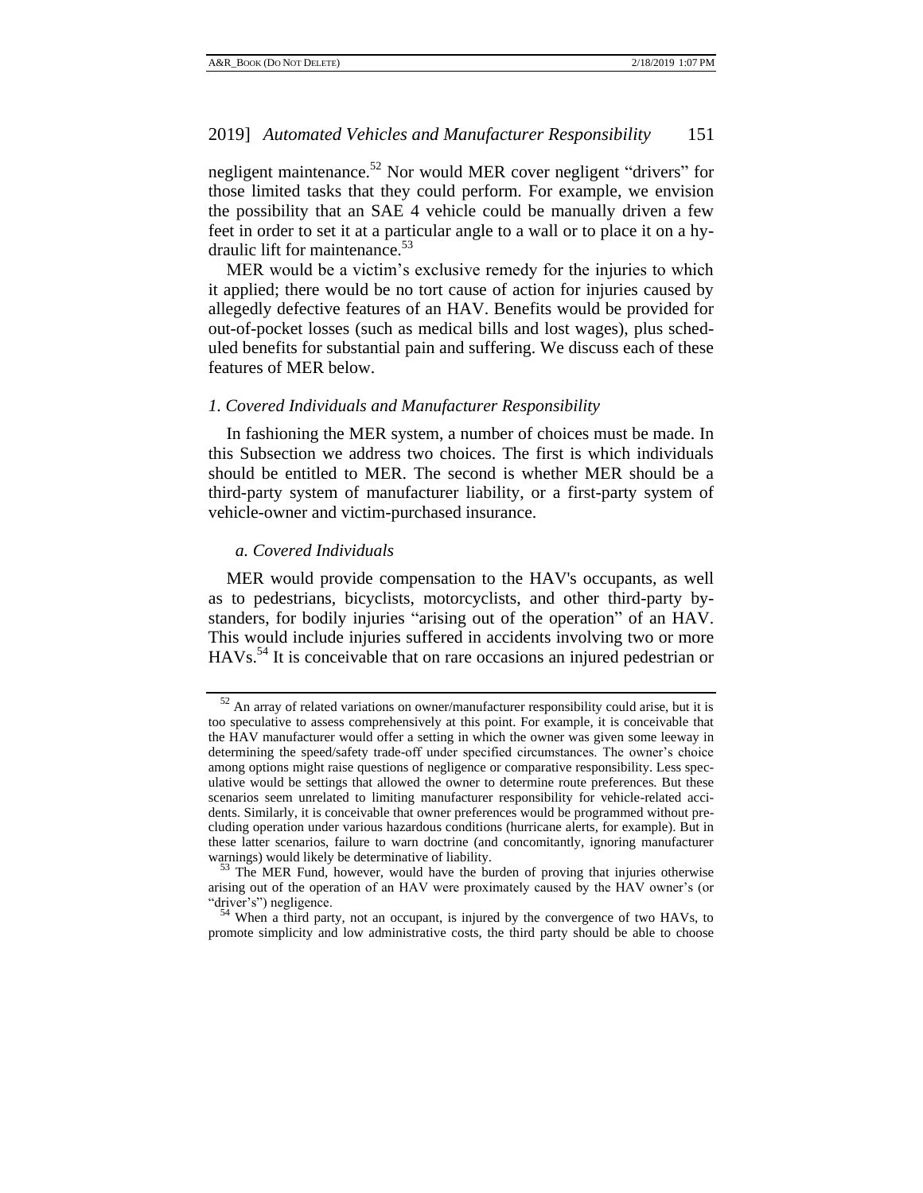negligent maintenance.[52] Nor would MER cover negligent "drivers" for those limited tasks that they could perform. For example, we envision the possibility that an SAE 4 vehicle could be manually driven a few feet in order to set it at a particular angle to a wall or to place it on a hydraulic lift for maintenance.[53]

MER would be a victim's exclusive remedy for the injuries to which it applied; there would be no tort cause of action for injuries caused by allegedly defective features of an HAV. Benefits would be provided for out-of-pocket losses (such as medical bills and lost wages), plus scheduled benefits for substantial pain and suffering. We discuss each of these features of MER below.

### *1. Covered Individuals and Manufacturer Responsibility*

In fashioning the MER system, a number of choices must be made. In this Subsection we address two choices. The first is which individuals should be entitled to MER. The second is whether MER should be a third-party system of manufacturer liability, or a first-party system of vehicle-owner and victim-purchased insurance.

#### *a. Covered Individuals*

MER would provide compensation to the HAV's occupants, as well as to pedestrians, bicyclists, motorcyclists, and other third-party bystanders, for bodily injuries "arising out of the operation" of an HAV. This would include injuries suffered in accidents involving two or more HAVs.[54] It is conceivable that on rare occasions an injured pedestrian or

---

[52] An array of related variations on owner/manufacturer responsibility could arise, but it is too speculative to assess comprehensively at this point. For example, it is conceivable that the HAV manufacturer would offer a setting in which the owner was given some leeway in determining the speed/safety trade-off under specified circumstances. The owner's choice among options might raise questions of negligence or comparative responsibility. Less speculative would be settings that allowed the owner to determine route preferences. But these scenarios seem unrelated to limiting manufacturer responsibility for vehicle-related accidents. Similarly, it is conceivable that owner preferences would be programmed without precluding operation under various hazardous conditions (hurricane alerts, for example). But in these latter scenarios, failure to warn doctrine (and concomitantly, ignoring manufacturer warnings) would likely be determinative of liability.

[53] The MER Fund, however, would have the burden of proving that injuries otherwise arising out of the operation of an HAV were proximately caused by the HAV owner's (or "driver's") negligence.

[54] When a third party, not an occupant, is injured by the convergence of two HAVs, to promote simplicity and low administrative costs, the third party should be able to choose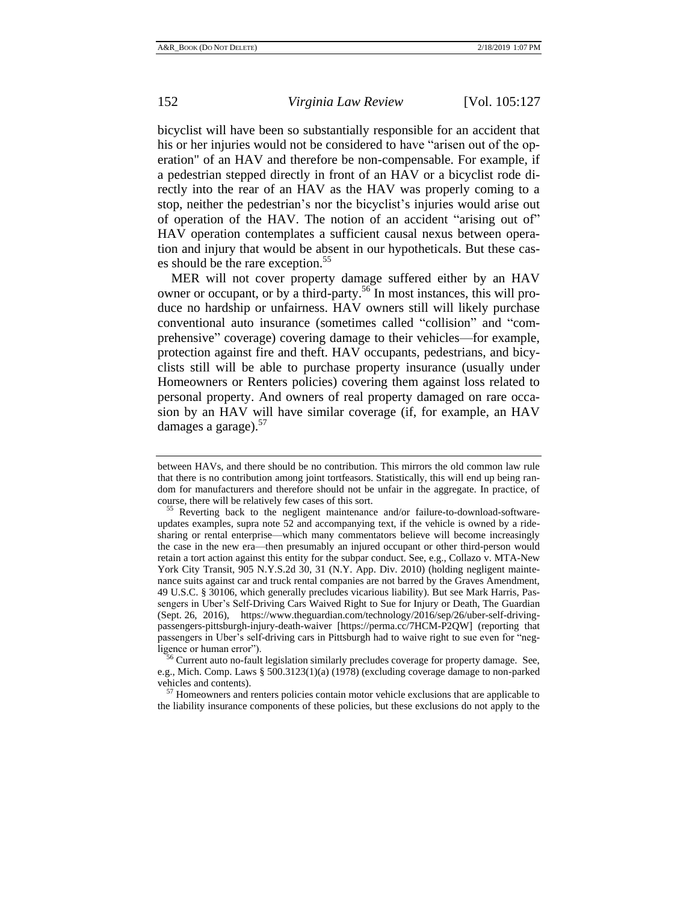bicyclist will have been so substantially responsible for an accident that his or her injuries would not be considered to have "arisen out of the operation" of an HAV and therefore be non-compensable. For example, if a pedestrian stepped directly in front of an HAV or a bicyclist rode directly into the rear of an HAV as the HAV was properly coming to a stop, neither the pedestrian's nor the bicyclist's injuries would arise out of operation of the HAV. The notion of an accident "arising out of" HAV operation contemplates a sufficient causal nexus between operation and injury that would be absent in our hypotheticals. But these cases should be the rare exception.[55]

MER will not cover property damage suffered either by an HAV owner or occupant, or by a third-party.[56] In most instances, this will produce no hardship or unfairness. HAV owners still will likely purchase conventional auto insurance (sometimes called "collision" and "comprehensive" coverage) covering damage to their vehicles—for example, protection against fire and theft. HAV occupants, pedestrians, and bicyclists still will be able to purchase property insurance (usually under Homeowners or Renters policies) covering them against loss related to personal property. And owners of real property damaged on rare occasion by an HAV will have similar coverage (if, for example, an HAV damages a garage).[57]

---

between HAVs, and there should be no contribution. This mirrors the old common law rule that there is no contribution among joint tortfeasors. Statistically, this will end up being random for manufacturers and therefore should not be unfair in the aggregate. In practice, of course, there will be relatively few cases of this sort.

[55] Reverting back to the negligent maintenance and/or failure-to-download-software-updates examples, supra note 52 and accompanying text, if the vehicle is owned by a ride-sharing or rental enterprise—which many commentators believe will become increasingly the case in the new era—then presumably an injured occupant or other third-person would retain a tort action against this entity for the subpar conduct. See, e.g., Collazo v. MTA-New York City Transit, 905 N.Y.S.2d 30, 31 (N.Y. App. Div. 2010) (holding negligent maintenance suits against car and truck rental companies are not barred by the Graves Amendment, 49 U.S.C. § 30106, which generally precludes vicarious liability). But see Mark Harris, Passengers in Uber's Self-Driving Cars Waived Right to Sue for Injury or Death, The Guardian (Sept. 26, 2016), https://www.theguardian.com/technology/2016/sep/26/uber-self-driving-passengers-pittsburgh-injury-death-waiver [https://perma.cc/7HCM-P2QW] (reporting that passengers in Uber's self-driving cars in Pittsburgh had to waive right to sue even for "negligence or human error").

[56] Current auto no-fault legislation similarly precludes coverage for property damage. See, e.g., Mich. Comp. Laws § 500.3123(1)(a) (1978) (excluding coverage damage to non-parked vehicles and contents).

[57] Homeowners and renters policies contain motor vehicle exclusions that are applicable to the liability insurance components of these policies, but these exclusions do not apply to the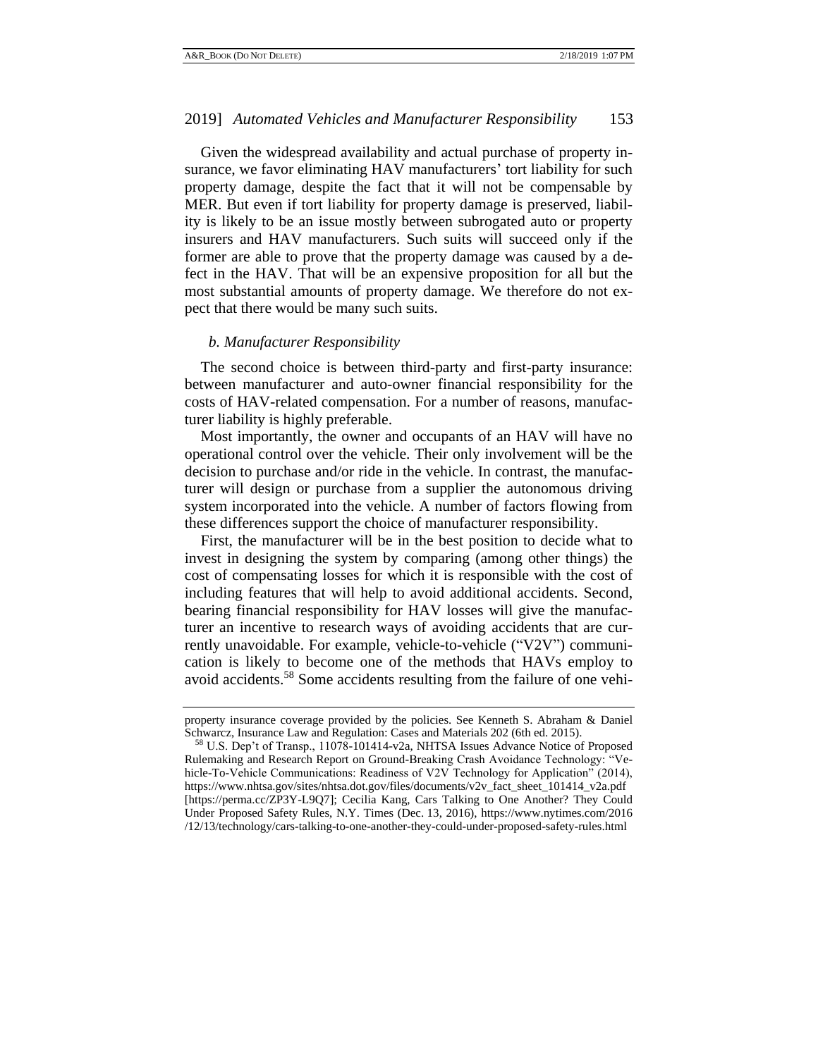Given the widespread availability and actual purchase of property insurance, we favor eliminating HAV manufacturers' tort liability for such property damage, despite the fact that it will not be compensable by MER. But even if tort liability for property damage is preserved, liability is likely to be an issue mostly between subrogated auto or property insurers and HAV manufacturers. Such suits will succeed only if the former are able to prove that the property damage was caused by a defect in the HAV. That will be an expensive proposition for all but the most substantial amounts of property damage. We therefore do not expect that there would be many such suits.

*b. Manufacturer Responsibility*

The second choice is between third-party and first-party insurance: between manufacturer and auto-owner financial responsibility for the costs of HAV-related compensation. For a number of reasons, manufacturer liability is highly preferable.

Most importantly, the owner and occupants of an HAV will have no operational control over the vehicle. Their only involvement will be the decision to purchase and/or ride in the vehicle. In contrast, the manufacturer will design or purchase from a supplier the autonomous driving system incorporated into the vehicle. A number of factors flowing from these differences support the choice of manufacturer responsibility.

First, the manufacturer will be in the best position to decide what to invest in designing the system by comparing (among other things) the cost of compensating losses for which it is responsible with the cost of including features that will help to avoid additional accidents. Second, bearing financial responsibility for HAV losses will give the manufacturer an incentive to research ways of avoiding accidents that are currently unavoidable. For example, vehicle-to-vehicle ("V2V") communication is likely to become one of the methods that HAVs employ to avoid accidents.[58] Some accidents resulting from the failure of one vehi-

---

property insurance coverage provided by the policies. See Kenneth S. Abraham & Daniel Schwarcz, Insurance Law and Regulation: Cases and Materials 202 (6th ed. 2015).

[58] U.S. Dep't of Transp., 11078-101414-v2a, NHTSA Issues Advance Notice of Proposed Rulemaking and Research Report on Ground-Breaking Crash Avoidance Technology: "Vehicle-To-Vehicle Communications: Readiness of V2V Technology for Application" (2014), https://www.nhtsa.gov/sites/nhtsa.dot.gov/files/documents/v2v_fact_sheet_101414_v2a.pdf [https://perma.cc/ZP3Y-L9Q7]; Cecilia Kang, Cars Talking to One Another? They Could Under Proposed Safety Rules, N.Y. Times (Dec. 13, 2016), https://www.nytimes.com/2016/12/13/technology/cars-talking-to-one-another-they-could-under-proposed-safety-rules.html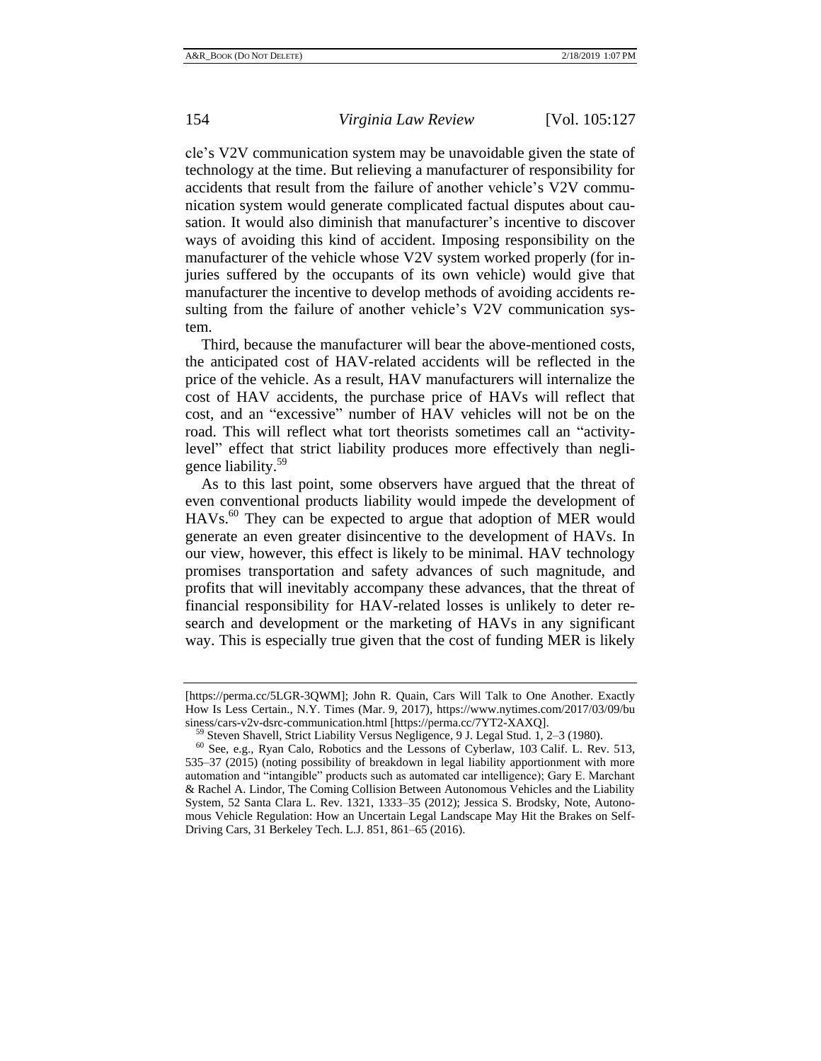cle's V2V communication system may be unavoidable given the state of technology at the time. But relieving a manufacturer of responsibility for accidents that result from the failure of another vehicle's V2V communication system would generate complicated factual disputes about causation. It would also diminish that manufacturer's incentive to discover ways of avoiding this kind of accident. Imposing responsibility on the manufacturer of the vehicle whose V2V system worked properly (for injuries suffered by the occupants of its own vehicle) would give that manufacturer the incentive to develop methods of avoiding accidents resulting from the failure of another vehicle's V2V communication system.

Third, because the manufacturer will bear the above-mentioned costs, the anticipated cost of HAV-related accidents will be reflected in the price of the vehicle. As a result, HAV manufacturers will internalize the cost of HAV accidents, the purchase price of HAVs will reflect that cost, and an "excessive" number of HAV vehicles will not be on the road. This will reflect what tort theorists sometimes call an "activity-level" effect that strict liability produces more effectively than negligence liability.[59]

As to this last point, some observers have argued that the threat of even conventional products liability would impede the development of HAVs.[60] They can be expected to argue that adoption of MER would generate an even greater disincentive to the development of HAVs. In our view, however, this effect is likely to be minimal. HAV technology promises transportation and safety advances of such magnitude, and profits that will inevitably accompany these advances, that the threat of financial responsibility for HAV-related losses is unlikely to deter research and development or the marketing of HAVs in any significant way. This is especially true given that the cost of funding MER is likely

---

[https://perma.cc/5LGR-3QWM]; John R. Quain, Cars Will Talk to One Another. Exactly How Is Less Certain., N.Y. Times (Mar. 9, 2017), https://www.nytimes.com/2017/03/09/business/cars-v2v-dsrc-communication.html [https://perma.cc/7YT2-XAXQ].

[59] Steven Shavell, Strict Liability Versus Negligence, 9 J. Legal Stud. 1, 2–3 (1980).

[60] See, e.g., Ryan Calo, Robotics and the Lessons of Cyberlaw, 103 Calif. L. Rev. 513, 535–37 (2015) (noting possibility of breakdown in legal liability apportionment with more automation and "intangible" products such as automated car intelligence); Gary E. Marchant & Rachel A. Lindor, The Coming Collision Between Autonomous Vehicles and the Liability System, 52 Santa Clara L. Rev. 1321, 1333–35 (2012); Jessica S. Brodsky, Note, Autonomous Vehicle Regulation: How an Uncertain Legal Landscape May Hit the Brakes on Self-Driving Cars, 31 Berkeley Tech. L.J. 851, 861–65 (2016).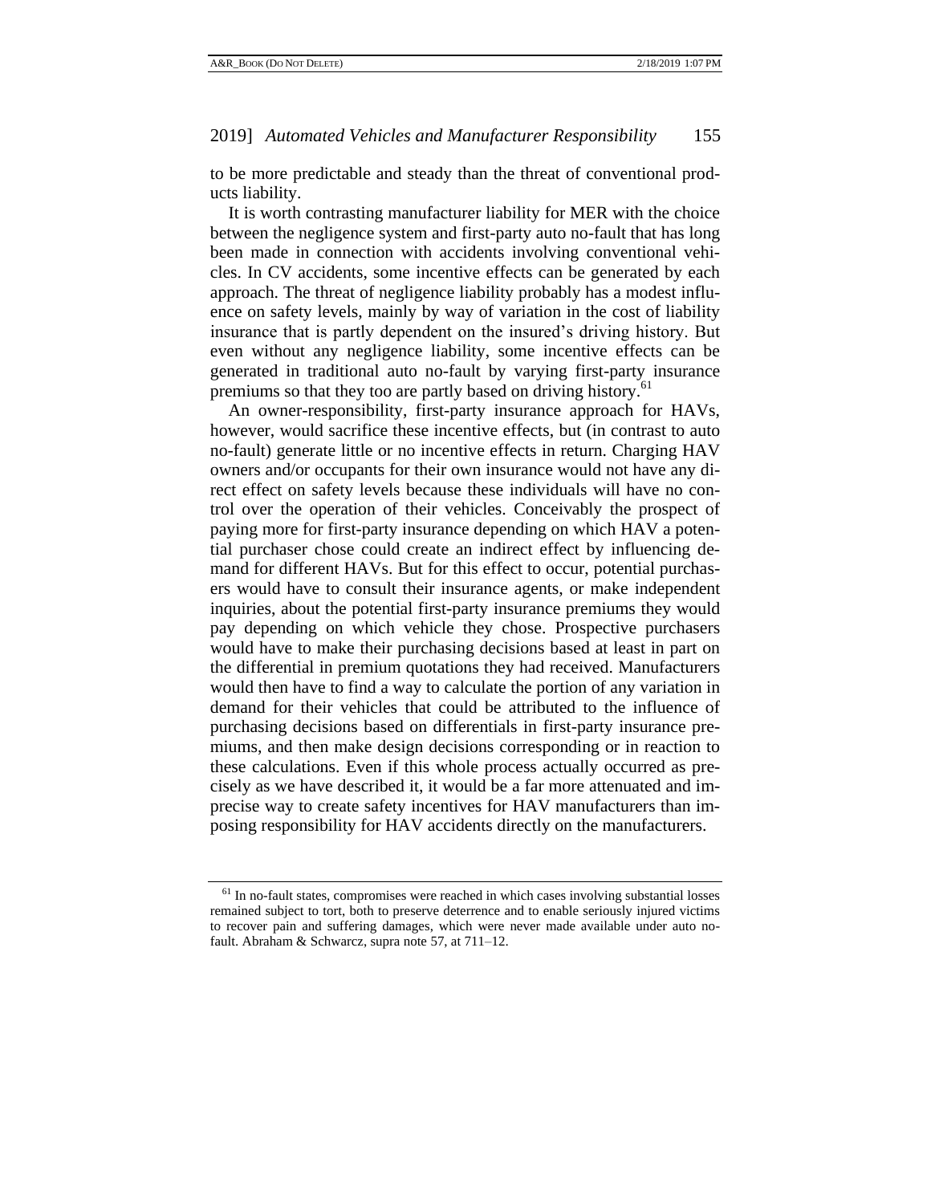to be more predictable and steady than the threat of conventional products liability.

It is worth contrasting manufacturer liability for MER with the choice between the negligence system and first-party auto no-fault that has long been made in connection with accidents involving conventional vehicles. In CV accidents, some incentive effects can be generated by each approach. The threat of negligence liability probably has a modest influence on safety levels, mainly by way of variation in the cost of liability insurance that is partly dependent on the insured's driving history. But even without any negligence liability, some incentive effects can be generated in traditional auto no-fault by varying first-party insurance premiums so that they too are partly based on driving history.[61]

An owner-responsibility, first-party insurance approach for HAVs, however, would sacrifice these incentive effects, but (in contrast to auto no-fault) generate little or no incentive effects in return. Charging HAV owners and/or occupants for their own insurance would not have any direct effect on safety levels because these individuals will have no control over the operation of their vehicles. Conceivably the prospect of paying more for first-party insurance depending on which HAV a potential purchaser chose could create an indirect effect by influencing demand for different HAVs. But for this effect to occur, potential purchasers would have to consult their insurance agents, or make independent inquiries, about the potential first-party insurance premiums they would pay depending on which vehicle they chose. Prospective purchasers would have to make their purchasing decisions based at least in part on the differential in premium quotations they had received. Manufacturers would then have to find a way to calculate the portion of any variation in demand for their vehicles that could be attributed to the influence of purchasing decisions based on differentials in first-party insurance premiums, and then make design decisions corresponding or in reaction to these calculations. Even if this whole process actually occurred as precisely as we have described it, it would be a far more attenuated and imprecise way to create safety incentives for HAV manufacturers than imposing responsibility for HAV accidents directly on the manufacturers.

[61] In no-fault states, compromises were reached in which cases involving substantial losses remained subject to tort, both to preserve deterrence and to enable seriously injured victims to recover pain and suffering damages, which were never made available under auto no-fault. Abraham & Schwarcz, supra note 57, at 711–12.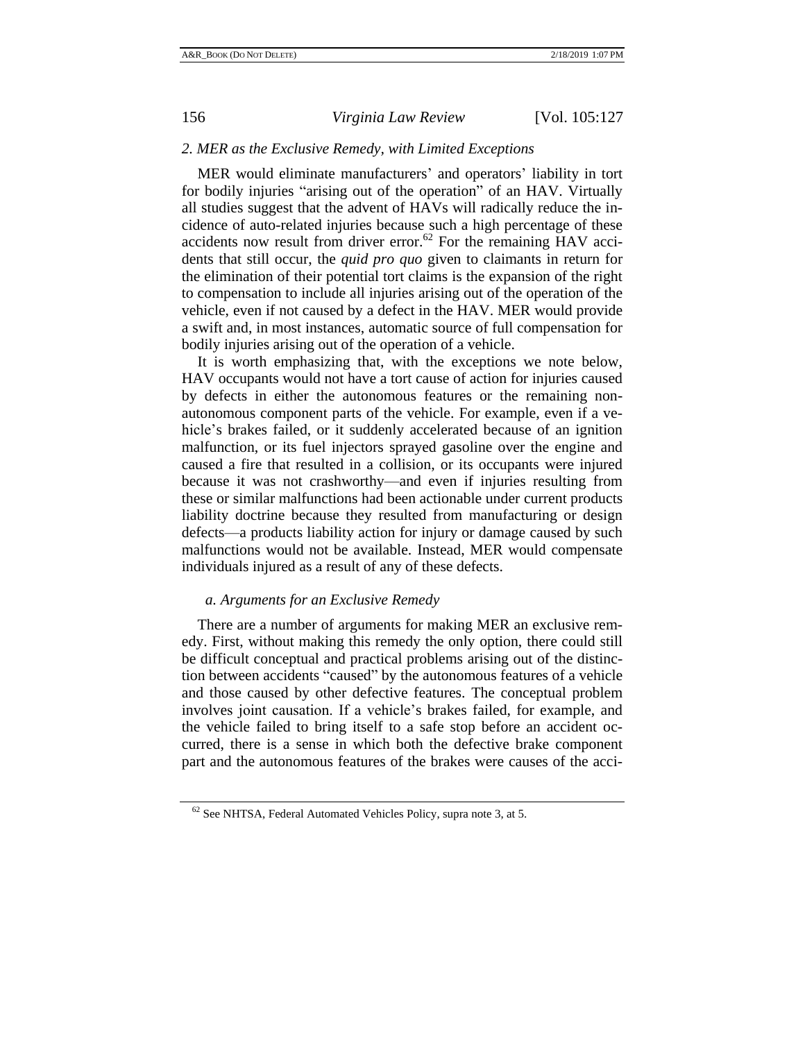### 2. MER as the Exclusive Remedy, with Limited Exceptions

MER would eliminate manufacturers' and operators' liability in tort for bodily injuries "arising out of the operation" of an HAV. Virtually all studies suggest that the advent of HAVs will radically reduce the incidence of auto-related injuries because such a high percentage of these accidents now result from driver error.[62] For the remaining HAV accidents that still occur, the *quid pro quo* given to claimants in return for the elimination of their potential tort claims is the expansion of the right to compensation to include all injuries arising out of the operation of the vehicle, even if not caused by a defect in the HAV. MER would provide a swift and, in most instances, automatic source of full compensation for bodily injuries arising out of the operation of a vehicle.

It is worth emphasizing that, with the exceptions we note below, HAV occupants would not have a tort cause of action for injuries caused by defects in either the autonomous features or the remaining non-autonomous component parts of the vehicle. For example, even if a vehicle's brakes failed, or it suddenly accelerated because of an ignition malfunction, or its fuel injectors sprayed gasoline over the engine and caused a fire that resulted in a collision, or its occupants were injured because it was not crashworthy—and even if injuries resulting from these or similar malfunctions had been actionable under current products liability doctrine because they resulted from manufacturing or design defects—a products liability action for injury or damage caused by such malfunctions would not be available. Instead, MER would compensate individuals injured as a result of any of these defects.

#### a. Arguments for an Exclusive Remedy

There are a number of arguments for making MER an exclusive remedy. First, without making this remedy the only option, there could still be difficult conceptual and practical problems arising out of the distinction between accidents "caused" by the autonomous features of a vehicle and those caused by other defective features. The conceptual problem involves joint causation. If a vehicle's brakes failed, for example, and the vehicle failed to bring itself to a safe stop before an accident occurred, there is a sense in which both the defective brake component part and the autonomous features of the brakes were causes of the acci-

[62] See NHTSA, Federal Automated Vehicles Policy, supra note 3, at 5.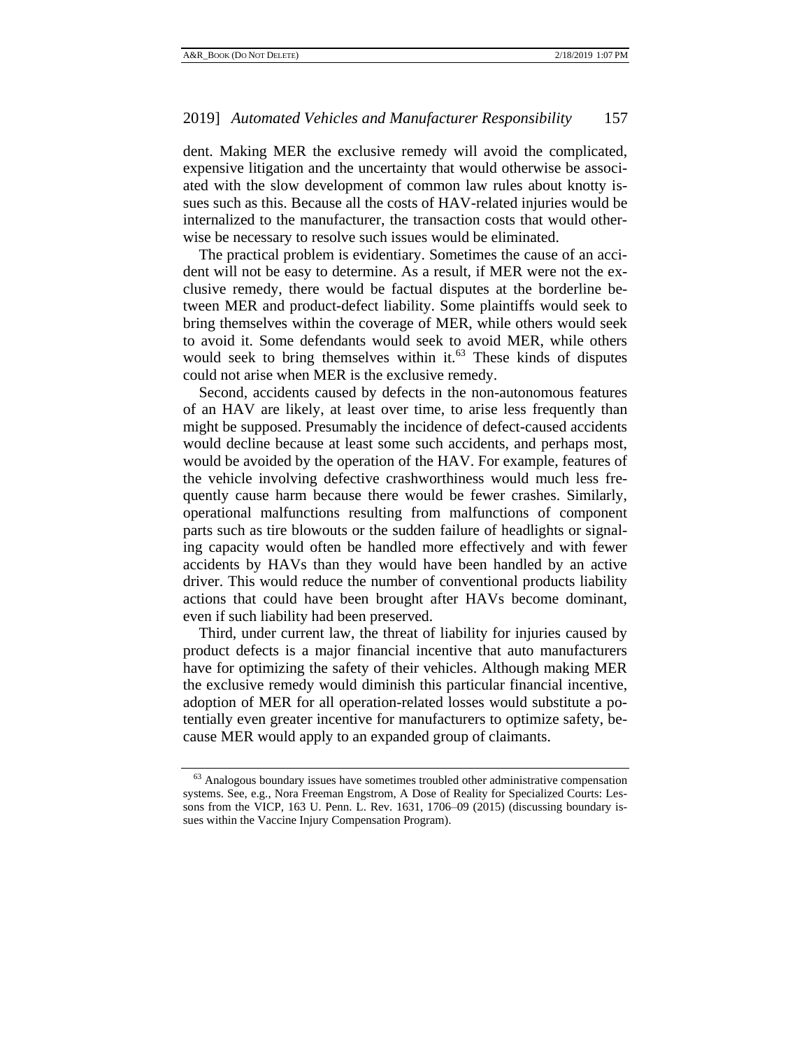dent. Making MER the exclusive remedy will avoid the complicated, expensive litigation and the uncertainty that would otherwise be associated with the slow development of common law rules about knotty issues such as this. Because all the costs of HAV-related injuries would be internalized to the manufacturer, the transaction costs that would otherwise be necessary to resolve such issues would be eliminated.

The practical problem is evidentiary. Sometimes the cause of an accident will not be easy to determine. As a result, if MER were not the exclusive remedy, there would be factual disputes at the borderline between MER and product-defect liability. Some plaintiffs would seek to bring themselves within the coverage of MER, while others would seek to avoid it. Some defendants would seek to avoid MER, while others would seek to bring themselves within it.[63] These kinds of disputes could not arise when MER is the exclusive remedy.

Second, accidents caused by defects in the non-autonomous features of an HAV are likely, at least over time, to arise less frequently than might be supposed. Presumably the incidence of defect-caused accidents would decline because at least some such accidents, and perhaps most, would be avoided by the operation of the HAV. For example, features of the vehicle involving defective crashworthiness would much less frequently cause harm because there would be fewer crashes. Similarly, operational malfunctions resulting from malfunctions of component parts such as tire blowouts or the sudden failure of headlights or signaling capacity would often be handled more effectively and with fewer accidents by HAVs than they would have been handled by an active driver. This would reduce the number of conventional products liability actions that could have been brought after HAVs become dominant, even if such liability had been preserved.

Third, under current law, the threat of liability for injuries caused by product defects is a major financial incentive that auto manufacturers have for optimizing the safety of their vehicles. Although making MER the exclusive remedy would diminish this particular financial incentive, adoption of MER for all operation-related losses would substitute a potentially even greater incentive for manufacturers to optimize safety, because MER would apply to an expanded group of claimants.

---

[63] Analogous boundary issues have sometimes troubled other administrative compensation systems. See, e.g., Nora Freeman Engstrom, A Dose of Reality for Specialized Courts: Lessons from the VICP, 163 U. Penn. L. Rev. 1631, 1706–09 (2015) (discussing boundary issues within the Vaccine Injury Compensation Program).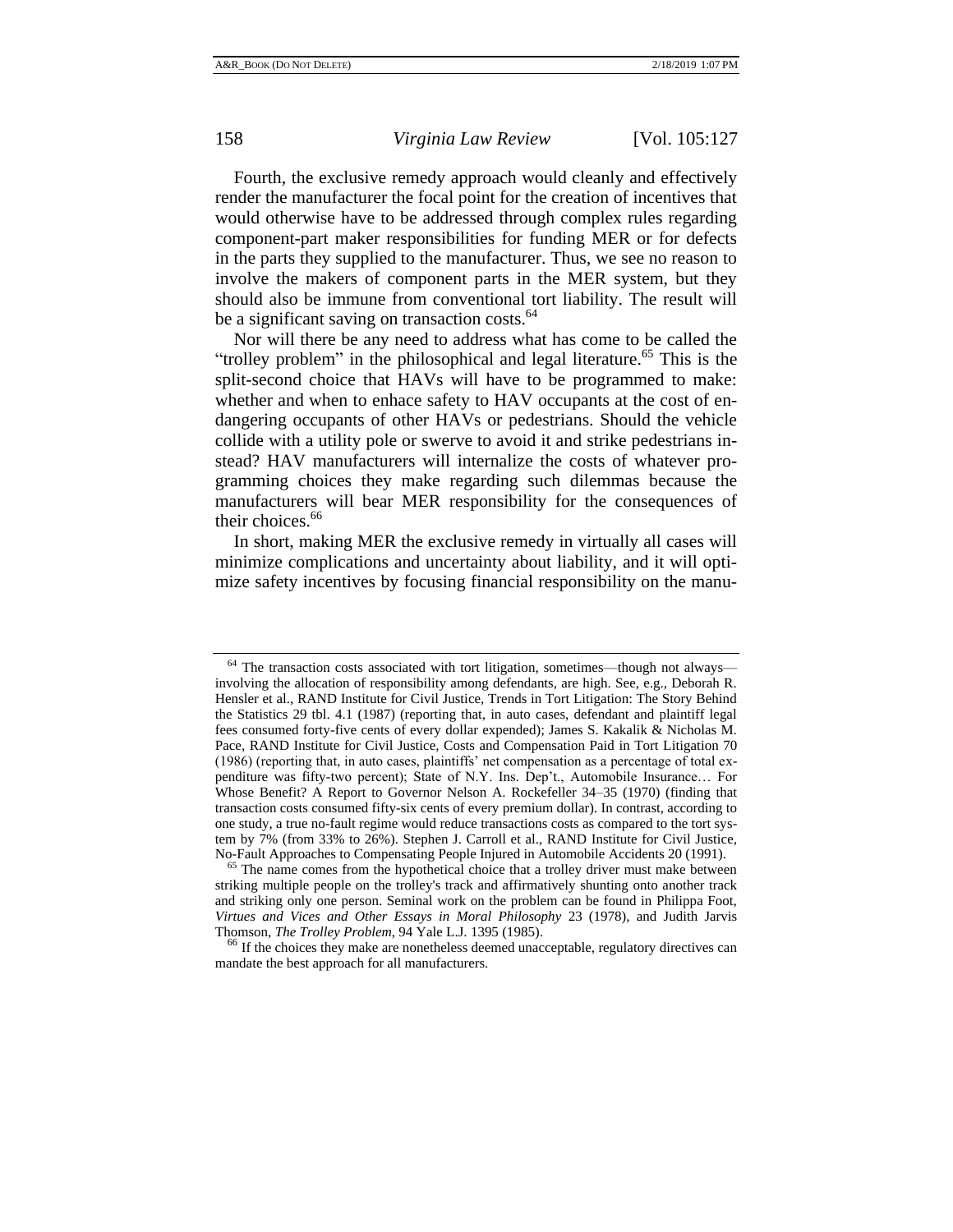Fourth, the exclusive remedy approach would cleanly and effectively render the manufacturer the focal point for the creation of incentives that would otherwise have to be addressed through complex rules regarding component-part maker responsibilities for funding MER or for defects in the parts they supplied to the manufacturer. Thus, we see no reason to involve the makers of component parts in the MER system, but they should also be immune from conventional tort liability. The result will be a significant saving on transaction costs.[64]

Nor will there be any need to address what has come to be called the "trolley problem" in the philosophical and legal literature.[65] This is the split-second choice that HAVs will have to be programmed to make: whether and when to enhace safety to HAV occupants at the cost of endangering occupants of other HAVs or pedestrians. Should the vehicle collide with a utility pole or swerve to avoid it and strike pedestrians instead? HAV manufacturers will internalize the costs of whatever programming choices they make regarding such dilemmas because the manufacturers will bear MER responsibility for the consequences of their choices.[66]

In short, making MER the exclusive remedy in virtually all cases will minimize complications and uncertainty about liability, and it will optimize safety incentives by focusing financial responsibility on the manu-

---

[64] The transaction costs associated with tort litigation, sometimes—though not always—involving the allocation of responsibility among defendants, are high. See, e.g., Deborah R. Hensler et al., RAND Institute for Civil Justice, Trends in Tort Litigation: The Story Behind the Statistics 29 tbl. 4.1 (1987) (reporting that, in auto cases, defendant and plaintiff legal fees consumed forty-five cents of every dollar expended); James S. Kakalik & Nicholas M. Pace, RAND Institute for Civil Justice, Costs and Compensation Paid in Tort Litigation 70 (1986) (reporting that, in auto cases, plaintiffs' net compensation as a percentage of total expenditure was fifty-two percent); State of N.Y. Ins. Dep't., Automobile Insurance… For Whose Benefit? A Report to Governor Nelson A. Rockefeller 34–35 (1970) (finding that transaction costs consumed fifty-six cents of every premium dollar). In contrast, according to one study, a true no-fault regime would reduce transactions costs as compared to the tort system by 7% (from 33% to 26%). Stephen J. Carroll et al., RAND Institute for Civil Justice, No-Fault Approaches to Compensating People Injured in Automobile Accidents 20 (1991).

[65] The name comes from the hypothetical choice that a trolley driver must make between striking multiple people on the trolley's track and affirmatively shunting onto another track and striking only one person. Seminal work on the problem can be found in Philippa Foot, *Virtues and Vices and Other Essays in Moral Philosophy* 23 (1978), and Judith Jarvis Thomson, *The Trolley Problem*, 94 Yale L.J. 1395 (1985).

[66] If the choices they make are nonetheless deemed unacceptable, regulatory directives can mandate the best approach for all manufacturers.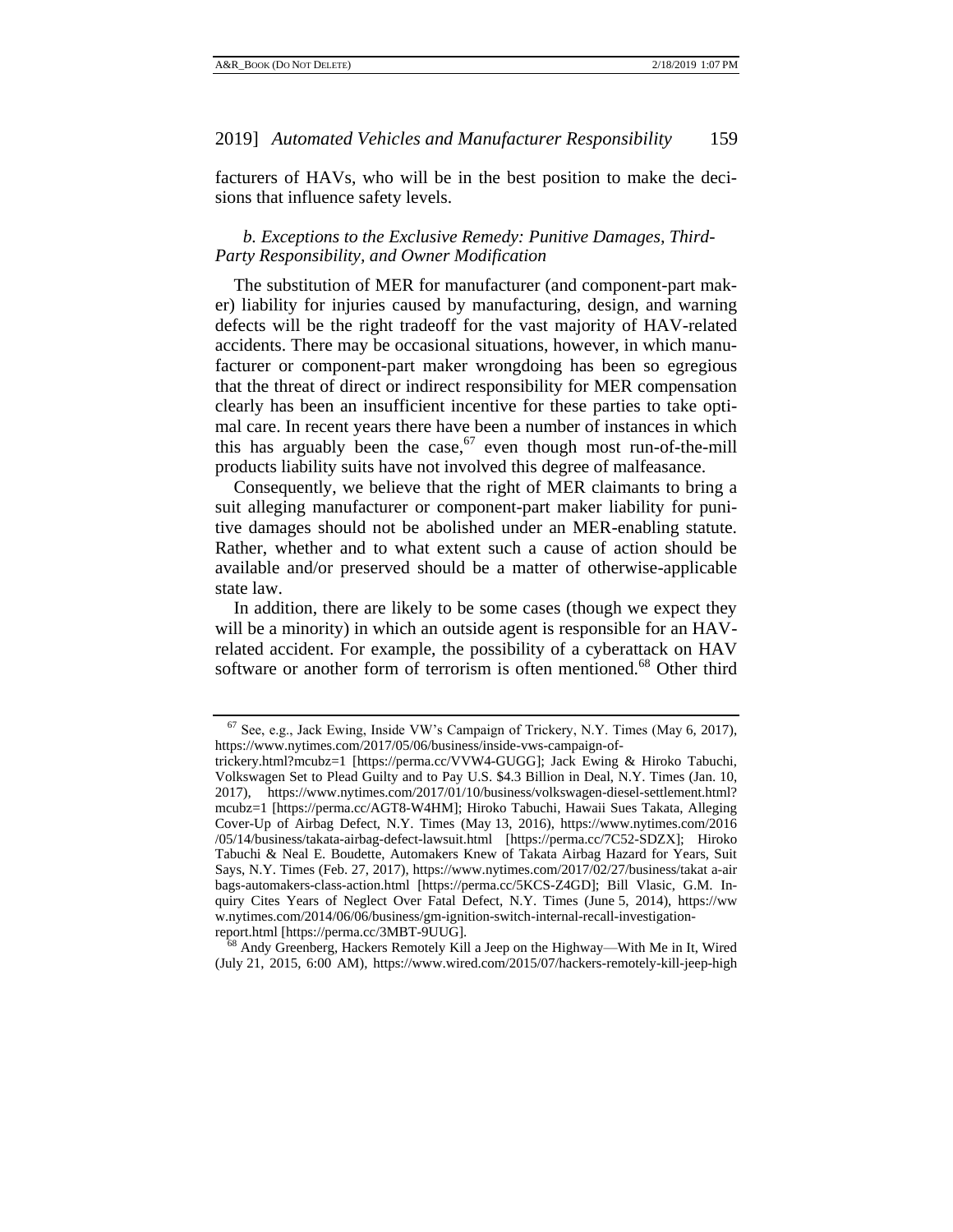facturers of HAVs, who will be in the best position to make the decisions that influence safety levels.

*b. Exceptions to the Exclusive Remedy: Punitive Damages, Third-Party Responsibility, and Owner Modification*

The substitution of MER for manufacturer (and component-part maker) liability for injuries caused by manufacturing, design, and warning defects will be the right tradeoff for the vast majority of HAV-related accidents. There may be occasional situations, however, in which manufacturer or component-part maker wrongdoing has been so egregious that the threat of direct or indirect responsibility for MER compensation clearly has been an insufficient incentive for these parties to take optimal care. In recent years there have been a number of instances in which this has arguably been the case,[67] even though most run-of-the-mill products liability suits have not involved this degree of malfeasance.

Consequently, we believe that the right of MER claimants to bring a suit alleging manufacturer or component-part maker liability for punitive damages should not be abolished under an MER-enabling statute. Rather, whether and to what extent such a cause of action should be available and/or preserved should be a matter of otherwise-applicable state law.

In addition, there are likely to be some cases (though we expect they will be a minority) in which an outside agent is responsible for an HAV-related accident. For example, the possibility of a cyberattack on HAV software or another form of terrorism is often mentioned.[68] Other third

---

[67] See, e.g., Jack Ewing, Inside VW's Campaign of Trickery, N.Y. Times (May 6, 2017), https://www.nytimes.com/2017/05/06/business/inside-vws-campaign-of-trickery.html?mcubz=1 [https://perma.cc/VVW4-GUGG]; Jack Ewing & Hiroko Tabuchi, Volkswagen Set to Plead Guilty and to Pay U.S. $4.3 Billion in Deal, N.Y. Times (Jan. 10, 2017), https://www.nytimes.com/2017/01/10/business/volkswagen-diesel-settlement.html?mcubz=1 [https://perma.cc/AGT8-W4HM]; Hiroko Tabuchi, Hawaii Sues Takata, Alleging Cover-Up of Airbag Defect, N.Y. Times (May 13, 2016), https://www.nytimes.com/2016/05/14/business/takata-airbag-defect-lawsuit.html [https://perma.cc/7C52-SDZX]; Hiroko Tabuchi & Neal E. Boudette, Automakers Knew of Takata Airbag Hazard for Years, Suit Says, N.Y. Times (Feb. 27, 2017), https://www.nytimes.com/2017/02/27/business/takata-airbags-automakers-class-action.html [https://perma.cc/5KCS-Z4GD]; Bill Vlasic, G.M. Inquiry Cites Years of Neglect Over Fatal Defect, N.Y. Times (June 5, 2014), https://www.nytimes.com/2014/06/06/business/gm-ignition-switch-internal-recall-investigation-report.html [https://perma.cc/3MBT-9UUG].

[68] Andy Greenberg, Hackers Remotely Kill a Jeep on the Highway—With Me in It, Wired (July 21, 2015, 6:00 AM), https://www.wired.com/2015/07/hackers-remotely-kill-jeep-high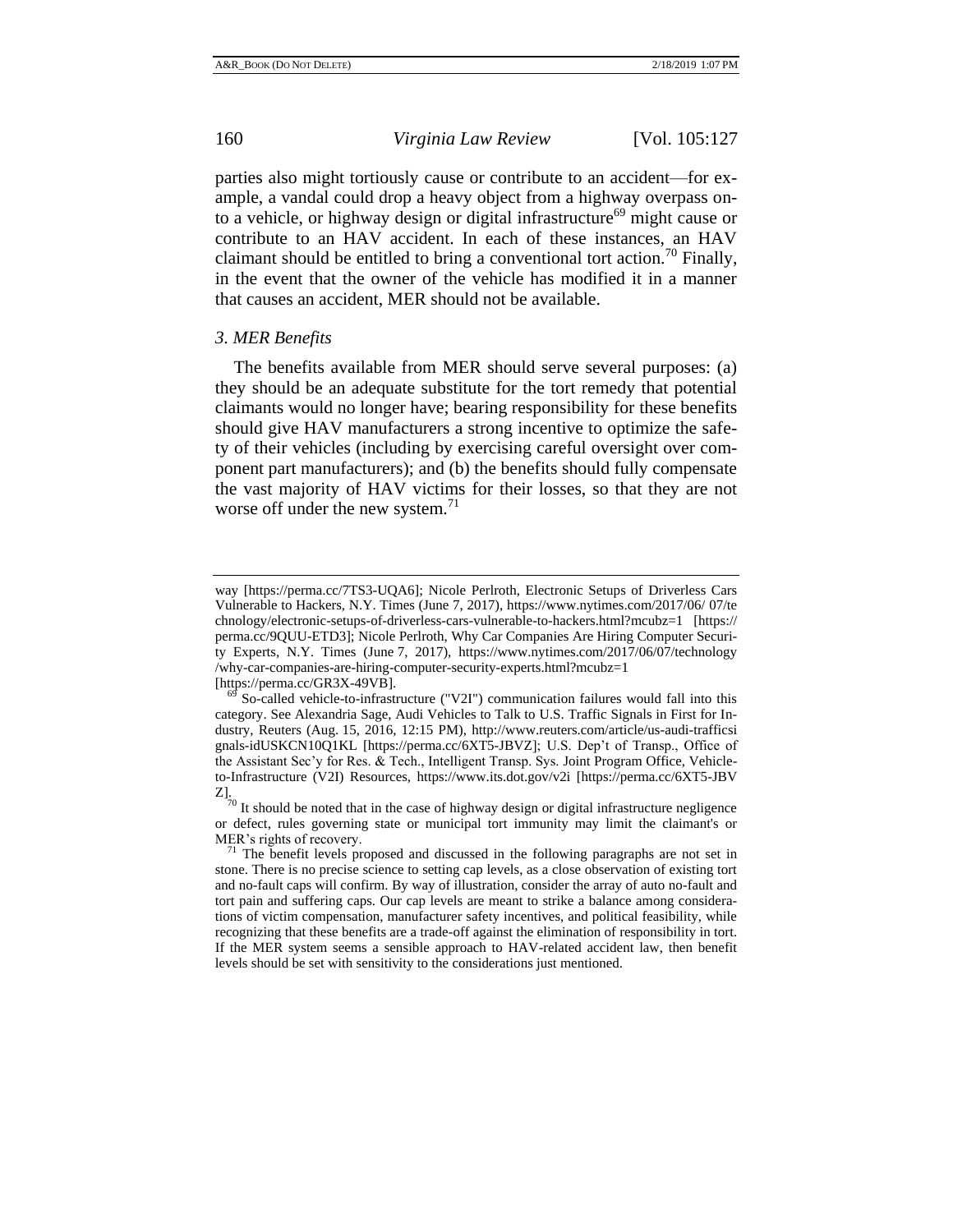parties also might tortiously cause or contribute to an accident—for example, a vandal could drop a heavy object from a highway overpass onto a vehicle, or highway design or digital infrastructure[69] might cause or contribute to an HAV accident. In each of these instances, an HAV claimant should be entitled to bring a conventional tort action.[70] Finally, in the event that the owner of the vehicle has modified it in a manner that causes an accident, MER should not be available.

### *3. MER Benefits*

The benefits available from MER should serve several purposes: (a) they should be an adequate substitute for the tort remedy that potential claimants would no longer have; bearing responsibility for these benefits should give HAV manufacturers a strong incentive to optimize the safety of their vehicles (including by exercising careful oversight over component part manufacturers); and (b) the benefits should fully compensate the vast majority of HAV victims for their losses, so that they are not worse off under the new system.[71]

---

way [https://perma.cc/7TS3-UQA6]; Nicole Perlroth, Electronic Setups of Driverless Cars Vulnerable to Hackers, N.Y. Times (June 7, 2017), https://www.nytimes.com/2017/06/ 07/technology/electronic-setups-of-driverless-cars-vulnerable-to-hackers.html?mcubz=1 [https://perma.cc/9QUU-ETD3]; Nicole Perlroth, Why Car Companies Are Hiring Computer Security Experts, N.Y. Times (June 7, 2017), https://www.nytimes.com/2017/06/07/technology/why-car-companies-are-hiring-computer-security-experts.html?mcubz=1 [https://perma.cc/GR3X-49VB].

[69] So-called vehicle-to-infrastructure ("V2I") communication failures would fall into this category. See Alexandria Sage, Audi Vehicles to Talk to U.S. Traffic Signals in First for Industry, Reuters (Aug. 15, 2016, 12:15 PM), http://www.reuters.com/article/us-audi-trafficsignals-idUSKCN10Q1KL [https://perma.cc/6XT5-JBVZ]; U.S. Dep't of Transp., Office of the Assistant Sec'y for Res. & Tech., Intelligent Transp. Sys. Joint Program Office, Vehicle-to-Infrastructure (V2I) Resources, https://www.its.dot.gov/v2i [https://perma.cc/6XT5-JBVZ].

[70] It should be noted that in the case of highway design or digital infrastructure negligence or defect, rules governing state or municipal tort immunity may limit the claimant's or MER's rights of recovery.

[71] The benefit levels proposed and discussed in the following paragraphs are not set in stone. There is no precise science to setting cap levels, as a close observation of existing tort and no-fault caps will confirm. By way of illustration, consider the array of auto no-fault and tort pain and suffering caps. Our cap levels are meant to strike a balance among considerations of victim compensation, manufacturer safety incentives, and political feasibility, while recognizing that these benefits are a trade-off against the elimination of responsibility in tort. If the MER system seems a sensible approach to HAV-related accident law, then benefit levels should be set with sensitivity to the considerations just mentioned.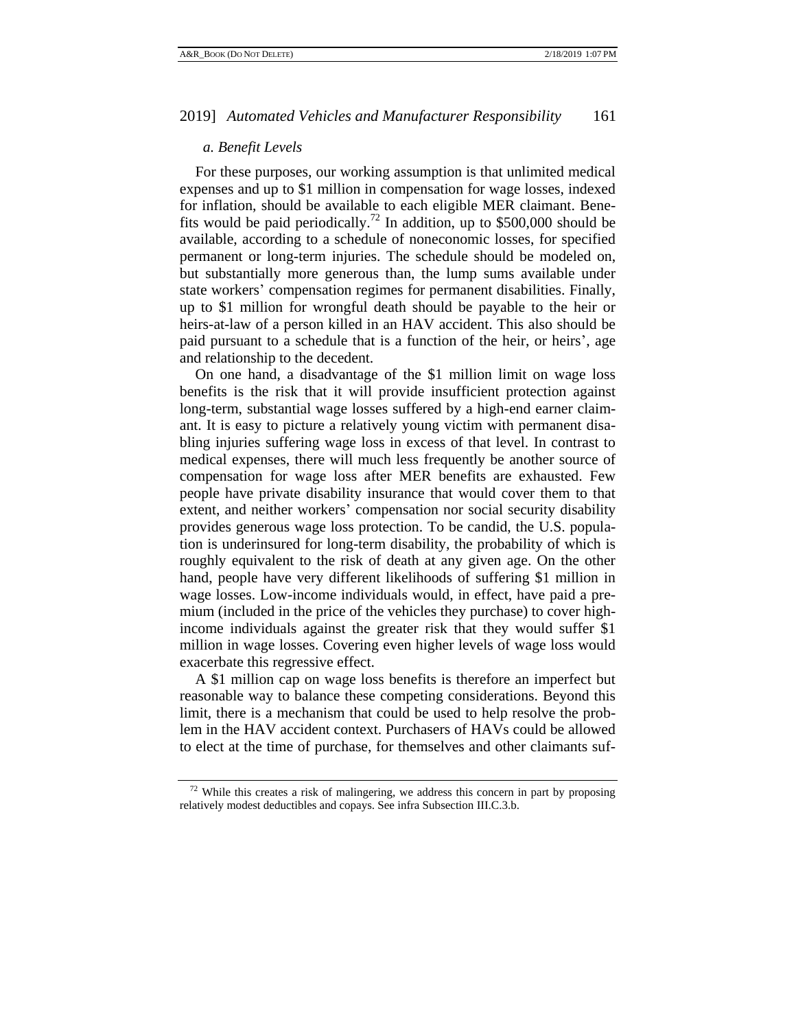*a. Benefit Levels*

For these purposes, our working assumption is that unlimited medical expenses and up to $1 million in compensation for wage losses, indexed for inflation, should be available to each eligible MER claimant. Benefits would be paid periodically.[72] In addition, up to $500,000 should be available, according to a schedule of noneconomic losses, for specified permanent or long-term injuries. The schedule should be modeled on, but substantially more generous than, the lump sums available under state workers' compensation regimes for permanent disabilities. Finally, up to $1 million for wrongful death should be payable to the heir or heirs-at-law of a person killed in an HAV accident. This also should be paid pursuant to a schedule that is a function of the heir, or heirs', age and relationship to the decedent.

On one hand, a disadvantage of the $1 million limit on wage loss benefits is the risk that it will provide insufficient protection against long-term, substantial wage losses suffered by a high-end earner claimant. It is easy to picture a relatively young victim with permanent disabling injuries suffering wage loss in excess of that level. In contrast to medical expenses, there will much less frequently be another source of compensation for wage loss after MER benefits are exhausted. Few people have private disability insurance that would cover them to that extent, and neither workers' compensation nor social security disability provides generous wage loss protection. To be candid, the U.S. population is underinsured for long-term disability, the probability of which is roughly equivalent to the risk of death at any given age. On the other hand, people have very different likelihoods of suffering $1 million in wage losses. Low-income individuals would, in effect, have paid a premium (included in the price of the vehicles they purchase) to cover high-income individuals against the greater risk that they would suffer $1 million in wage losses. Covering even higher levels of wage loss would exacerbate this regressive effect.

A $1 million cap on wage loss benefits is therefore an imperfect but reasonable way to balance these competing considerations. Beyond this limit, there is a mechanism that could be used to help resolve the problem in the HAV accident context. Purchasers of HAVs could be allowed to elect at the time of purchase, for themselves and other claimants suf-

[72] While this creates a risk of malingering, we address this concern in part by proposing relatively modest deductibles and copays. See infra Subsection III.C.3.b.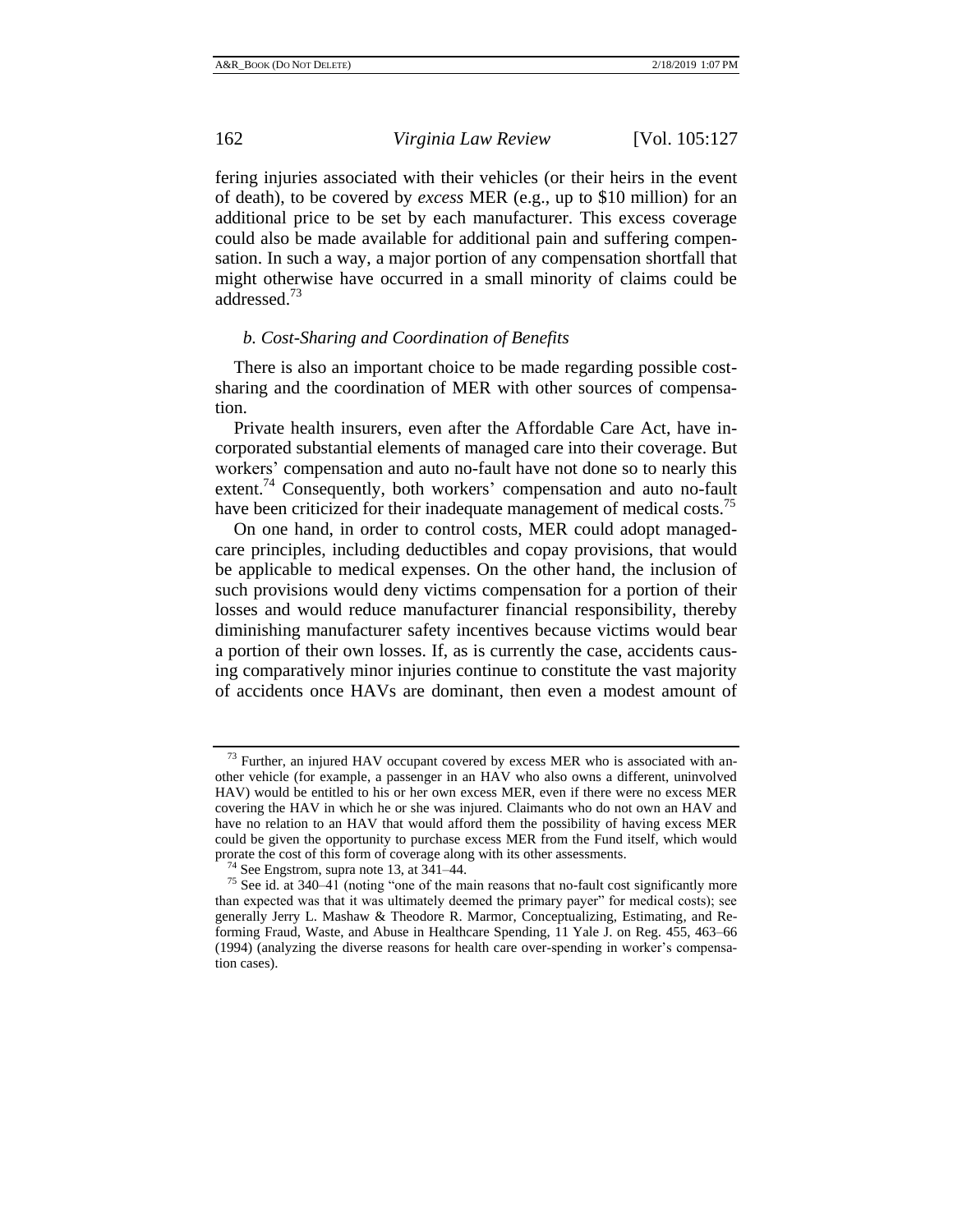fering injuries associated with their vehicles (or their heirs in the event of death), to be covered by *excess* MER (e.g., up to $10 million) for an additional price to be set by each manufacturer. This excess coverage could also be made available for additional pain and suffering compensation. In such a way, a major portion of any compensation shortfall that might otherwise have occurred in a small minority of claims could be addressed.[73]

#### *b. Cost-Sharing and Coordination of Benefits*

There is also an important choice to be made regarding possible cost-sharing and the coordination of MER with other sources of compensation.

Private health insurers, even after the Affordable Care Act, have incorporated substantial elements of managed care into their coverage. But workers' compensation and auto no-fault have not done so to nearly this extent.[74] Consequently, both workers' compensation and auto no-fault have been criticized for their inadequate management of medical costs.[75]

On one hand, in order to control costs, MER could adopt managed-care principles, including deductibles and copay provisions, that would be applicable to medical expenses. On the other hand, the inclusion of such provisions would deny victims compensation for a portion of their losses and would reduce manufacturer financial responsibility, thereby diminishing manufacturer safety incentives because victims would bear a portion of their own losses. If, as is currently the case, accidents causing comparatively minor injuries continue to constitute the vast majority of accidents once HAVs are dominant, then even a modest amount of

---

[73] Further, an injured HAV occupant covered by excess MER who is associated with another vehicle (for example, a passenger in an HAV who also owns a different, uninvolved HAV) would be entitled to his or her own excess MER, even if there were no excess MER covering the HAV in which he or she was injured. Claimants who do not own an HAV and have no relation to an HAV that would afford them the possibility of having excess MER could be given the opportunity to purchase excess MER from the Fund itself, which would prorate the cost of this form of coverage along with its other assessments.

[74] See Engstrom, supra note 13, at 341–44.

[75] See id. at 340–41 (noting "one of the main reasons that no-fault cost significantly more than expected was that it was ultimately deemed the primary payer" for medical costs); see generally Jerry L. Mashaw & Theodore R. Marmor, Conceptualizing, Estimating, and Reforming Fraud, Waste, and Abuse in Healthcare Spending, 11 Yale J. on Reg. 455, 463–66 (1994) (analyzing the diverse reasons for health care over-spending in worker's compensation cases).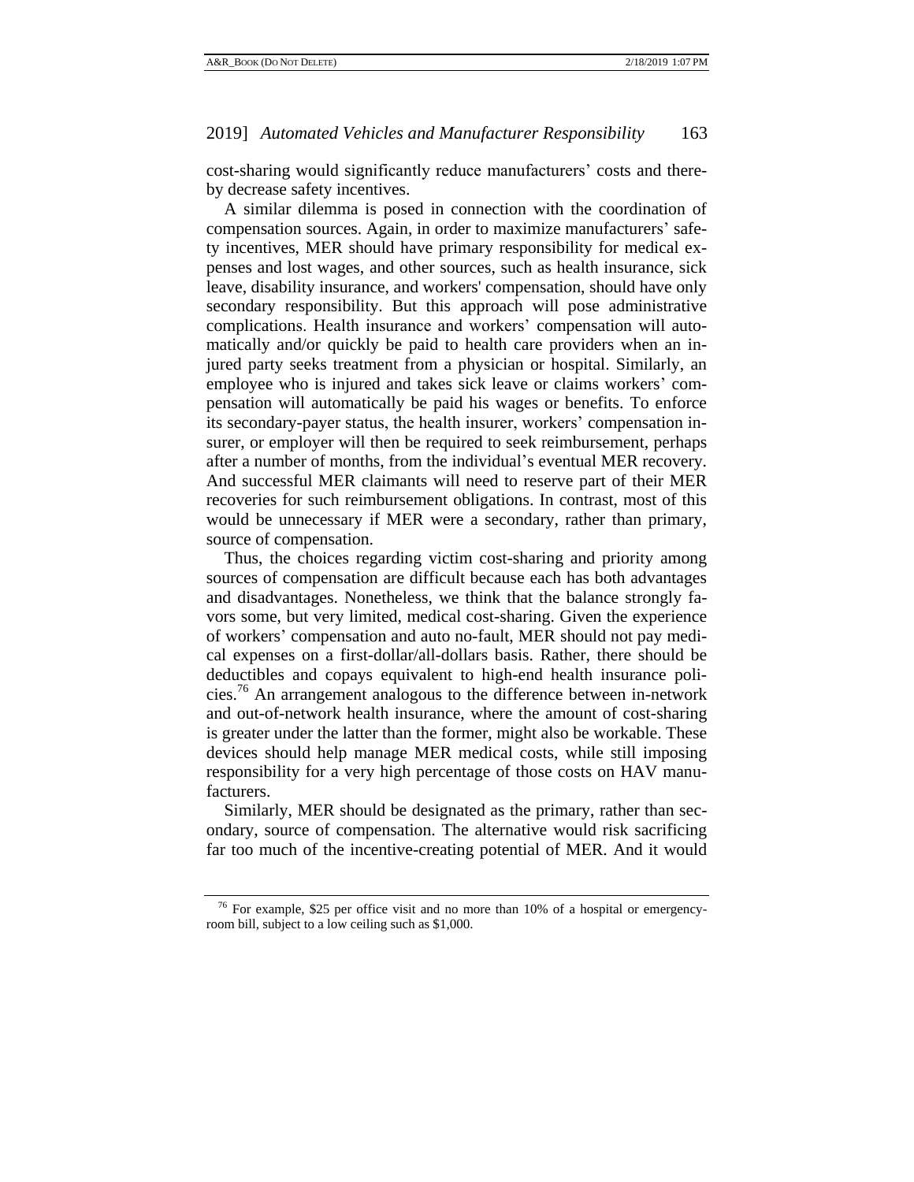cost-sharing would significantly reduce manufacturers' costs and thereby decrease safety incentives.

A similar dilemma is posed in connection with the coordination of compensation sources. Again, in order to maximize manufacturers' safety incentives, MER should have primary responsibility for medical expenses and lost wages, and other sources, such as health insurance, sick leave, disability insurance, and workers' compensation, should have only secondary responsibility. But this approach will pose administrative complications. Health insurance and workers' compensation will automatically and/or quickly be paid to health care providers when an injured party seeks treatment from a physician or hospital. Similarly, an employee who is injured and takes sick leave or claims workers' compensation will automatically be paid his wages or benefits. To enforce its secondary-payer status, the health insurer, workers' compensation insurer, or employer will then be required to seek reimbursement, perhaps after a number of months, from the individual's eventual MER recovery. And successful MER claimants will need to reserve part of their MER recoveries for such reimbursement obligations. In contrast, most of this would be unnecessary if MER were a secondary, rather than primary, source of compensation.

Thus, the choices regarding victim cost-sharing and priority among sources of compensation are difficult because each has both advantages and disadvantages. Nonetheless, we think that the balance strongly favors some, but very limited, medical cost-sharing. Given the experience of workers' compensation and auto no-fault, MER should not pay medical expenses on a first-dollar/all-dollars basis. Rather, there should be deductibles and copays equivalent to high-end health insurance policies.[76] An arrangement analogous to the difference between in-network and out-of-network health insurance, where the amount of cost-sharing is greater under the latter than the former, might also be workable. These devices should help manage MER medical costs, while still imposing responsibility for a very high percentage of those costs on HAV manufacturers.

Similarly, MER should be designated as the primary, rather than secondary, source of compensation. The alternative would risk sacrificing far too much of the incentive-creating potential of MER. And it would

[76] For example, $25 per office visit and no more than 10% of a hospital or emergency-room bill, subject to a low ceiling such as $1,000.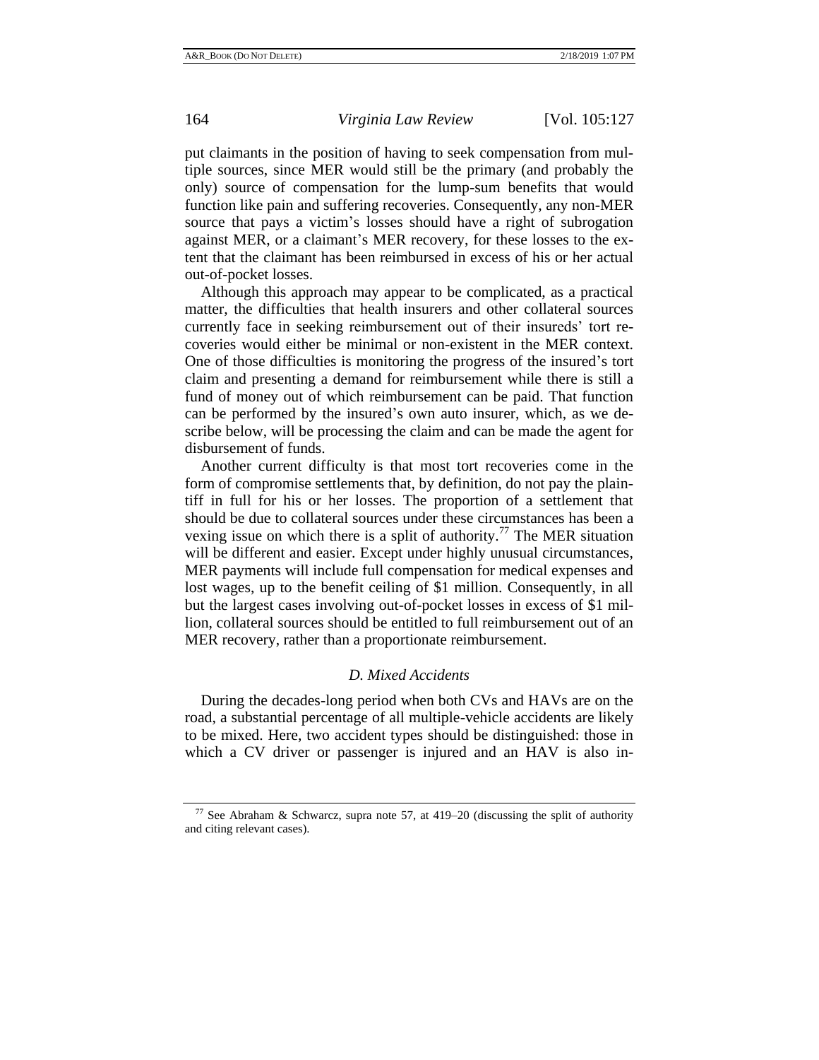put claimants in the position of having to seek compensation from multiple sources, since MER would still be the primary (and probably the only) source of compensation for the lump-sum benefits that would function like pain and suffering recoveries. Consequently, any non-MER source that pays a victim's losses should have a right of subrogation against MER, or a claimant's MER recovery, for these losses to the extent that the claimant has been reimbursed in excess of his or her actual out-of-pocket losses.

Although this approach may appear to be complicated, as a practical matter, the difficulties that health insurers and other collateral sources currently face in seeking reimbursement out of their insureds' tort recoveries would either be minimal or non-existent in the MER context. One of those difficulties is monitoring the progress of the insured's tort claim and presenting a demand for reimbursement while there is still a fund of money out of which reimbursement can be paid. That function can be performed by the insured's own auto insurer, which, as we describe below, will be processing the claim and can be made the agent for disbursement of funds.

Another current difficulty is that most tort recoveries come in the form of compromise settlements that, by definition, do not pay the plaintiff in full for his or her losses. The proportion of a settlement that should be due to collateral sources under these circumstances has been a vexing issue on which there is a split of authority.[77] The MER situation will be different and easier. Except under highly unusual circumstances, MER payments will include full compensation for medical expenses and lost wages, up to the benefit ceiling of $1 million. Consequently, in all but the largest cases involving out-of-pocket losses in excess of $1 million, collateral sources should be entitled to full reimbursement out of an MER recovery, rather than a proportionate reimbursement.

### *D. Mixed Accidents*

During the decades-long period when both CVs and HAVs are on the road, a substantial percentage of all multiple-vehicle accidents are likely to be mixed. Here, two accident types should be distinguished: those in which a CV driver or passenger is injured and an HAV is also in-

[77] See Abraham & Schwarcz, supra note 57, at 419–20 (discussing the split of authority and citing relevant cases).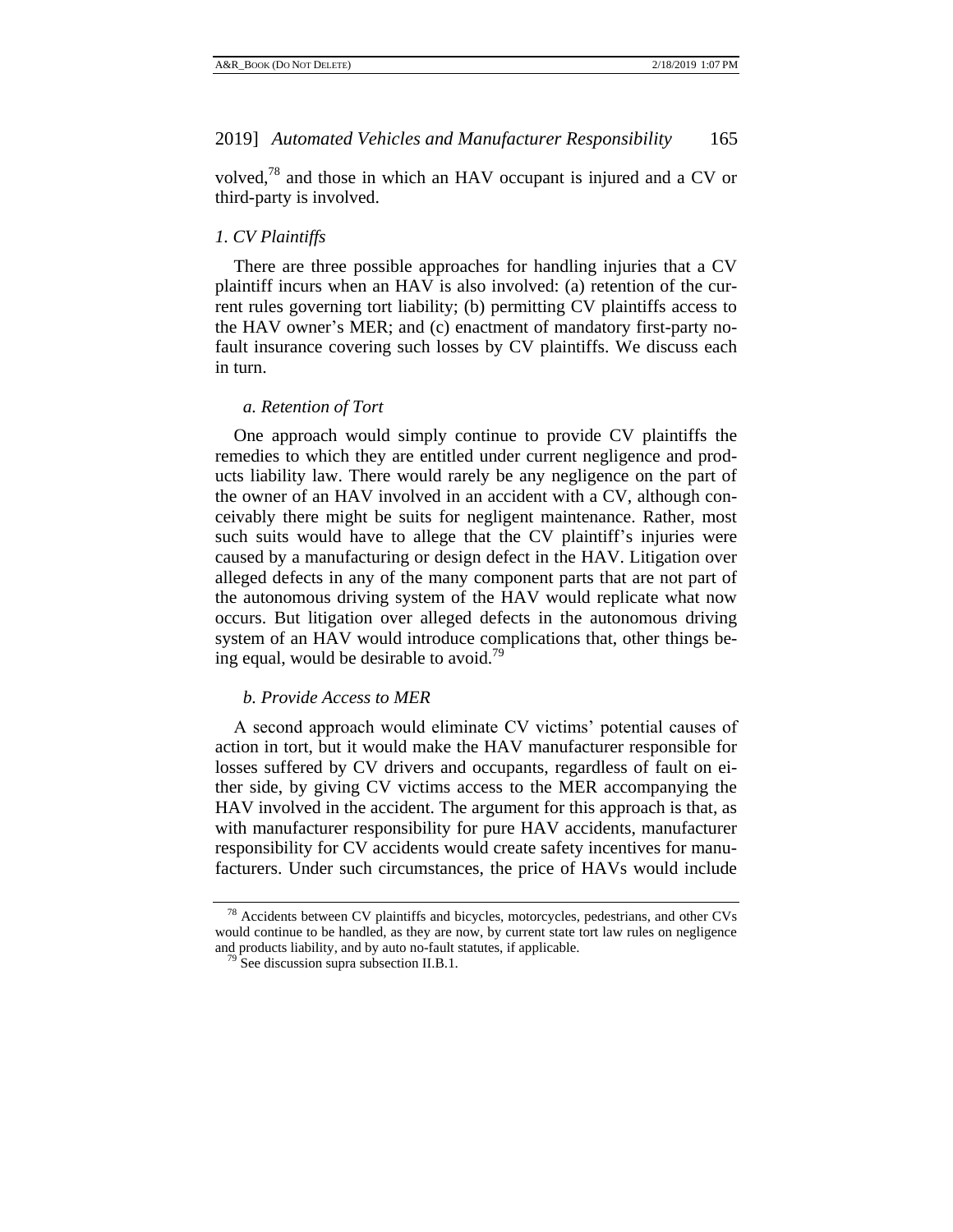volved,[78] and those in which an HAV occupant is injured and a CV or third-party is involved.

### *1. CV Plaintiffs*

There are three possible approaches for handling injuries that a CV plaintiff incurs when an HAV is also involved: (a) retention of the current rules governing tort liability; (b) permitting CV plaintiffs access to the HAV owner's MER; and (c) enactment of mandatory first-party no-fault insurance covering such losses by CV plaintiffs. We discuss each in turn.

#### *a. Retention of Tort*

One approach would simply continue to provide CV plaintiffs the remedies to which they are entitled under current negligence and products liability law. There would rarely be any negligence on the part of the owner of an HAV involved in an accident with a CV, although conceivably there might be suits for negligent maintenance. Rather, most such suits would have to allege that the CV plaintiff's injuries were caused by a manufacturing or design defect in the HAV. Litigation over alleged defects in any of the many component parts that are not part of the autonomous driving system of the HAV would replicate what now occurs. But litigation over alleged defects in the autonomous driving system of an HAV would introduce complications that, other things being equal, would be desirable to avoid.[79]

#### *b. Provide Access to MER*

A second approach would eliminate CV victims' potential causes of action in tort, but it would make the HAV manufacturer responsible for losses suffered by CV drivers and occupants, regardless of fault on either side, by giving CV victims access to the MER accompanying the HAV involved in the accident. The argument for this approach is that, as with manufacturer responsibility for pure HAV accidents, manufacturer responsibility for CV accidents would create safety incentives for manufacturers. Under such circumstances, the price of HAVs would include

---

[78] Accidents between CV plaintiffs and bicycles, motorcycles, pedestrians, and other CVs would continue to be handled, as they are now, by current state tort law rules on negligence and products liability, and by auto no-fault statutes, if applicable.

[79] See discussion supra subsection II.B.1.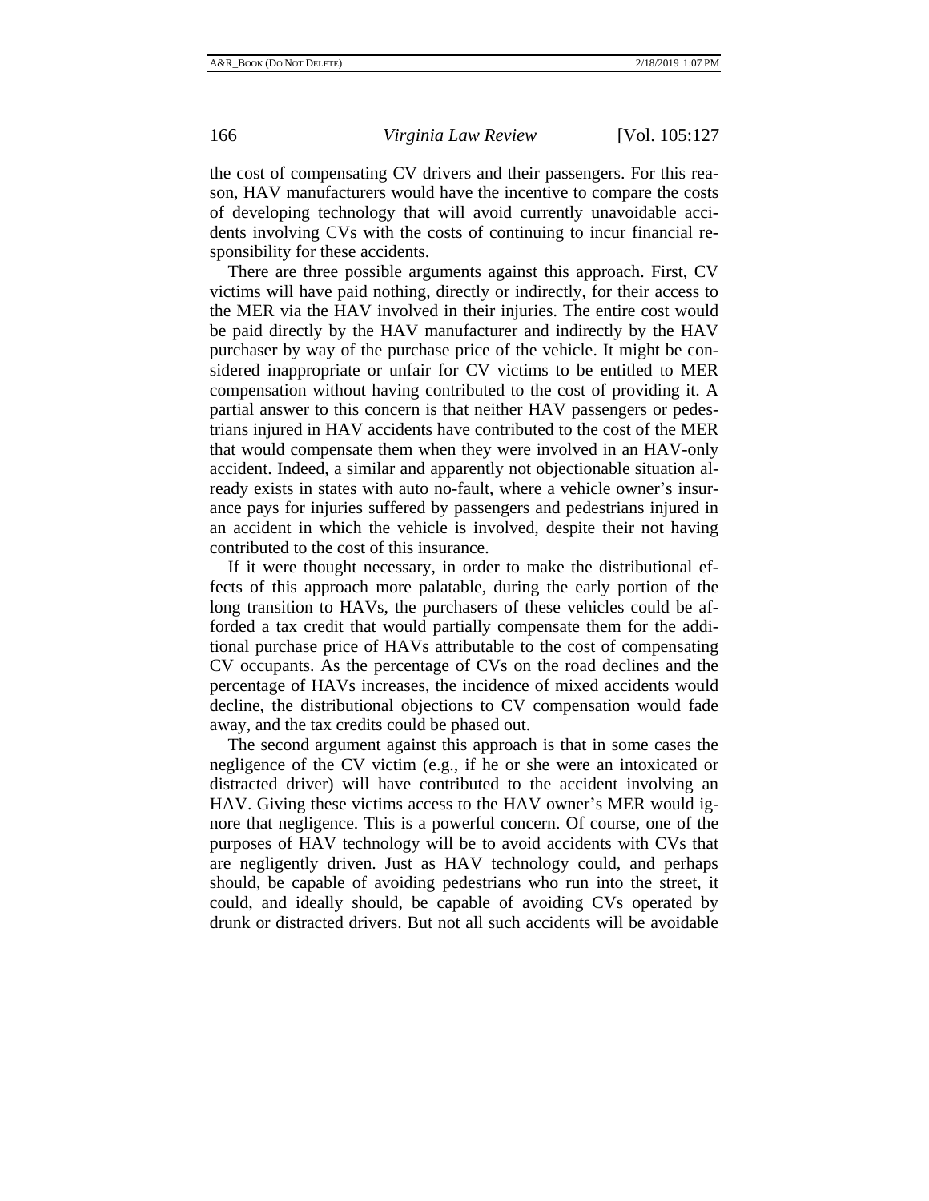the cost of compensating CV drivers and their passengers. For this reason, HAV manufacturers would have the incentive to compare the costs of developing technology that will avoid currently unavoidable accidents involving CVs with the costs of continuing to incur financial responsibility for these accidents.

There are three possible arguments against this approach. First, CV victims will have paid nothing, directly or indirectly, for their access to the MER via the HAV involved in their injuries. The entire cost would be paid directly by the HAV manufacturer and indirectly by the HAV purchaser by way of the purchase price of the vehicle. It might be considered inappropriate or unfair for CV victims to be entitled to MER compensation without having contributed to the cost of providing it. A partial answer to this concern is that neither HAV passengers or pedestrians injured in HAV accidents have contributed to the cost of the MER that would compensate them when they were involved in an HAV-only accident. Indeed, a similar and apparently not objectionable situation already exists in states with auto no-fault, where a vehicle owner's insurance pays for injuries suffered by passengers and pedestrians injured in an accident in which the vehicle is involved, despite their not having contributed to the cost of this insurance.

If it were thought necessary, in order to make the distributional effects of this approach more palatable, during the early portion of the long transition to HAVs, the purchasers of these vehicles could be afforded a tax credit that would partially compensate them for the additional purchase price of HAVs attributable to the cost of compensating CV occupants. As the percentage of CVs on the road declines and the percentage of HAVs increases, the incidence of mixed accidents would decline, the distributional objections to CV compensation would fade away, and the tax credits could be phased out.

The second argument against this approach is that in some cases the negligence of the CV victim (e.g., if he or she were an intoxicated or distracted driver) will have contributed to the accident involving an HAV. Giving these victims access to the HAV owner's MER would ignore that negligence. This is a powerful concern. Of course, one of the purposes of HAV technology will be to avoid accidents with CVs that are negligently driven. Just as HAV technology could, and perhaps should, be capable of avoiding pedestrians who run into the street, it could, and ideally should, be capable of avoiding CVs operated by drunk or distracted drivers. But not all such accidents will be avoidable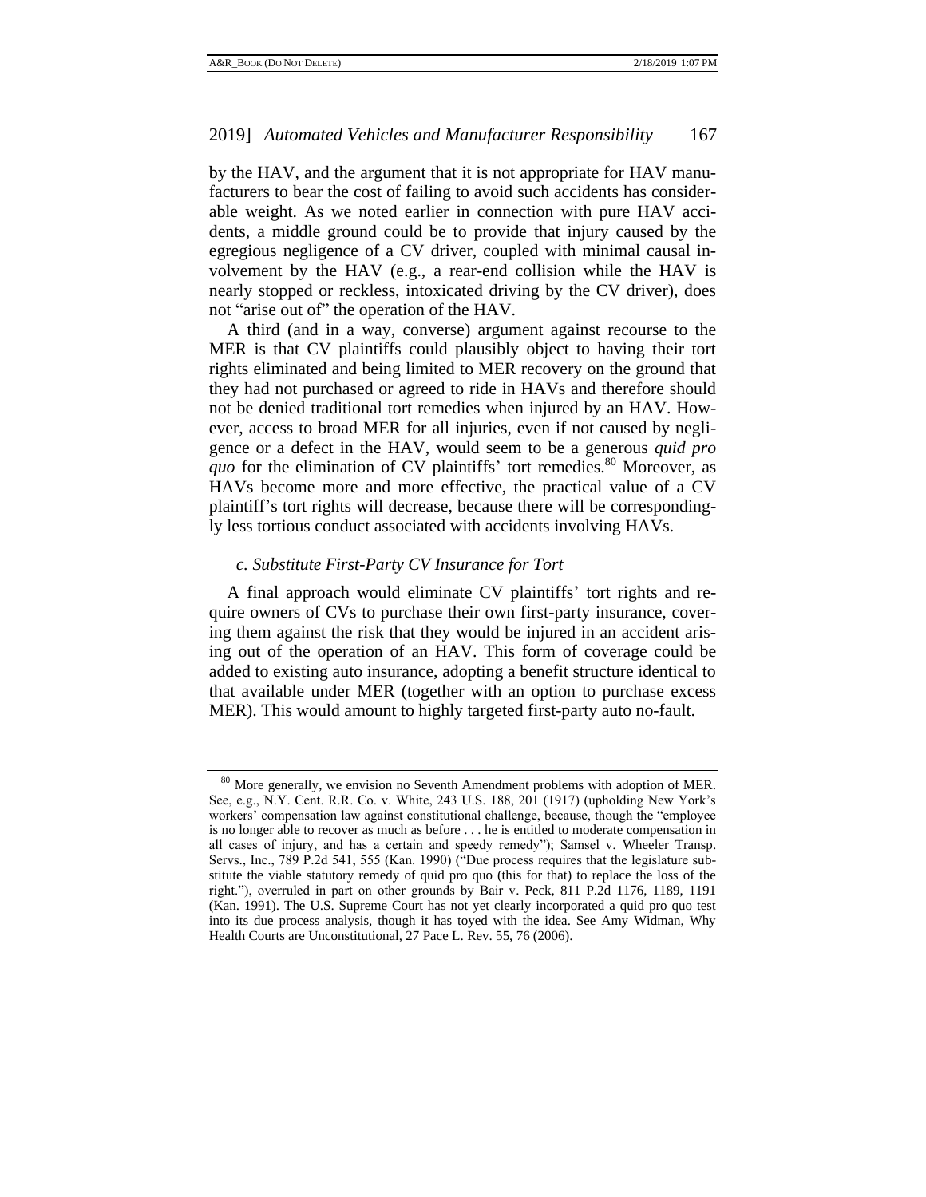by the HAV, and the argument that it is not appropriate for HAV manufacturers to bear the cost of failing to avoid such accidents has considerable weight. As we noted earlier in connection with pure HAV accidents, a middle ground could be to provide that injury caused by the egregious negligence of a CV driver, coupled with minimal causal involvement by the HAV (e.g., a rear-end collision while the HAV is nearly stopped or reckless, intoxicated driving by the CV driver), does not "arise out of" the operation of the HAV.

A third (and in a way, converse) argument against recourse to the MER is that CV plaintiffs could plausibly object to having their tort rights eliminated and being limited to MER recovery on the ground that they had not purchased or agreed to ride in HAVs and therefore should not be denied traditional tort remedies when injured by an HAV. However, access to broad MER for all injuries, even if not caused by negligence or a defect in the HAV, would seem to be a generous *quid pro quo* for the elimination of CV plaintiffs' tort remedies.[80] Moreover, as HAVs become more and more effective, the practical value of a CV plaintiff's tort rights will decrease, because there will be correspondingly less tortious conduct associated with accidents involving HAVs.

*c. Substitute First-Party CV Insurance for Tort*

A final approach would eliminate CV plaintiffs' tort rights and require owners of CVs to purchase their own first-party insurance, covering them against the risk that they would be injured in an accident arising out of the operation of an HAV. This form of coverage could be added to existing auto insurance, adopting a benefit structure identical to that available under MER (together with an option to purchase excess MER). This would amount to highly targeted first-party auto no-fault.

---

[80] More generally, we envision no Seventh Amendment problems with adoption of MER. See, e.g., N.Y. Cent. R.R. Co. v. White, 243 U.S. 188, 201 (1917) (upholding New York's workers' compensation law against constitutional challenge, because, though the "employee is no longer able to recover as much as before . . . he is entitled to moderate compensation in all cases of injury, and has a certain and speedy remedy"); Samsel v. Wheeler Transp. Servs., Inc., 789 P.2d 541, 555 (Kan. 1990) ("Due process requires that the legislature substitute the viable statutory remedy of quid pro quo (this for that) to replace the loss of the right."), overruled in part on other grounds by Bair v. Peck, 811 P.2d 1176, 1189, 1191 (Kan. 1991). The U.S. Supreme Court has not yet clearly incorporated a quid pro quo test into its due process analysis, though it has toyed with the idea. See Amy Widman, Why Health Courts are Unconstitutional, 27 Pace L. Rev. 55, 76 (2006).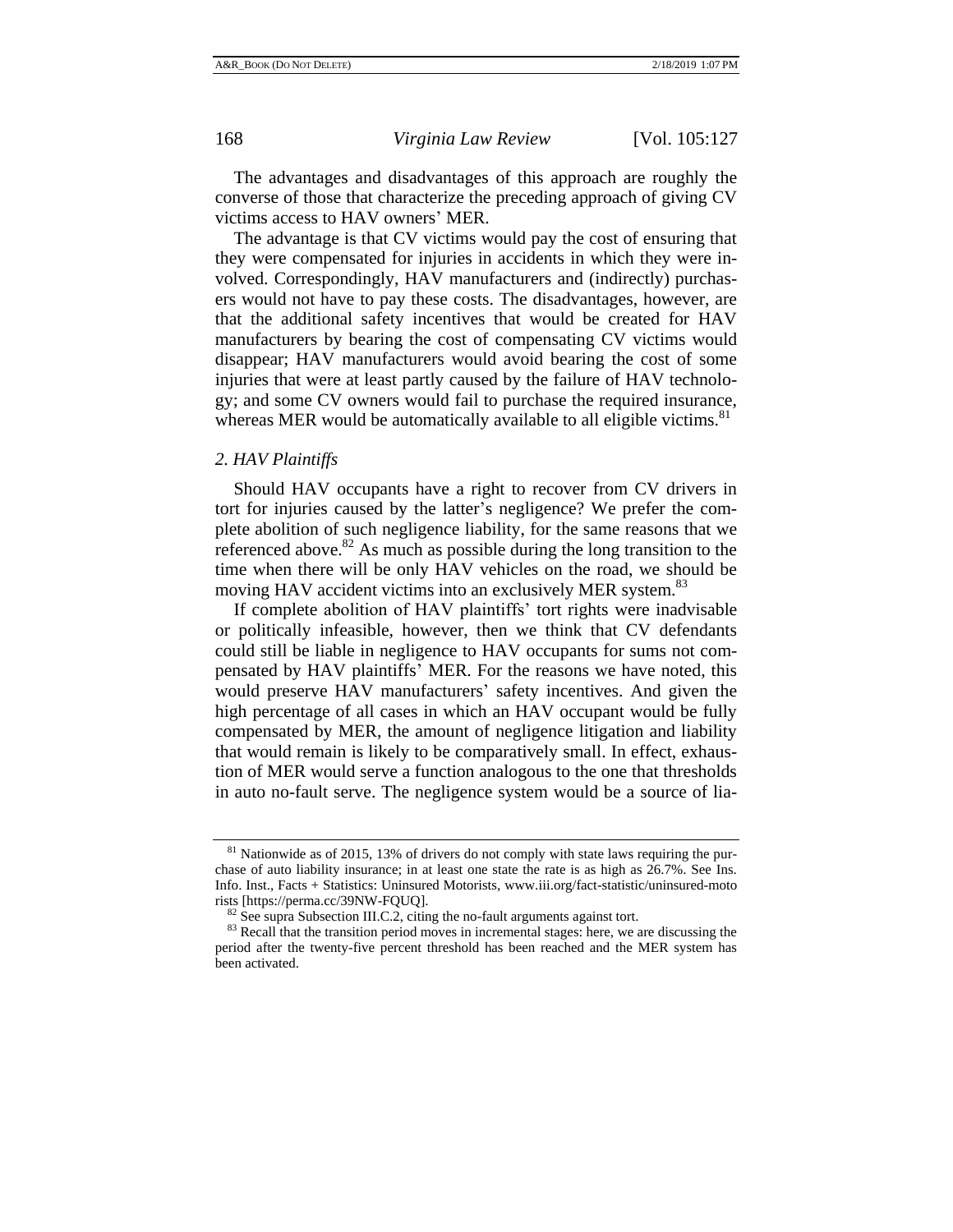The advantages and disadvantages of this approach are roughly the converse of those that characterize the preceding approach of giving CV victims access to HAV owners' MER.

The advantage is that CV victims would pay the cost of ensuring that they were compensated for injuries in accidents in which they were involved. Correspondingly, HAV manufacturers and (indirectly) purchasers would not have to pay these costs. The disadvantages, however, are that the additional safety incentives that would be created for HAV manufacturers by bearing the cost of compensating CV victims would disappear; HAV manufacturers would avoid bearing the cost of some injuries that were at least partly caused by the failure of HAV technology; and some CV owners would fail to purchase the required insurance, whereas MER would be automatically available to all eligible victims.[81]

### *2. HAV Plaintiffs*

Should HAV occupants have a right to recover from CV drivers in tort for injuries caused by the latter's negligence? We prefer the complete abolition of such negligence liability, for the same reasons that we referenced above.[82] As much as possible during the long transition to the time when there will be only HAV vehicles on the road, we should be moving HAV accident victims into an exclusively MER system.[83]

If complete abolition of HAV plaintiffs' tort rights were inadvisable or politically infeasible, however, then we think that CV defendants could still be liable in negligence to HAV occupants for sums not compensated by HAV plaintiffs' MER. For the reasons we have noted, this would preserve HAV manufacturers' safety incentives. And given the high percentage of all cases in which an HAV occupant would be fully compensated by MER, the amount of negligence litigation and liability that would remain is likely to be comparatively small. In effect, exhaustion of MER would serve a function analogous to the one that thresholds in auto no-fault serve. The negligence system would be a source of lia-

---

[81] Nationwide as of 2015, 13% of drivers do not comply with state laws requiring the purchase of auto liability insurance; in at least one state the rate is as high as 26.7%. See Ins. Info. Inst., Facts + Statistics: Uninsured Motorists, www.iii.org/fact-statistic/uninsured-motorists [https://perma.cc/39NW-FQUQ].

[82] See supra Subsection III.C.2, citing the no-fault arguments against tort.

[83] Recall that the transition period moves in incremental stages: here, we are discussing the period after the twenty-five percent threshold has been reached and the MER system has been activated.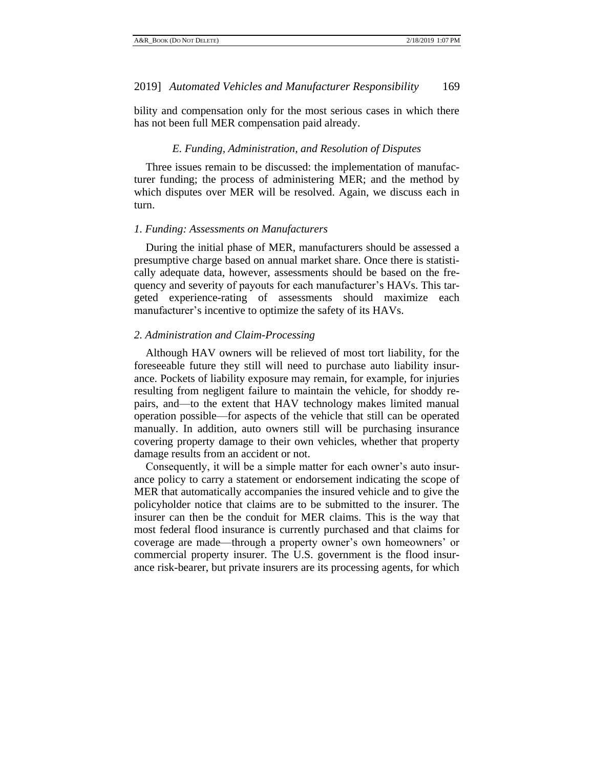bility and compensation only for the most serious cases in which there has not been full MER compensation paid already.

### *E. Funding, Administration, and Resolution of Disputes*

Three issues remain to be discussed: the implementation of manufacturer funding; the process of administering MER; and the method by which disputes over MER will be resolved. Again, we discuss each in turn.

#### *1. Funding: Assessments on Manufacturers*

During the initial phase of MER, manufacturers should be assessed a presumptive charge based on annual market share. Once there is statistically adequate data, however, assessments should be based on the frequency and severity of payouts for each manufacturer's HAVs. This targeted experience-rating of assessments should maximize each manufacturer's incentive to optimize the safety of its HAVs.

#### *2. Administration and Claim-Processing*

Although HAV owners will be relieved of most tort liability, for the foreseeable future they still will need to purchase auto liability insurance. Pockets of liability exposure may remain, for example, for injuries resulting from negligent failure to maintain the vehicle, for shoddy repairs, and—to the extent that HAV technology makes limited manual operation possible—for aspects of the vehicle that still can be operated manually. In addition, auto owners still will be purchasing insurance covering property damage to their own vehicles, whether that property damage results from an accident or not.

Consequently, it will be a simple matter for each owner's auto insurance policy to carry a statement or endorsement indicating the scope of MER that automatically accompanies the insured vehicle and to give the policyholder notice that claims are to be submitted to the insurer. The insurer can then be the conduit for MER claims. This is the way that most federal flood insurance is currently purchased and that claims for coverage are made—through a property owner's own homeowners' or commercial property insurer. The U.S. government is the flood insurance risk-bearer, but private insurers are its processing agents, for which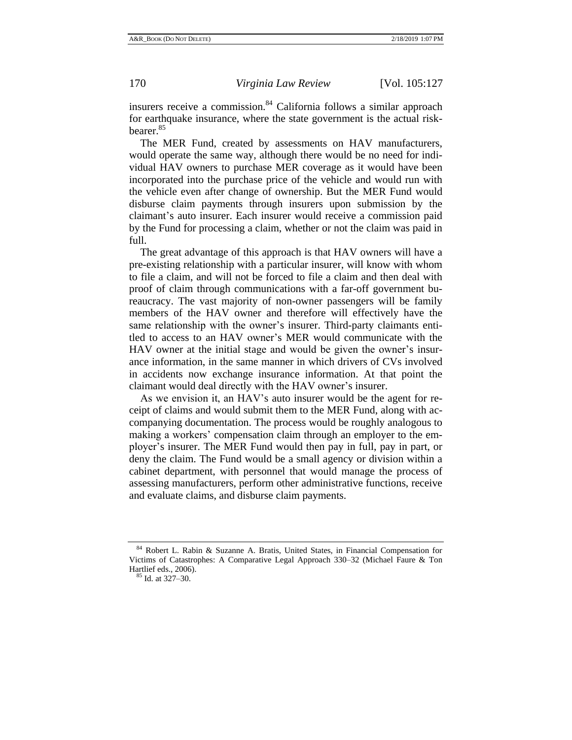insurers receive a commission.[84] California follows a similar approach for earthquake insurance, where the state government is the actual risk-bearer.[85]

The MER Fund, created by assessments on HAV manufacturers, would operate the same way, although there would be no need for individual HAV owners to purchase MER coverage as it would have been incorporated into the purchase price of the vehicle and would run with the vehicle even after change of ownership. But the MER Fund would disburse claim payments through insurers upon submission by the claimant's auto insurer. Each insurer would receive a commission paid by the Fund for processing a claim, whether or not the claim was paid in full.

The great advantage of this approach is that HAV owners will have a pre-existing relationship with a particular insurer, will know with whom to file a claim, and will not be forced to file a claim and then deal with proof of claim through communications with a far-off government bureaucracy. The vast majority of non-owner passengers will be family members of the HAV owner and therefore will effectively have the same relationship with the owner's insurer. Third-party claimants entitled to access to an HAV owner's MER would communicate with the HAV owner at the initial stage and would be given the owner's insurance information, in the same manner in which drivers of CVs involved in accidents now exchange insurance information. At that point the claimant would deal directly with the HAV owner's insurer.

As we envision it, an HAV's auto insurer would be the agent for receipt of claims and would submit them to the MER Fund, along with accompanying documentation. The process would be roughly analogous to making a workers' compensation claim through an employer to the employer's insurer. The MER Fund would then pay in full, pay in part, or deny the claim. The Fund would be a small agency or division within a cabinet department, with personnel that would manage the process of assessing manufacturers, perform other administrative functions, receive and evaluate claims, and disburse claim payments.

---

[84] Robert L. Rabin & Suzanne A. Bratis, United States, in Financial Compensation for Victims of Catastrophes: A Comparative Legal Approach 330–32 (Michael Faure & Ton Hartlief eds., 2006).

[85] Id. at 327–30.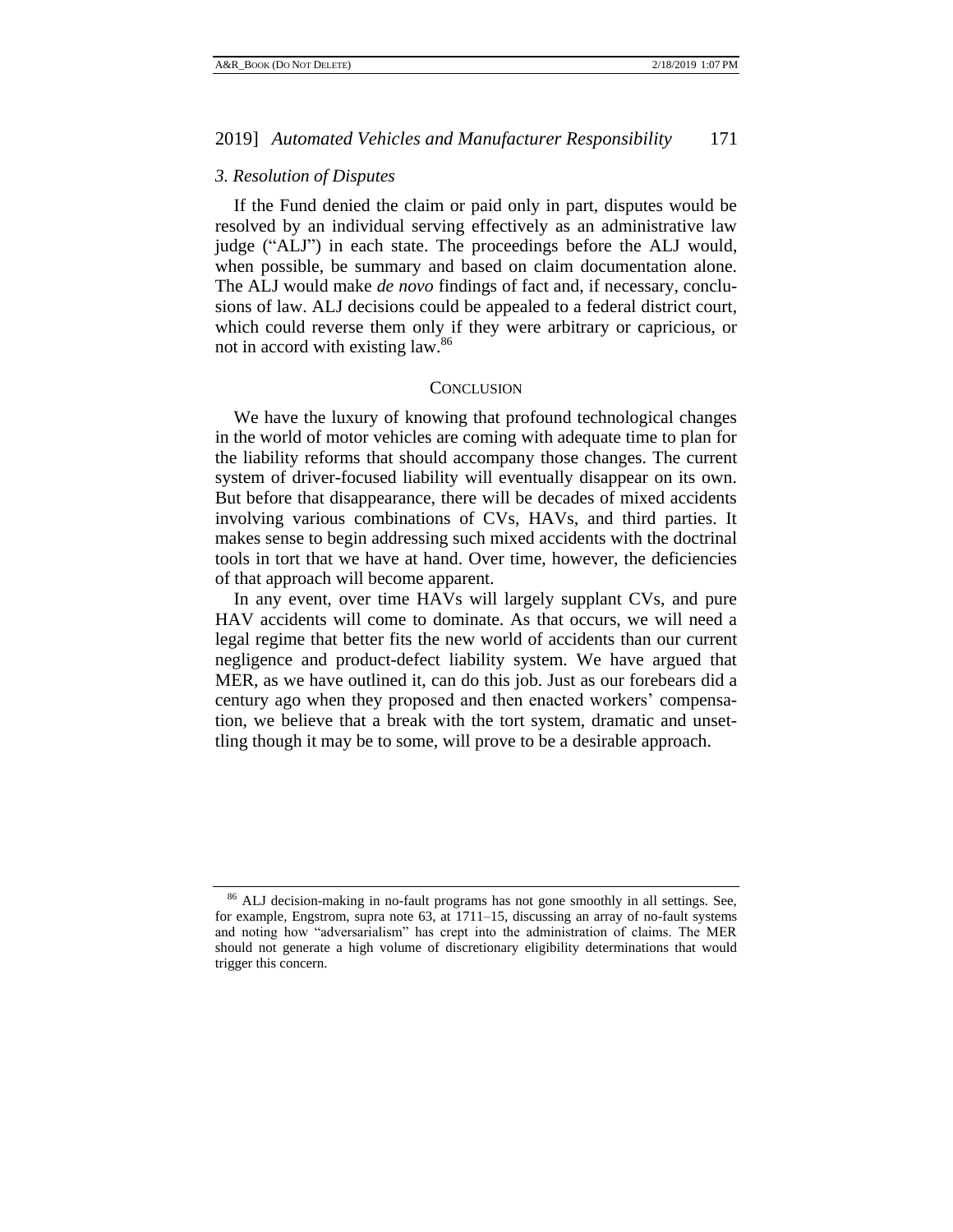### 3. Resolution of Disputes

If the Fund denied the claim or paid only in part, disputes would be resolved by an individual serving effectively as an administrative law judge ("ALJ") in each state. The proceedings before the ALJ would, when possible, be summary and based on claim documentation alone. The ALJ would make *de novo* findings of fact and, if necessary, conclusions of law. ALJ decisions could be appealed to a federal district court, which could reverse them only if they were arbitrary or capricious, or not in accord with existing law.[86]

## CONCLUSION

We have the luxury of knowing that profound technological changes in the world of motor vehicles are coming with adequate time to plan for the liability reforms that should accompany those changes. The current system of driver-focused liability will eventually disappear on its own. But before that disappearance, there will be decades of mixed accidents involving various combinations of CVs, HAVs, and third parties. It makes sense to begin addressing such mixed accidents with the doctrinal tools in tort that we have at hand. Over time, however, the deficiencies of that approach will become apparent.

In any event, over time HAVs will largely supplant CVs, and pure HAV accidents will come to dominate. As that occurs, we will need a legal regime that better fits the new world of accidents than our current negligence and product-defect liability system. We have argued that MER, as we have outlined it, can do this job. Just as our forebears did a century ago when they proposed and then enacted workers' compensation, we believe that a break with the tort system, dramatic and unsettling though it may be to some, will prove to be a desirable approach.

---

[86] ALJ decision-making in no-fault programs has not gone smoothly in all settings. See, for example, Engstrom, supra note 63, at 1711–15, discussing an array of no-fault systems and noting how "adversarialism" has crept into the administration of claims. The MER should not generate a high volume of discretionary eligibility determinations that would trigger this concern.